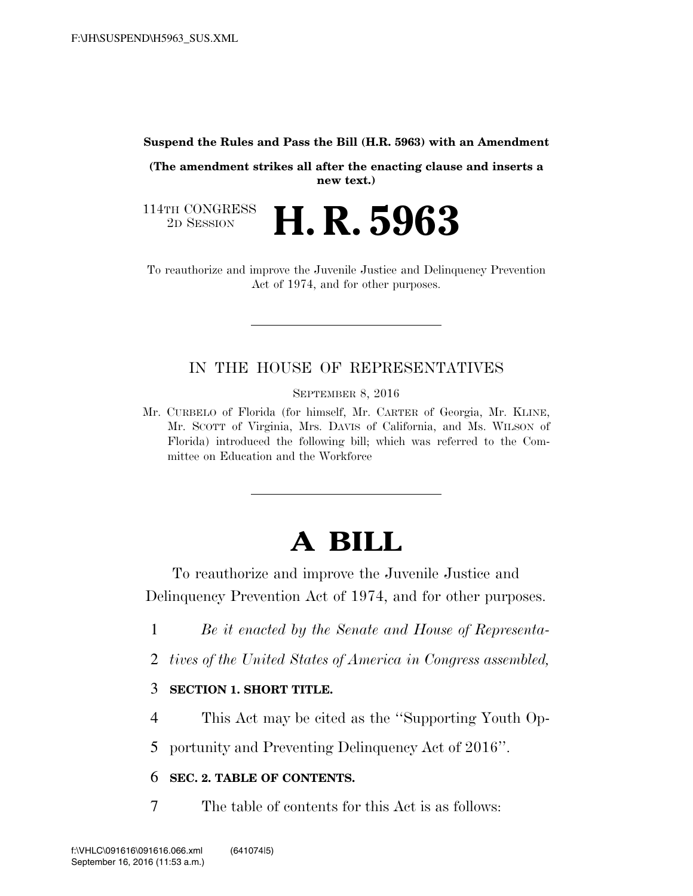**Suspend the Rules and Pass the Bill (H.R. 5963) with an Amendment**

**(The amendment strikes all after the enacting clause and inserts a new text.)**

114TH CONGRESS
2D SESSION

# H. R. 5963

To reauthorize and improve the Juvenile Justice and Delinquency Prevention Act of 1974, and for other purposes.

---

IN THE HOUSE OF REPRESENTATIVES

SEPTEMBER 8, 2016

Mr. CURBELO of Florida (for himself, Mr. CARTER of Georgia, Mr. KLINE, Mr. SCOTT of Virginia, Mrs. DAVIS of California, and Ms. WILSON of Florida) introduced the following bill; which was referred to the Committee on Education and the Workforce

---

# A BILL

To reauthorize and improve the Juvenile Justice and Delinquency Prevention Act of 1974, and for other purposes.

1 *Be it enacted by the Senate and House of Representa-*
2 *tives of the United States of America in Congress assembled,*

3 **SECTION 1. SHORT TITLE.**

4 This Act may be cited as the ''Supporting Youth Op-
5 portunity and Preventing Delinquency Act of 2016''.

6 **SEC. 2. TABLE OF CONTENTS.**

7 The table of contents for this Act is as follows: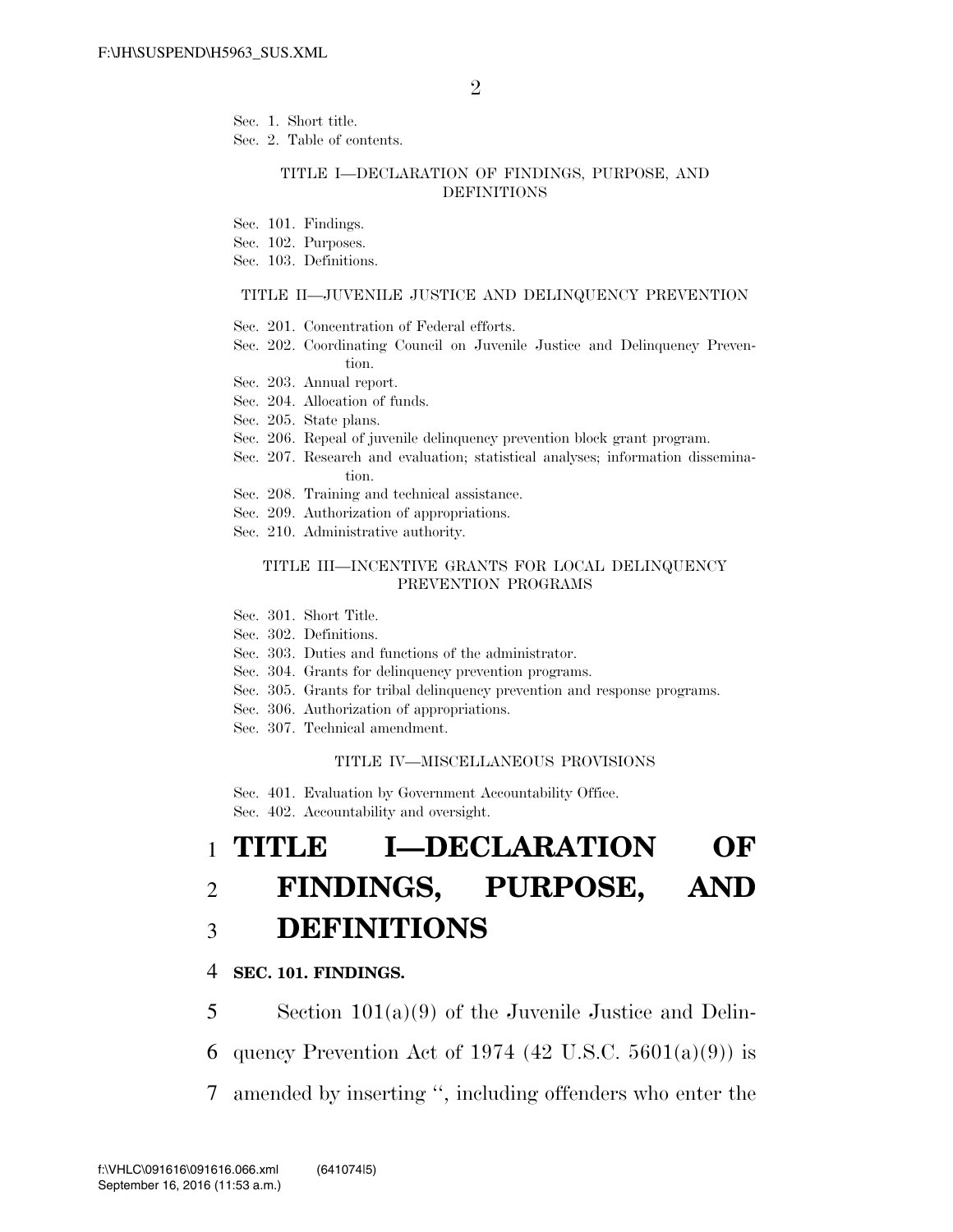Sec. 1. Short title.
Sec. 2. Table of contents.

TITLE I—DECLARATION OF FINDINGS, PURPOSE, AND DEFINITIONS

Sec. 101. Findings.
Sec. 102. Purposes.
Sec. 103. Definitions.

TITLE II—JUVENILE JUSTICE AND DELINQUENCY PREVENTION

Sec. 201. Concentration of Federal efforts.
Sec. 202. Coordinating Council on Juvenile Justice and Delinquency Prevention.
Sec. 203. Annual report.
Sec. 204. Allocation of funds.
Sec. 205. State plans.
Sec. 206. Repeal of juvenile delinquency prevention block grant program.
Sec. 207. Research and evaluation; statistical analyses; information dissemination.
Sec. 208. Training and technical assistance.
Sec. 209. Authorization of appropriations.
Sec. 210. Administrative authority.

TITLE III—INCENTIVE GRANTS FOR LOCAL DELINQUENCY PREVENTION PROGRAMS

Sec. 301. Short Title.
Sec. 302. Definitions.
Sec. 303. Duties and functions of the administrator.
Sec. 304. Grants for delinquency prevention programs.
Sec. 305. Grants for tribal delinquency prevention and response programs.
Sec. 306. Authorization of appropriations.
Sec. 307. Technical amendment.

TITLE IV—MISCELLANEOUS PROVISIONS

Sec. 401. Evaluation by Government Accountability Office.
Sec. 402. Accountability and oversight.

# TITLE I—DECLARATION OF FINDINGS, PURPOSE, AND DEFINITIONS

**SEC. 101. FINDINGS.**

Section 101(a)(9) of the Juvenile Justice and Delinquency Prevention Act of 1974 (42 U.S.C. 5601(a)(9)) is amended by inserting '', including offenders who enter the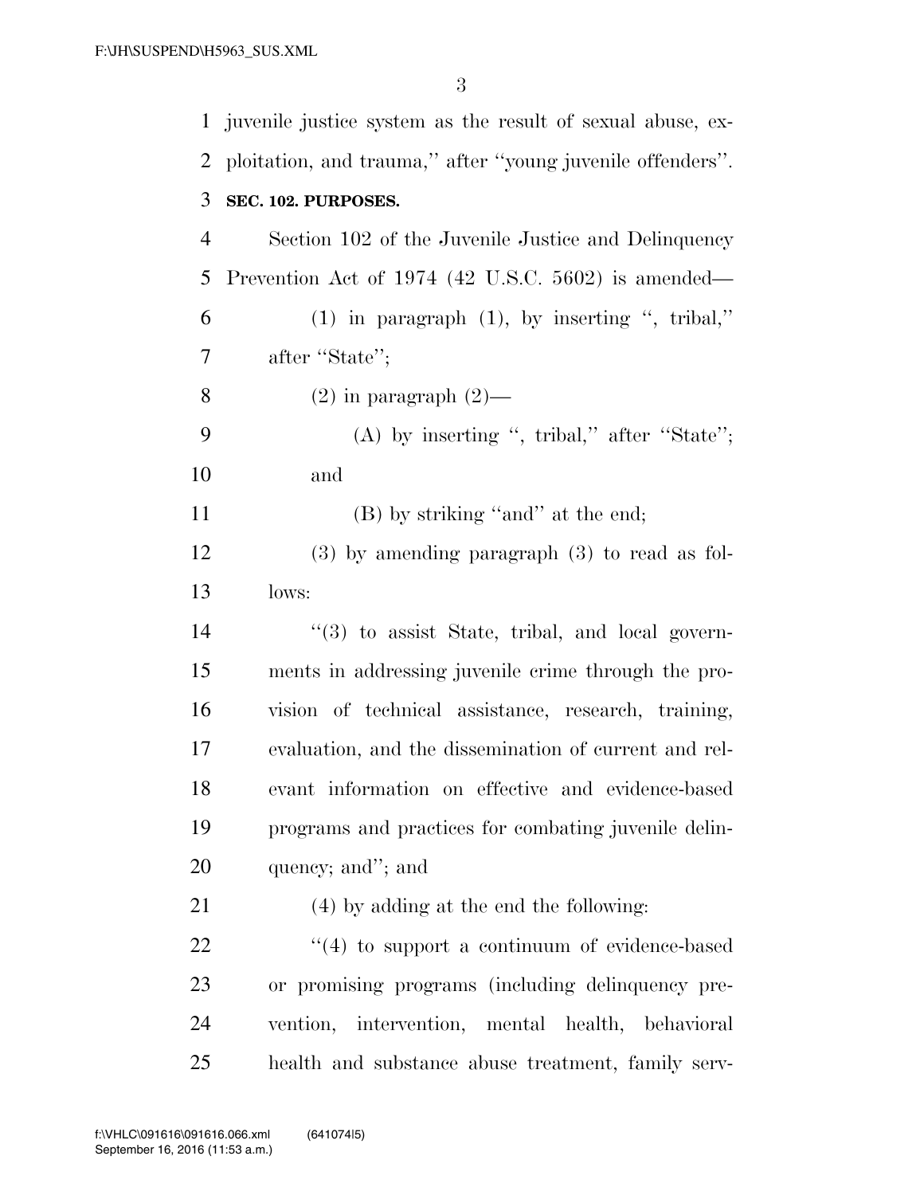juvenile justice system as the result of sexual abuse, exploitation, and trauma,'' after ''young juvenile offenders''.

**SEC. 102. PURPOSES.**

Section 102 of the Juvenile Justice and Delinquency Prevention Act of 1974 (42 U.S.C. 5602) is amended—

(1) in paragraph (1), by inserting '', tribal,'' after ''State'';

(2) in paragraph (2)—

(A) by inserting '', tribal,'' after ''State''; and

(B) by striking ''and'' at the end;

(3) by amending paragraph (3) to read as follows:

''(3) to assist State, tribal, and local governments in addressing juvenile crime through the provision of technical assistance, research, training, evaluation, and the dissemination of current and relevant information on effective and evidence-based programs and practices for combating juvenile delinquency; and''; and

(4) by adding at the end the following:

''(4) to support a continuum of evidence-based or promising programs (including delinquency prevention, intervention, mental health, behavioral health and substance abuse treatment, family serv-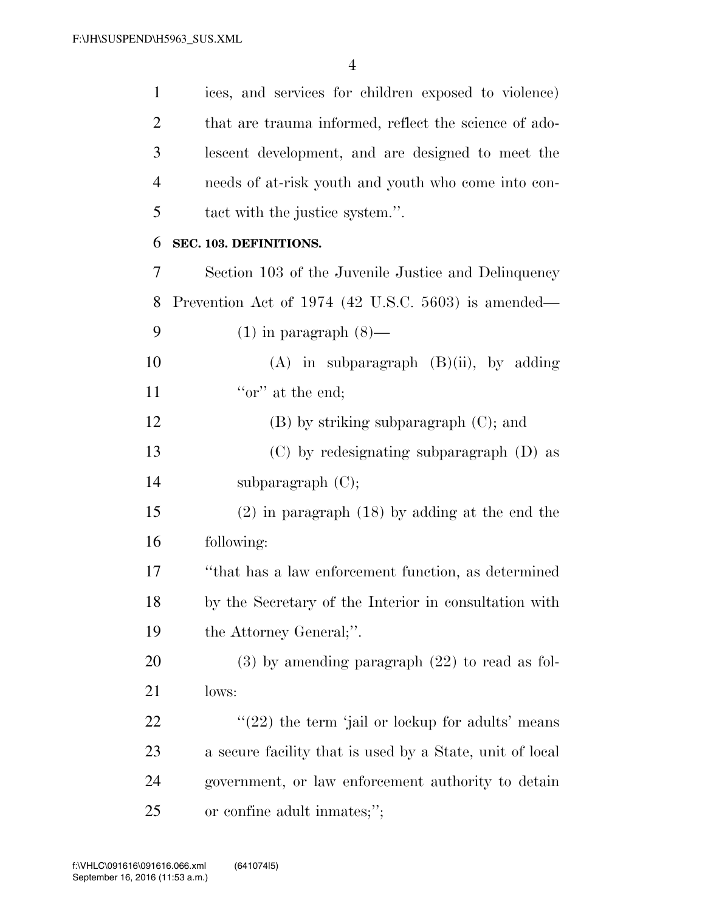ices, and services for children exposed to violence) that are trauma informed, reflect the science of adolescent development, and are designed to meet the needs of at-risk youth and youth who come into contact with the justice system.''.

**SEC. 103. DEFINITIONS.**

Section 103 of the Juvenile Justice and Delinquency Prevention Act of 1974 (42 U.S.C. 5603) is amended—

(1) in paragraph (8)—

(A) in subparagraph (B)(ii), by adding ''or'' at the end;

(B) by striking subparagraph (C); and

(C) by redesignating subparagraph (D) as subparagraph (C);

(2) in paragraph (18) by adding at the end the following:

''that has a law enforcement function, as determined by the Secretary of the Interior in consultation with the Attorney General;''.

(3) by amending paragraph (22) to read as follows:

''(22) the term 'jail or lockup for adults' means a secure facility that is used by a State, unit of local government, or law enforcement authority to detain or confine adult inmates;'';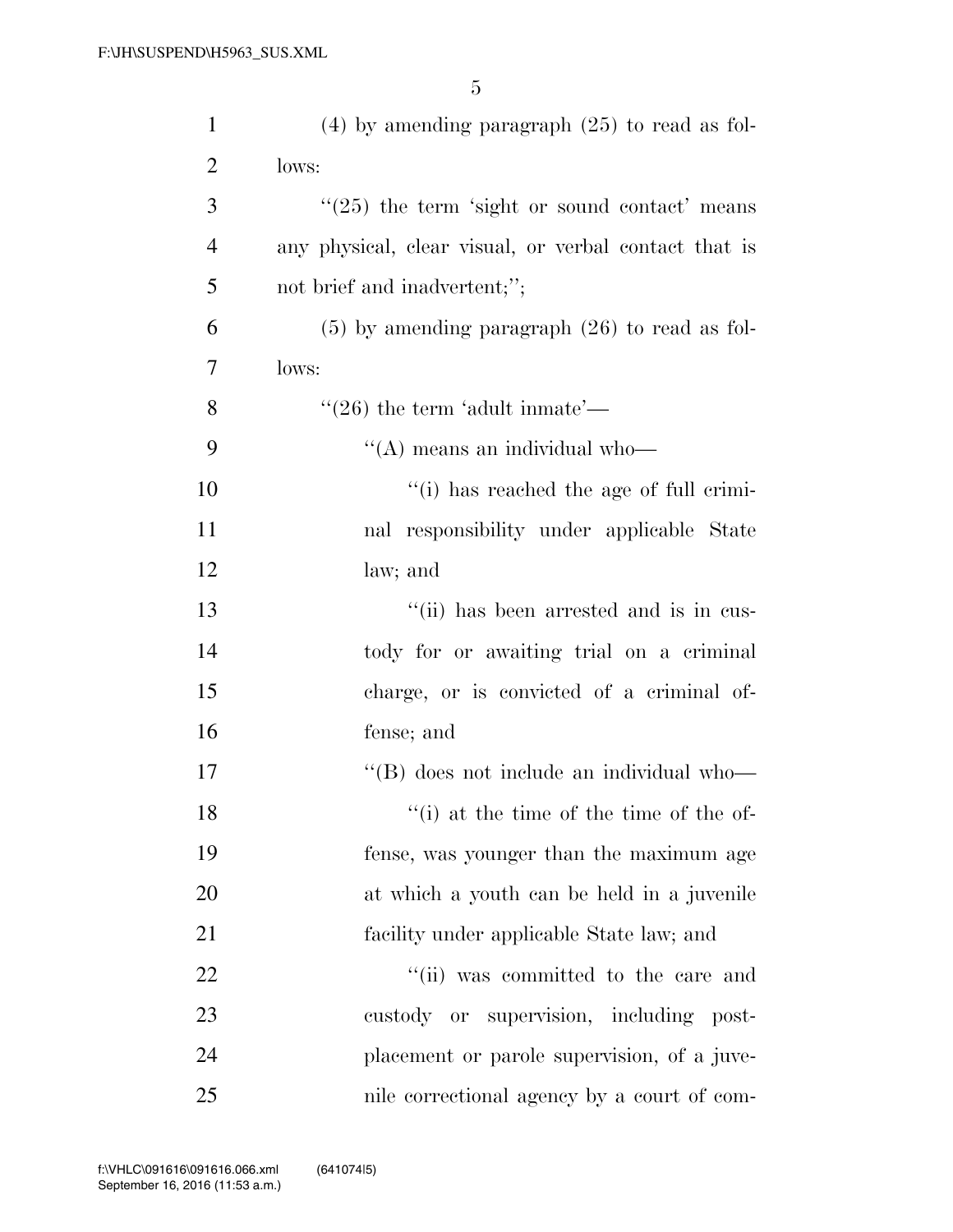(4) by amending paragraph (25) to read as follows:

"(25) the term 'sight or sound contact' means any physical, clear visual, or verbal contact that is not brief and inadvertent;";

(5) by amending paragraph (26) to read as follows:

"(26) the term 'adult inmate'—

"(A) means an individual who—

"(i) has reached the age of full criminal responsibility under applicable State law; and

"(ii) has been arrested and is in custody for or awaiting trial on a criminal charge, or is convicted of a criminal offense; and

"(B) does not include an individual who—

"(i) at the time of the time of the offense, was younger than the maximum age at which a youth can be held in a juvenile facility under applicable State law; and

"(ii) was committed to the care and custody or supervision, including post-placement or parole supervision, of a juvenile correctional agency by a court of com-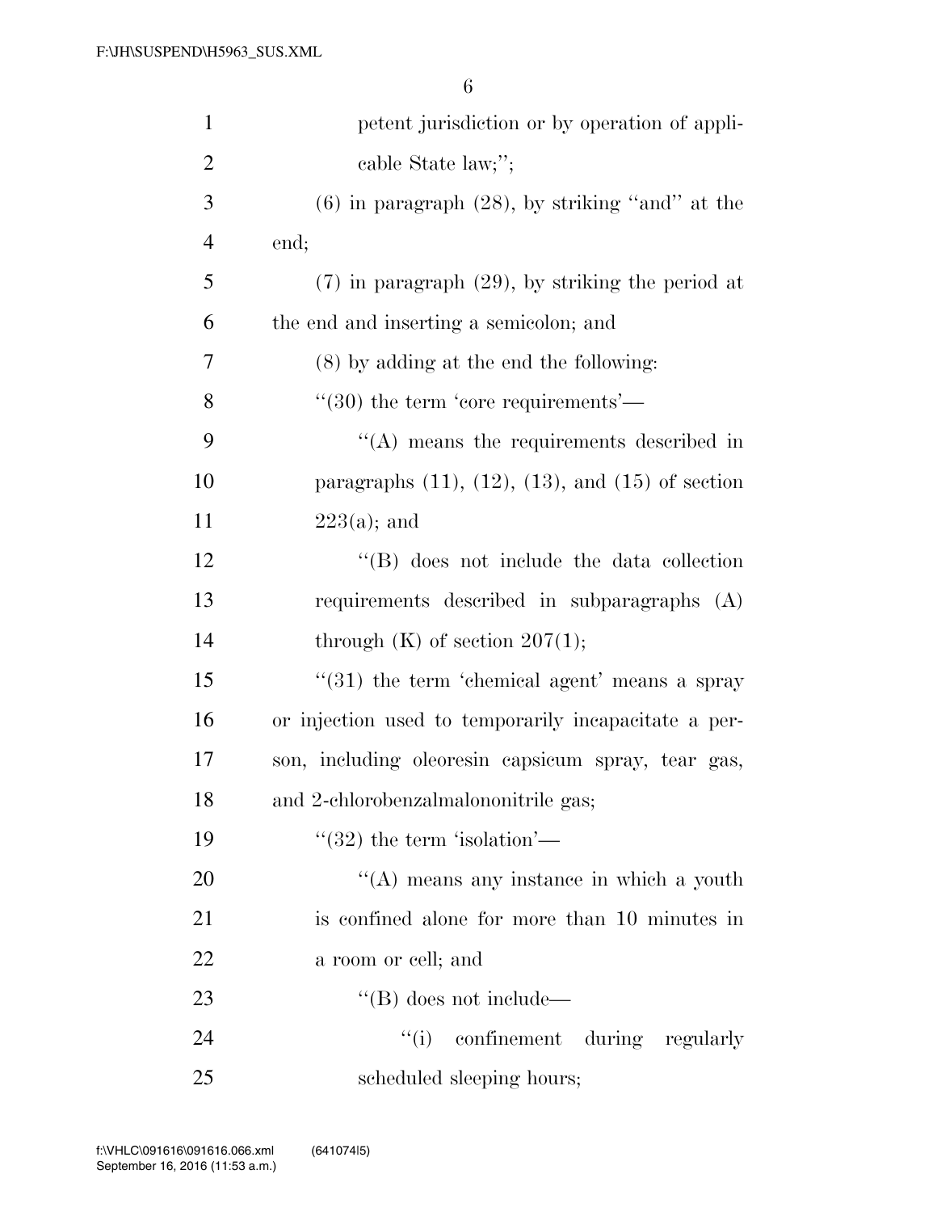petent jurisdiction or by operation of applicable State law;'';

(6) in paragraph (28), by striking "and" at the end;

(7) in paragraph (29), by striking the period at the end and inserting a semicolon; and

(8) by adding at the end the following:

"(30) the term 'core requirements'—

"(A) means the requirements described in paragraphs (11), (12), (13), and (15) of section 223(a); and

"(B) does not include the data collection requirements described in subparagraphs (A) through (K) of section 207(1);

"(31) the term 'chemical agent' means a spray or injection used to temporarily incapacitate a person, including oleoresin capsicum spray, tear gas, and 2-chlorobenzalmalononitrile gas;

"(32) the term 'isolation'—

"(A) means any instance in which a youth is confined alone for more than 10 minutes in a room or cell; and

"(B) does not include—

"(i) confinement during regularly scheduled sleeping hours;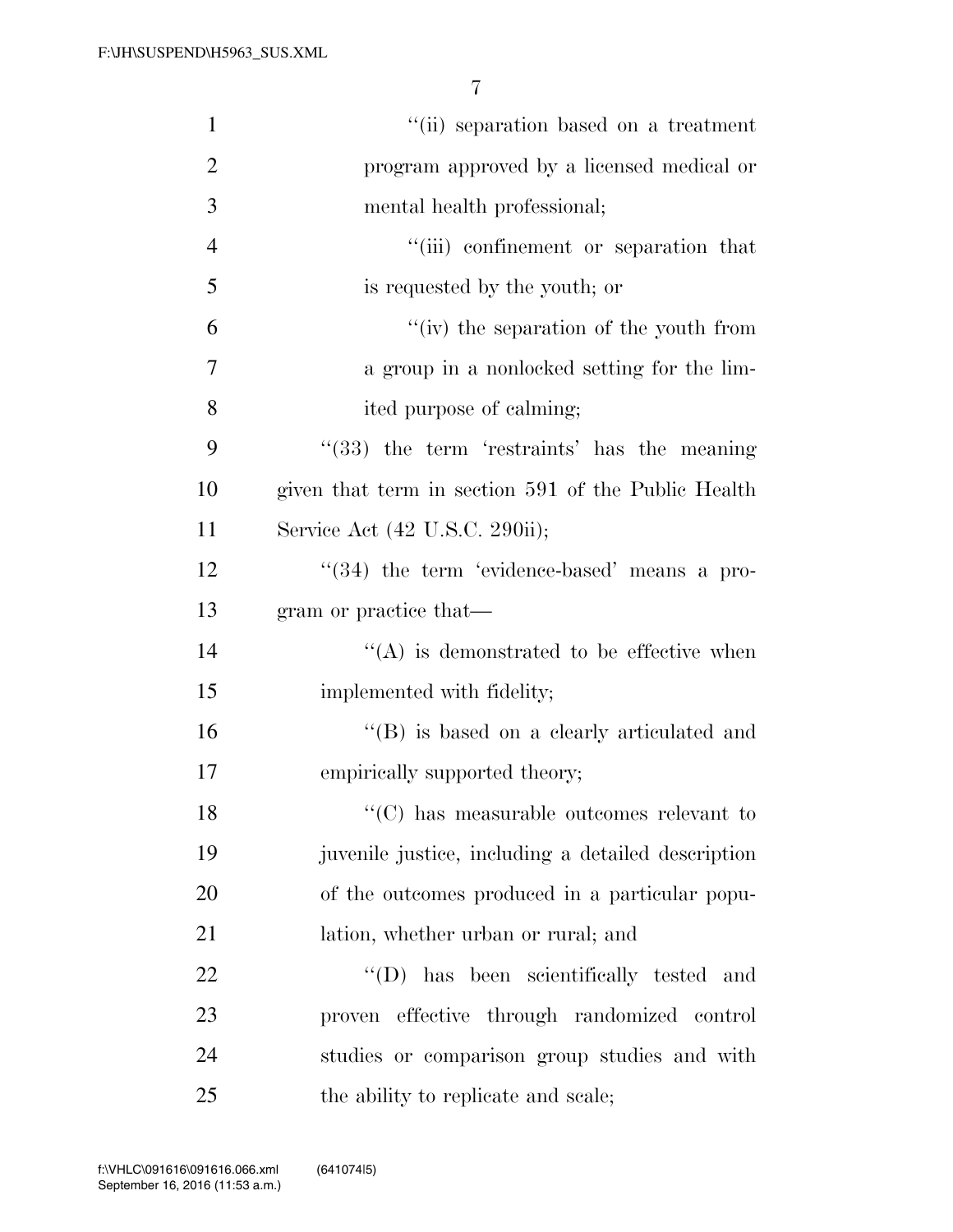''(ii) separation based on a treatment program approved by a licensed medical or mental health professional;

''(iii) confinement or separation that is requested by the youth; or

''(iv) the separation of the youth from a group in a nonlocked setting for the limited purpose of calming;

''(33) the term 'restraints' has the meaning given that term in section 591 of the Public Health Service Act (42 U.S.C. 290ii);

''(34) the term 'evidence-based' means a program or practice that—

''(A) is demonstrated to be effective when implemented with fidelity;

''(B) is based on a clearly articulated and empirically supported theory;

''(C) has measurable outcomes relevant to juvenile justice, including a detailed description of the outcomes produced in a particular population, whether urban or rural; and

''(D) has been scientifically tested and proven effective through randomized control studies or comparison group studies and with the ability to replicate and scale;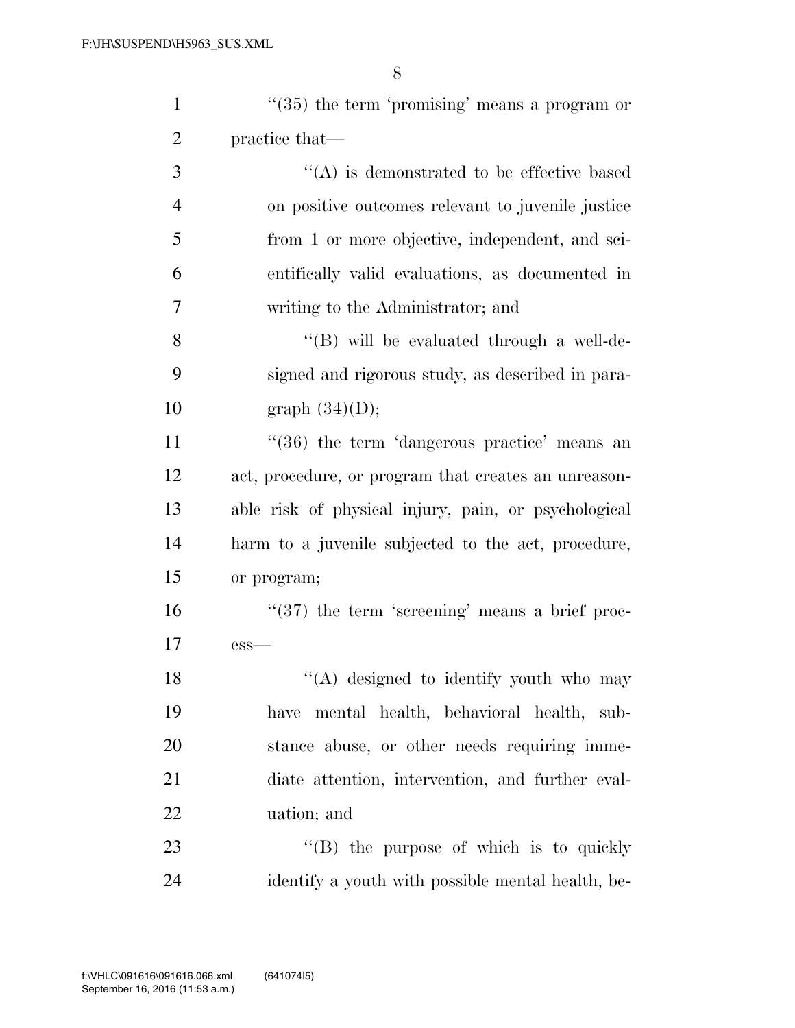''(35) the term 'promising' means a program or practice that—

''(A) is demonstrated to be effective based on positive outcomes relevant to juvenile justice from 1 or more objective, independent, and scientifically valid evaluations, as documented in writing to the Administrator; and

''(B) will be evaluated through a well-designed and rigorous study, as described in paragraph (34)(D);

''(36) the term 'dangerous practice' means an act, procedure, or program that creates an unreasonable risk of physical injury, pain, or psychological harm to a juvenile subjected to the act, procedure, or program;

''(37) the term 'screening' means a brief process—

''(A) designed to identify youth who may have mental health, behavioral health, substance abuse, or other needs requiring immediate attention, intervention, and further evaluation; and

''(B) the purpose of which is to quickly identify a youth with possible mental health, be-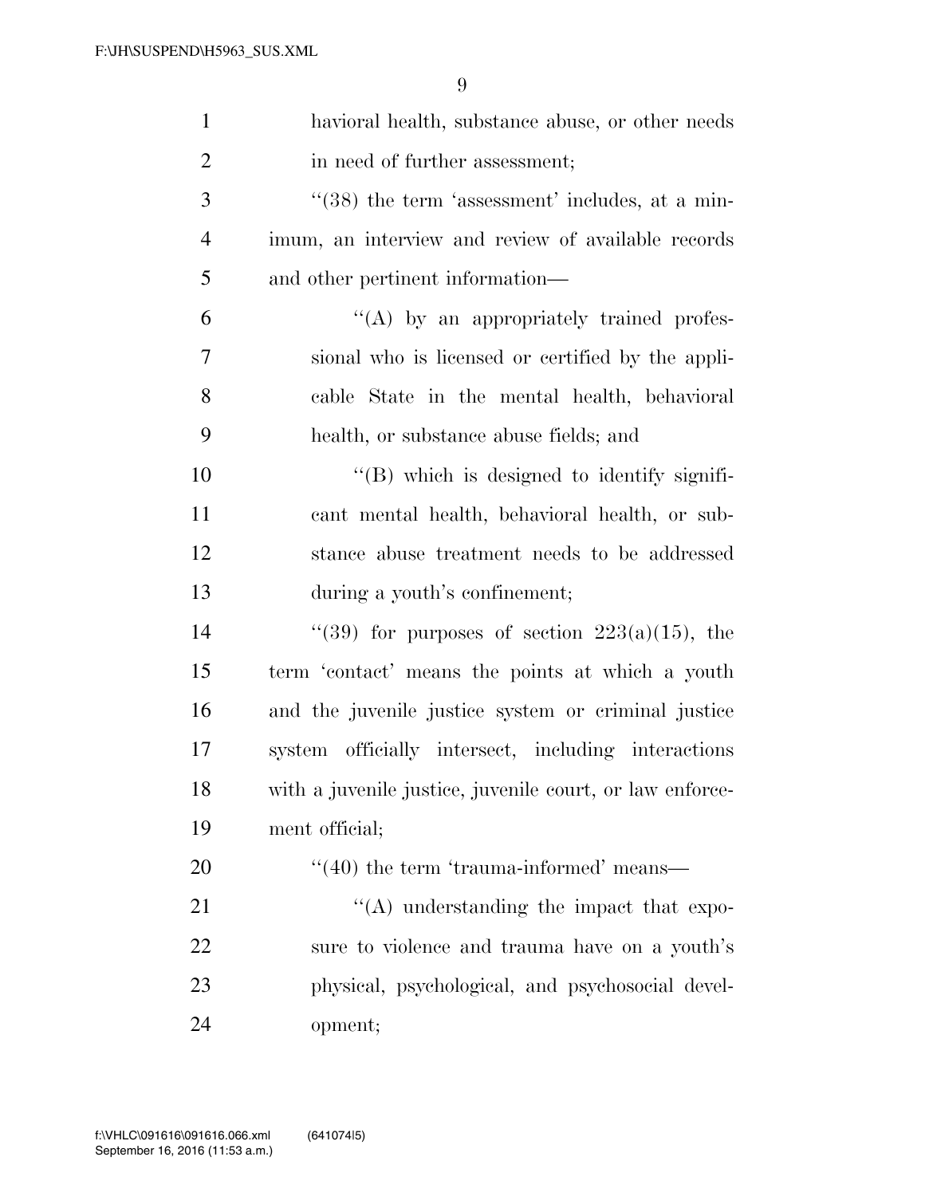havioral health, substance abuse, or other needs in need of further assessment;

"(38) the term 'assessment' includes, at a minimum, an interview and review of available records and other pertinent information—

"(A) by an appropriately trained professional who is licensed or certified by the applicable State in the mental health, behavioral health, or substance abuse fields; and

"(B) which is designed to identify significant mental health, behavioral health, or substance abuse treatment needs to be addressed during a youth's confinement;

"(39) for purposes of section 223(a)(15), the term 'contact' means the points at which a youth and the juvenile justice system or criminal justice system officially intersect, including interactions with a juvenile justice, juvenile court, or law enforcement official;

"(40) the term 'trauma-informed' means—

"(A) understanding the impact that exposure to violence and trauma have on a youth's physical, psychological, and psychosocial development;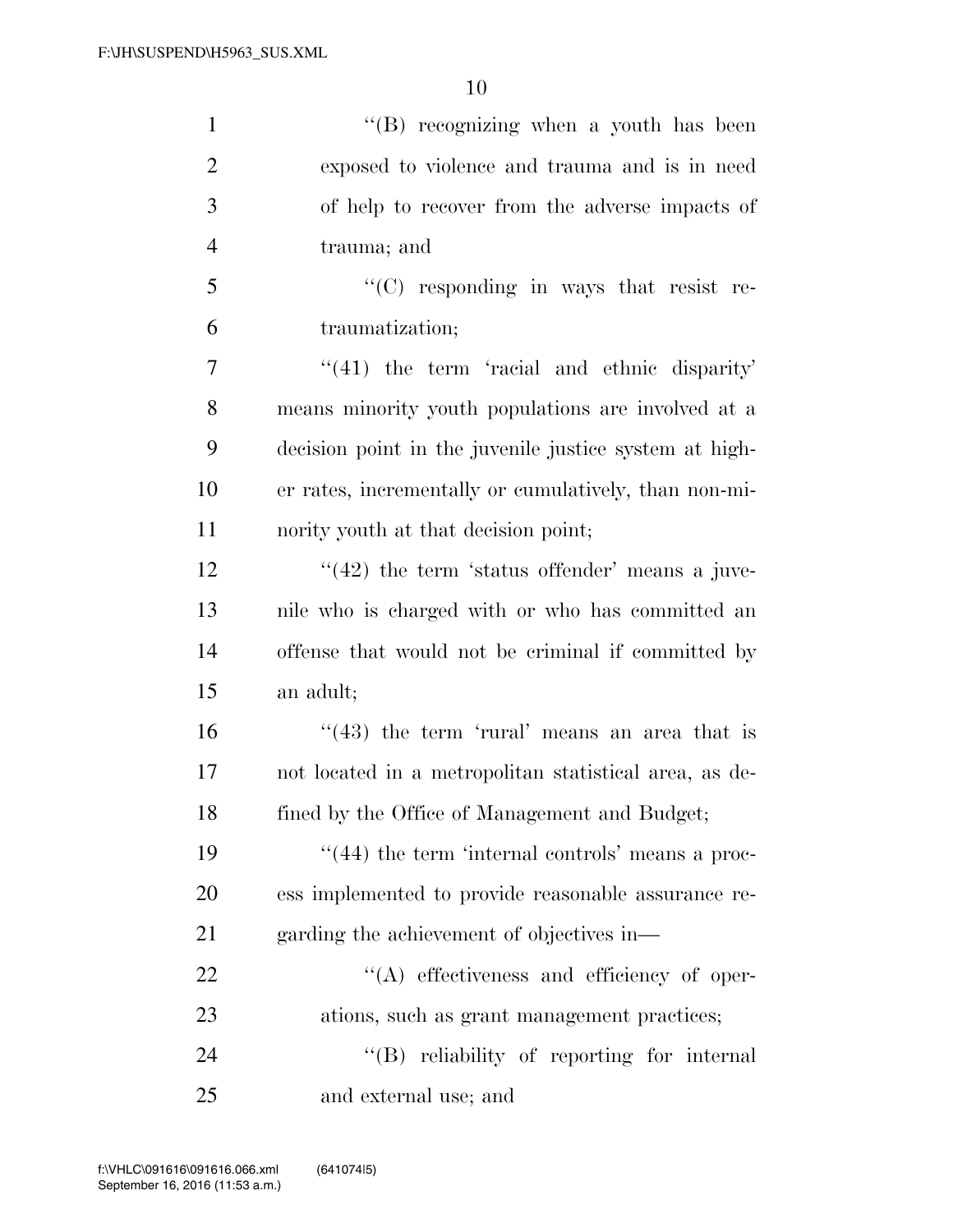''(B) recognizing when a youth has been exposed to violence and trauma and is in need of help to recover from the adverse impacts of trauma; and

''(C) responding in ways that resist re-traumatization;

''(41) the term 'racial and ethnic disparity' means minority youth populations are involved at a decision point in the juvenile justice system at higher rates, incrementally or cumulatively, than non-minority youth at that decision point;

''(42) the term 'status offender' means a juvenile who is charged with or who has committed an offense that would not be criminal if committed by an adult;

''(43) the term 'rural' means an area that is not located in a metropolitan statistical area, as defined by the Office of Management and Budget;

''(44) the term 'internal controls' means a process implemented to provide reasonable assurance regarding the achievement of objectives in—

''(A) effectiveness and efficiency of operations, such as grant management practices;

''(B) reliability of reporting for internal and external use; and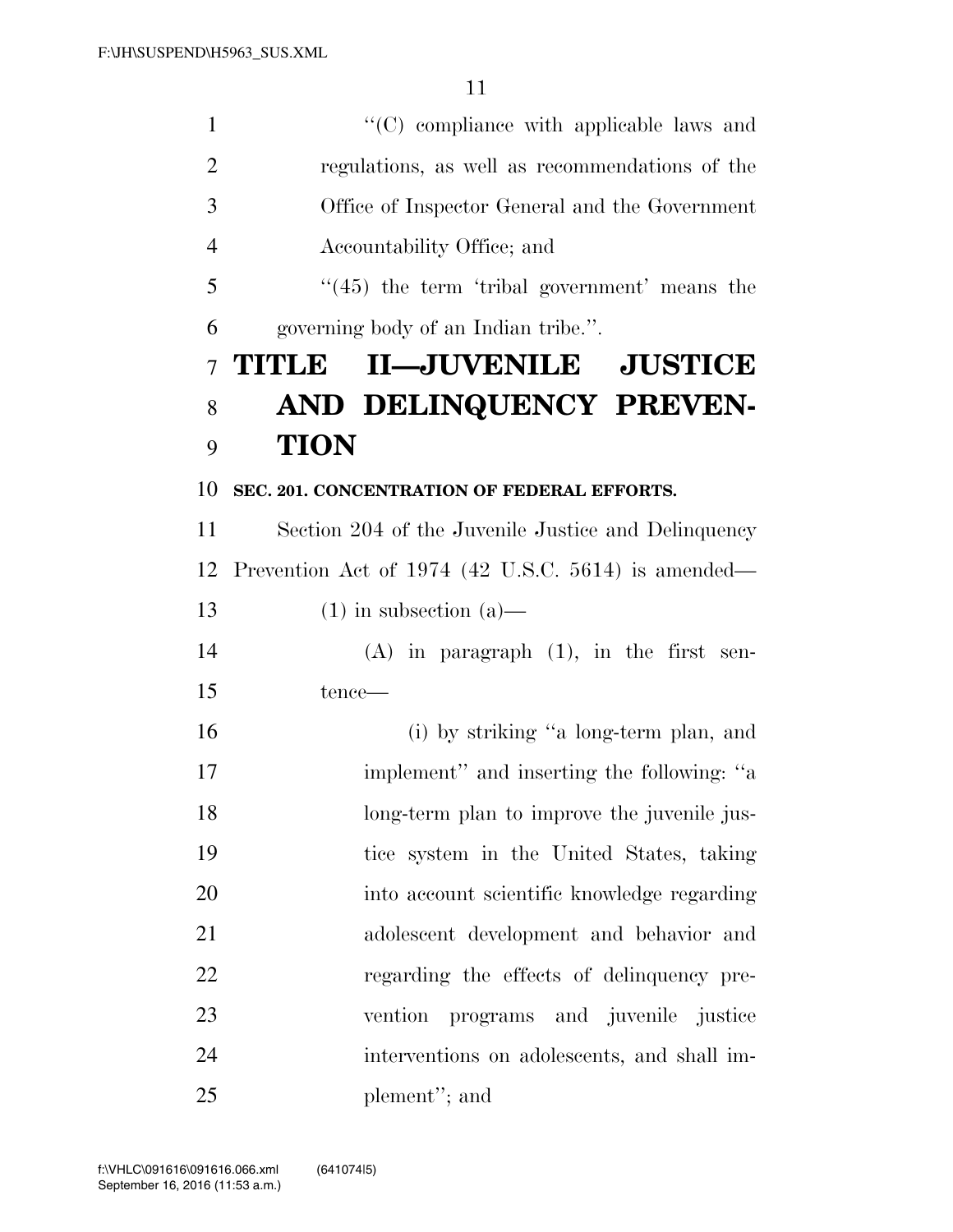"(C) compliance with applicable laws and regulations, as well as recommendations of the Office of Inspector General and the Government Accountability Office; and

"(45) the term 'tribal government' means the governing body of an Indian tribe.".

# TITLE II—JUVENILE JUSTICE AND DELINQUENCY PREVENTION

### SEC. 201. CONCENTRATION OF FEDERAL EFFORTS.

Section 204 of the Juvenile Justice and Delinquency Prevention Act of 1974 (42 U.S.C. 5614) is amended—

(1) in subsection (a)—

(A) in paragraph (1), in the first sentence—

(i) by striking "a long-term plan, and implement" and inserting the following: "a long-term plan to improve the juvenile justice system in the United States, taking into account scientific knowledge regarding adolescent development and behavior and regarding the effects of delinquency prevention programs and juvenile justice interventions on adolescents, and shall implement"; and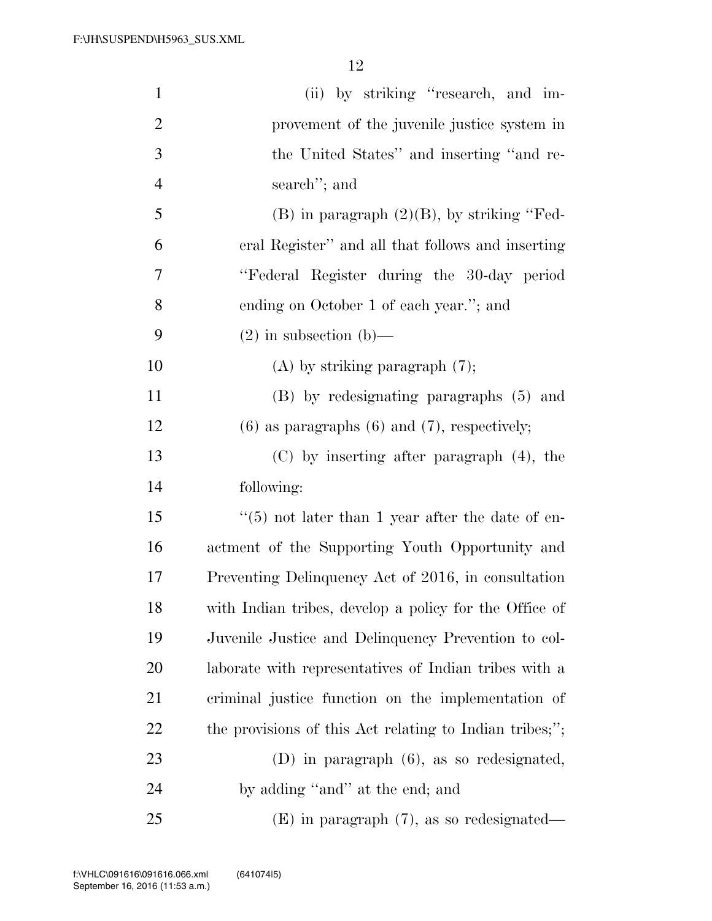(ii) by striking "research, and improvement of the juvenile justice system in the United States" and inserting "and research"; and

(B) in paragraph (2)(B), by striking "Federal Register" and all that follows and inserting "Federal Register during the 30-day period ending on October 1 of each year."; and

(2) in subsection (b)—

(A) by striking paragraph (7);

(B) by redesignating paragraphs (5) and (6) as paragraphs (6) and (7), respectively;

(C) by inserting after paragraph (4), the following:

"(5) not later than 1 year after the date of enactment of the Supporting Youth Opportunity and Preventing Delinquency Act of 2016, in consultation with Indian tribes, develop a policy for the Office of Juvenile Justice and Delinquency Prevention to collaborate with representatives of Indian tribes with a criminal justice function on the implementation of the provisions of this Act relating to Indian tribes;";

(D) in paragraph (6), as so redesignated, by adding "and" at the end; and

(E) in paragraph (7), as so redesignated—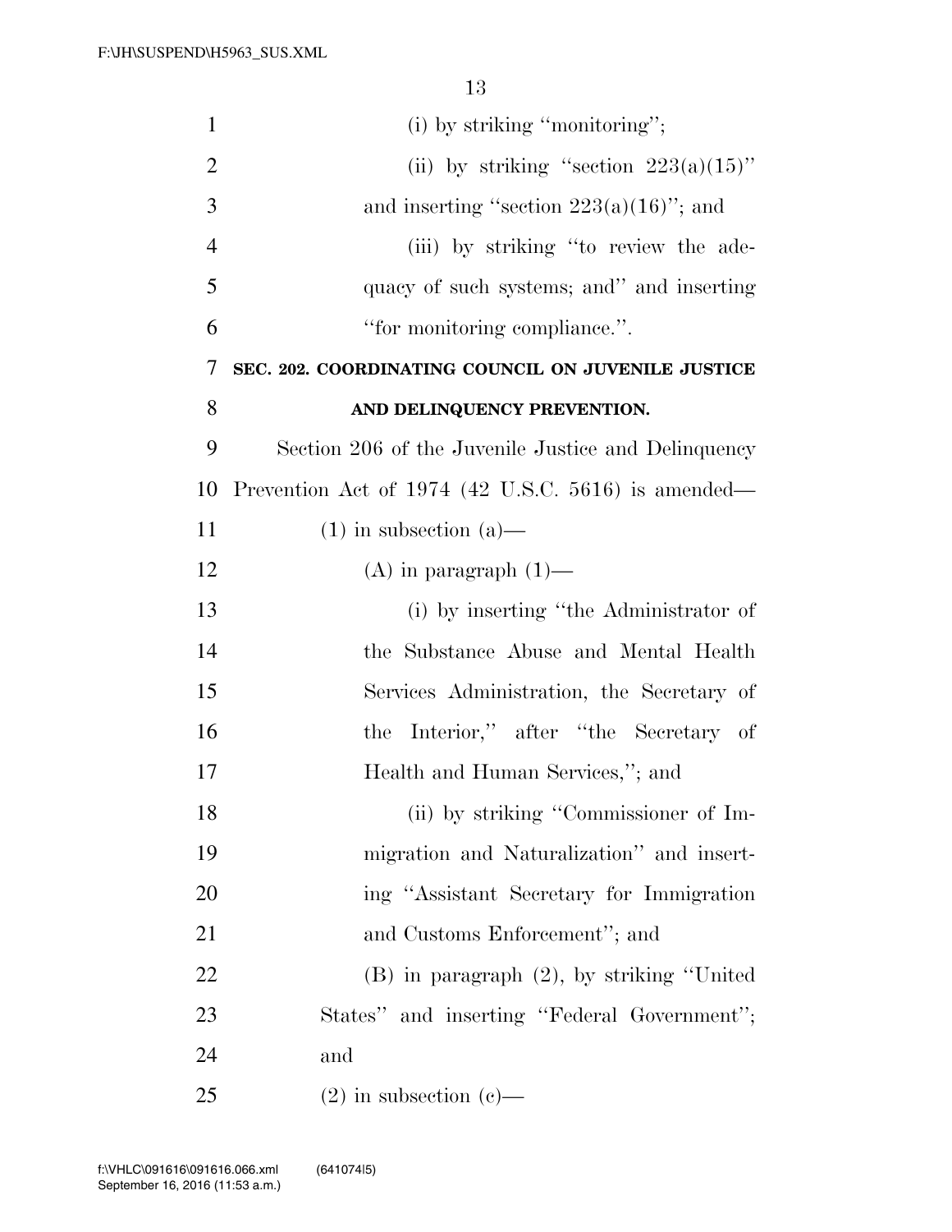(i) by striking "monitoring";

(ii) by striking "section 223(a)(15)" and inserting "section 223(a)(16)"; and

(iii) by striking "to review the adequacy of such systems; and" and inserting "for monitoring compliance.".

**SEC. 202. COORDINATING COUNCIL ON JUVENILE JUSTICE AND DELINQUENCY PREVENTION.**

Section 206 of the Juvenile Justice and Delinquency Prevention Act of 1974 (42 U.S.C. 5616) is amended—

(1) in subsection (a)—

(A) in paragraph (1)—

(i) by inserting "the Administrator of the Substance Abuse and Mental Health Services Administration, the Secretary of the Interior," after "the Secretary of Health and Human Services,"; and

(ii) by striking "Commissioner of Immigration and Naturalization" and inserting "Assistant Secretary for Immigration and Customs Enforcement"; and

(B) in paragraph (2), by striking "United States" and inserting "Federal Government"; and

(2) in subsection (c)—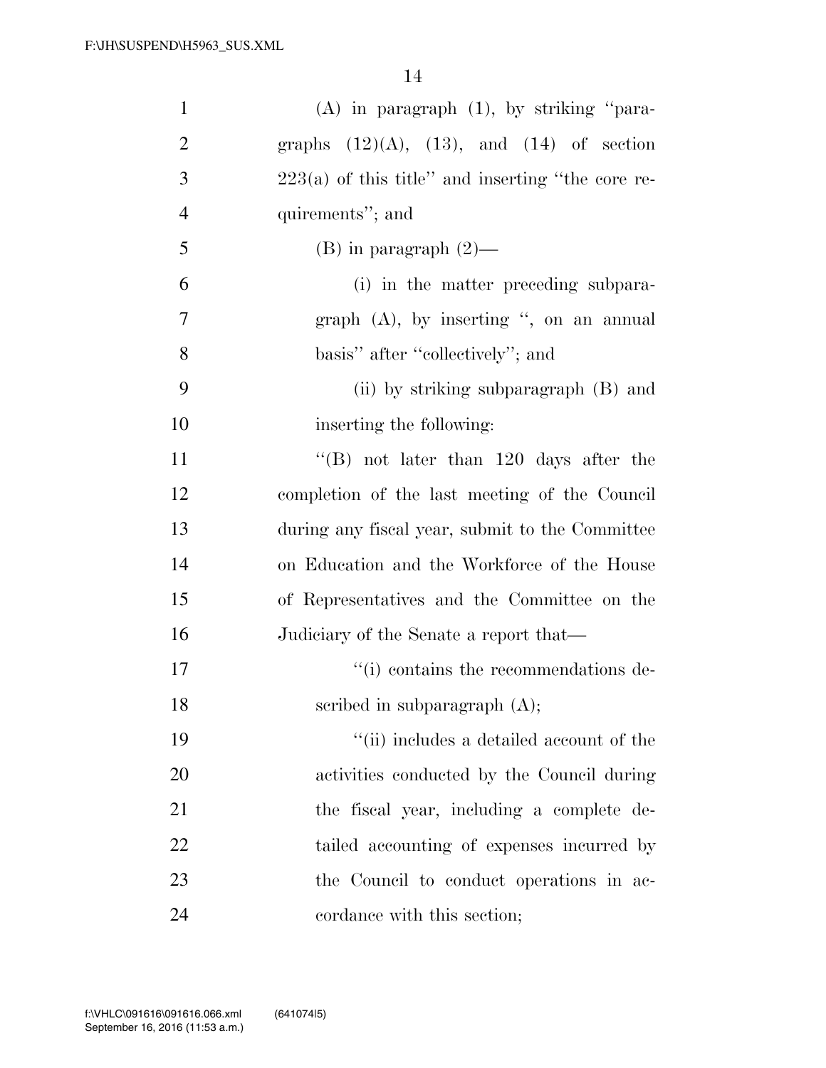(A) in paragraph (1), by striking "paragraphs (12)(A), (13), and (14) of section 223(a) of this title" and inserting "the core requirements"; and

(B) in paragraph (2)—

(i) in the matter preceding subparagraph (A), by inserting ", on an annual basis" after "collectively"; and

(ii) by striking subparagraph (B) and inserting the following:

"(B) not later than 120 days after the completion of the last meeting of the Council during any fiscal year, submit to the Committee on Education and the Workforce of the House of Representatives and the Committee on the Judiciary of the Senate a report that—

"(i) contains the recommendations described in subparagraph (A);

"(ii) includes a detailed account of the activities conducted by the Council during the fiscal year, including a complete detailed accounting of expenses incurred by the Council to conduct operations in accordance with this section;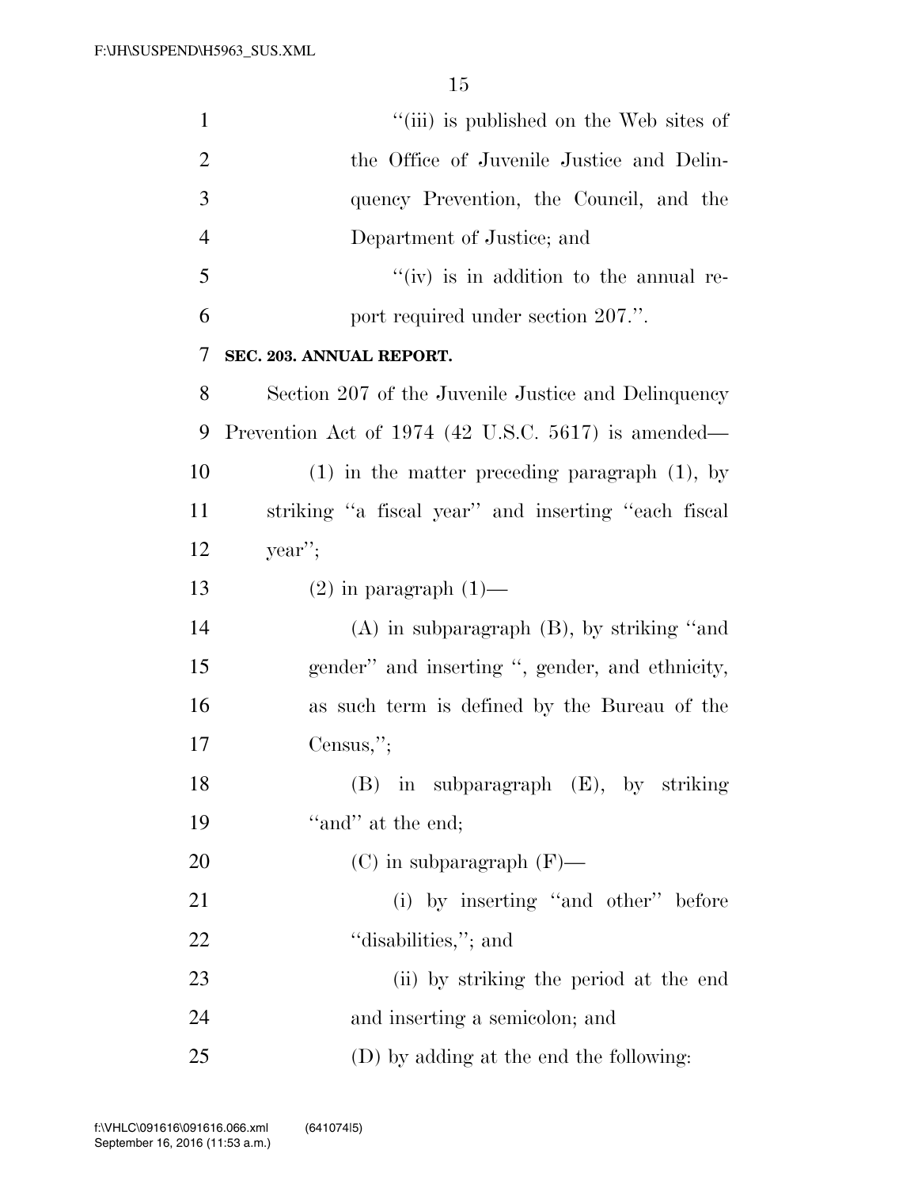"(iii) is published on the Web sites of the Office of Juvenile Justice and Delinquency Prevention, the Council, and the Department of Justice; and

"(iv) is in addition to the annual report required under section 207.".

**SEC. 203. ANNUAL REPORT.**

Section 207 of the Juvenile Justice and Delinquency Prevention Act of 1974 (42 U.S.C. 5617) is amended—

(1) in the matter preceding paragraph (1), by striking "a fiscal year" and inserting "each fiscal year";

(2) in paragraph (1)—

(A) in subparagraph (B), by striking "and gender" and inserting ", gender, and ethnicity, as such term is defined by the Bureau of the Census,";

(B) in subparagraph (E), by striking "and" at the end;

(C) in subparagraph (F)—

(i) by inserting "and other" before "disabilities,"; and

(ii) by striking the period at the end and inserting a semicolon; and

(D) by adding at the end the following: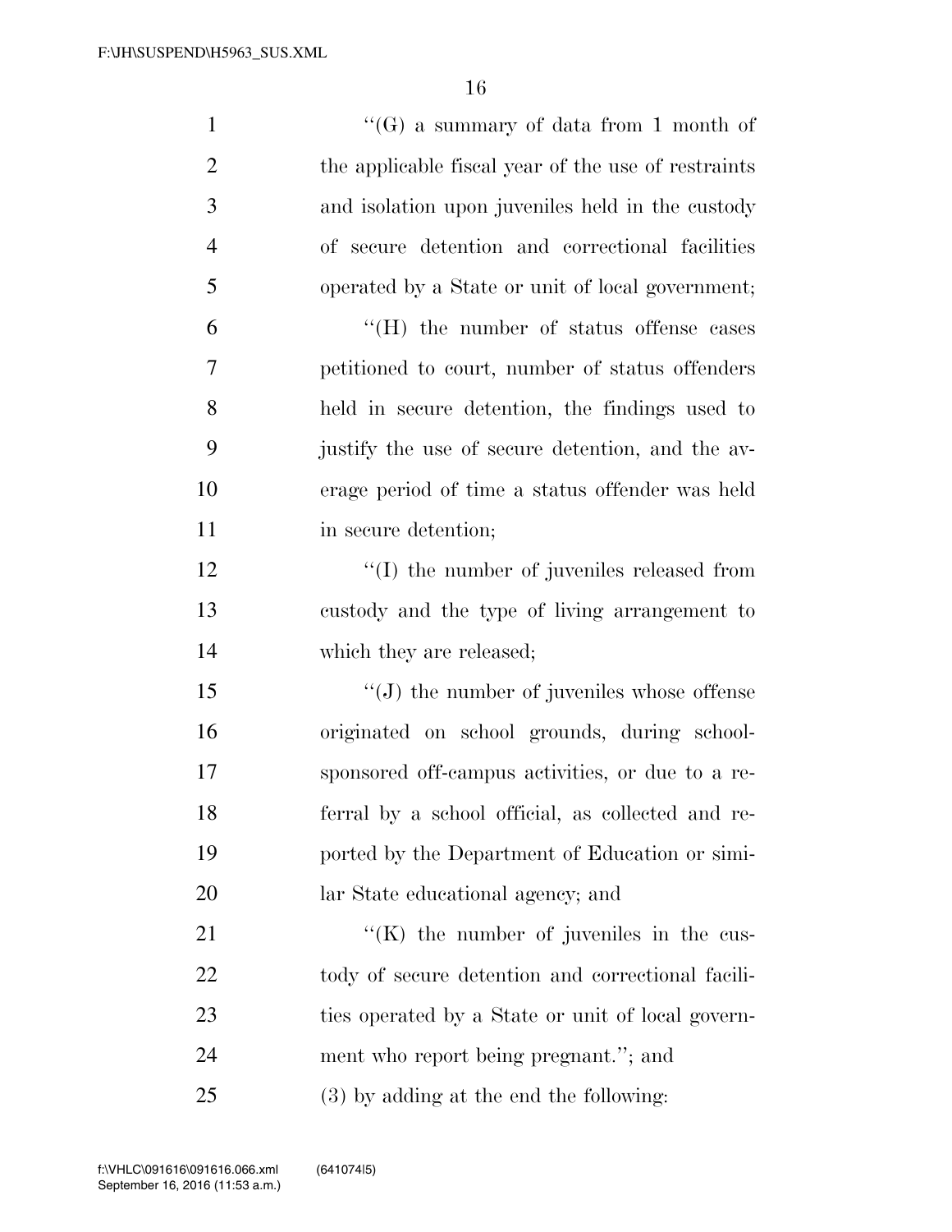''(G) a summary of data from 1 month of the applicable fiscal year of the use of restraints and isolation upon juveniles held in the custody of secure detention and correctional facilities operated by a State or unit of local government;

''(H) the number of status offense cases petitioned to court, number of status offenders held in secure detention, the findings used to justify the use of secure detention, and the average period of time a status offender was held in secure detention;

''(I) the number of juveniles released from custody and the type of living arrangement to which they are released;

''(J) the number of juveniles whose offense originated on school grounds, during school-sponsored off-campus activities, or due to a referral by a school official, as collected and reported by the Department of Education or similar State educational agency; and

''(K) the number of juveniles in the custody of secure detention and correctional facilities operated by a State or unit of local government who report being pregnant.''; and

(3) by adding at the end the following: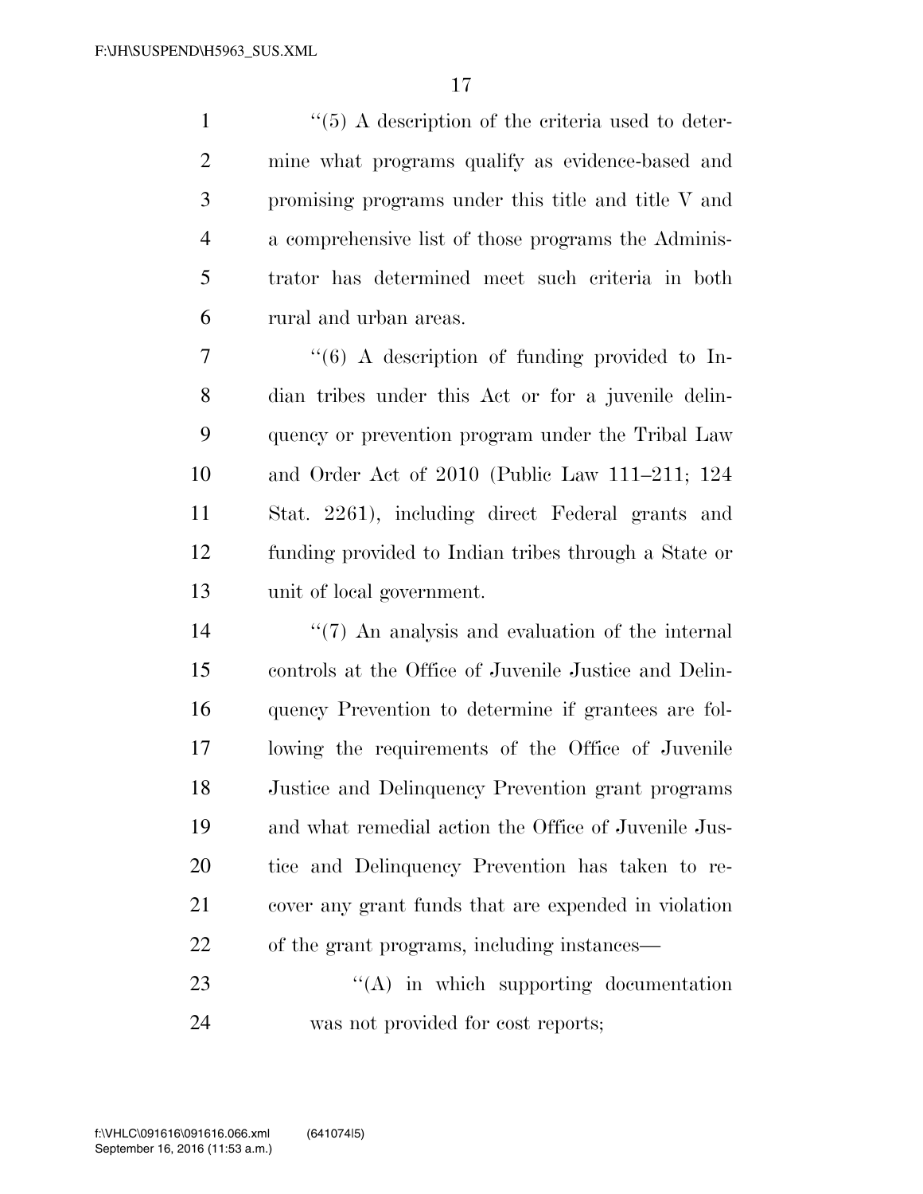''(5) A description of the criteria used to determine what programs qualify as evidence-based and promising programs under this title and title V and a comprehensive list of those programs the Administrator has determined meet such criteria in both rural and urban areas.

''(6) A description of funding provided to Indian tribes under this Act or for a juvenile delinquency or prevention program under the Tribal Law and Order Act of 2010 (Public Law 111–211; 124 Stat. 2261), including direct Federal grants and funding provided to Indian tribes through a State or unit of local government.

''(7) An analysis and evaluation of the internal controls at the Office of Juvenile Justice and Delinquency Prevention to determine if grantees are following the requirements of the Office of Juvenile Justice and Delinquency Prevention grant programs and what remedial action the Office of Juvenile Justice and Delinquency Prevention has taken to recover any grant funds that are expended in violation of the grant programs, including instances—

''(A) in which supporting documentation was not provided for cost reports;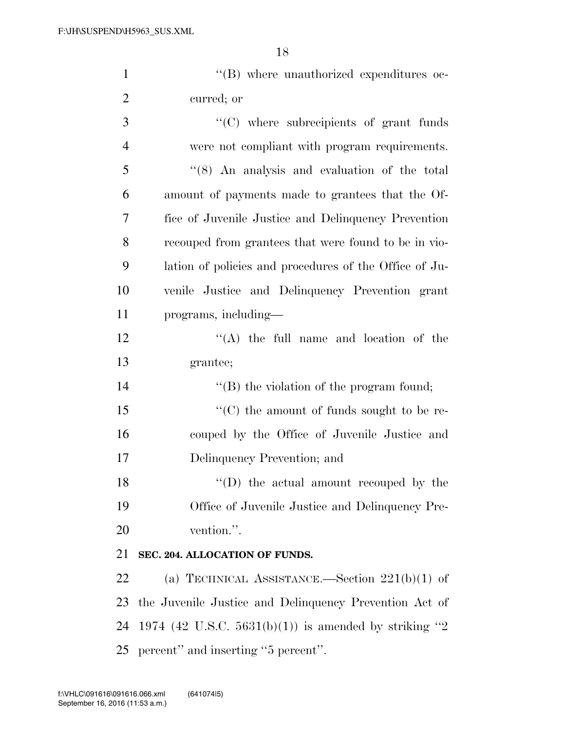''(B) where unauthorized expenditures occurred; or

''(C) where subrecipients of grant funds were not compliant with program requirements.

''(8) An analysis and evaluation of the total amount of payments made to grantees that the Office of Juvenile Justice and Delinquency Prevention recouped from grantees that were found to be in violation of policies and procedures of the Office of Juvenile Justice and Delinquency Prevention grant programs, including—

''(A) the full name and location of the grantee;

''(B) the violation of the program found;

''(C) the amount of funds sought to be recouped by the Office of Juvenile Justice and Delinquency Prevention; and

''(D) the actual amount recouped by the Office of Juvenile Justice and Delinquency Prevention.''.

**SEC. 204. ALLOCATION OF FUNDS.**

(a) TECHNICAL ASSISTANCE.—Section 221(b)(1) of the Juvenile Justice and Delinquency Prevention Act of 1974 (42 U.S.C. 5631(b)(1)) is amended by striking ''2 percent'' and inserting ''5 percent''.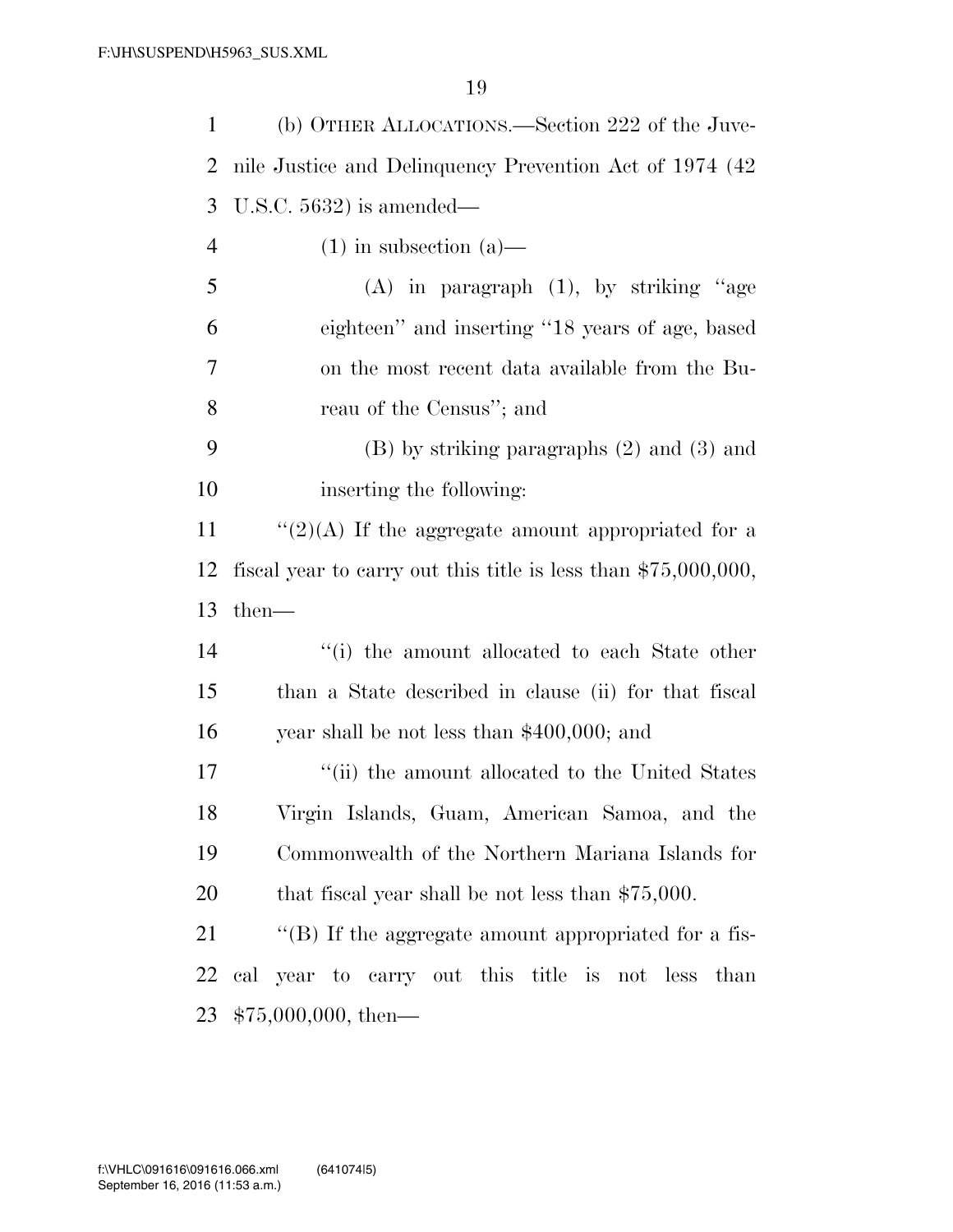(b) OTHER ALLOCATIONS.—Section 222 of the Juvenile Justice and Delinquency Prevention Act of 1974 (42 U.S.C. 5632) is amended—

(1) in subsection (a)—

(A) in paragraph (1), by striking ''age eighteen'' and inserting ''18 years of age, based on the most recent data available from the Bureau of the Census''; and

(B) by striking paragraphs (2) and (3) and inserting the following:

''(2)(A) If the aggregate amount appropriated for a fiscal year to carry out this title is less than $75,000,000, then—

''(i) the amount allocated to each State other than a State described in clause (ii) for that fiscal year shall be not less than $400,000; and

''(ii) the amount allocated to the United States Virgin Islands, Guam, American Samoa, and the Commonwealth of the Northern Mariana Islands for that fiscal year shall be not less than $75,000.

''(B) If the aggregate amount appropriated for a fiscal year to carry out this title is not less than $75,000,000, then—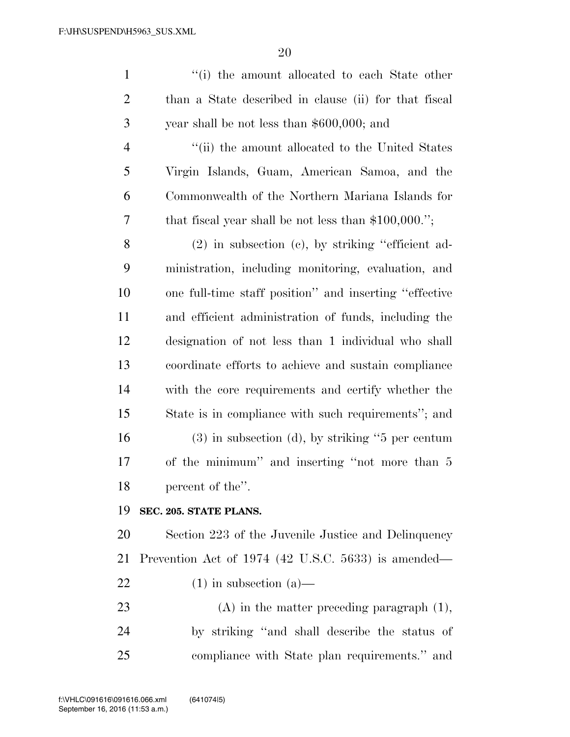"(i) the amount allocated to each State other than a State described in clause (ii) for that fiscal year shall be not less than $600,000; and

"(ii) the amount allocated to the United States Virgin Islands, Guam, American Samoa, and the Commonwealth of the Northern Mariana Islands for that fiscal year shall be not less than $100,000.";

(2) in subsection (c), by striking "efficient administration, including monitoring, evaluation, and one full-time staff position" and inserting "effective and efficient administration of funds, including the designation of not less than 1 individual who shall coordinate efforts to achieve and sustain compliance with the core requirements and certify whether the State is in compliance with such requirements"; and

(3) in subsection (d), by striking "5 per centum of the minimum" and inserting "not more than 5 percent of the".

**SEC. 205. STATE PLANS.**

Section 223 of the Juvenile Justice and Delinquency Prevention Act of 1974 (42 U.S.C. 5633) is amended—

(1) in subsection (a)—

(A) in the matter preceding paragraph (1), by striking "and shall describe the status of compliance with State plan requirements." and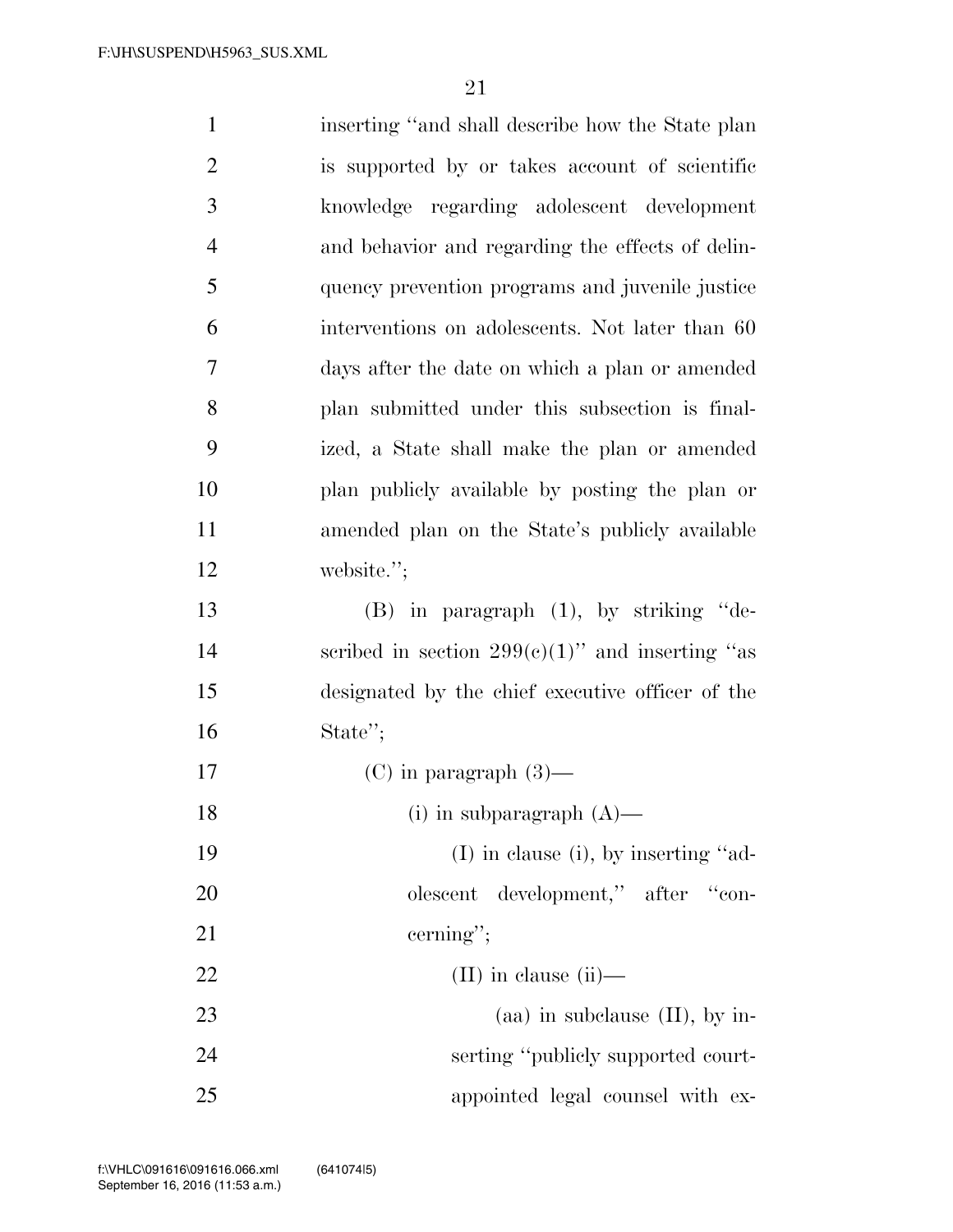inserting "and shall describe how the State plan is supported by or takes account of scientific knowledge regarding adolescent development and behavior and regarding the effects of delinquency prevention programs and juvenile justice interventions on adolescents. Not later than 60 days after the date on which a plan or amended plan submitted under this subsection is finalized, a State shall make the plan or amended plan publicly available by posting the plan or amended plan on the State's publicly available website.";

(B) in paragraph (1), by striking "described in section 299(c)(1)" and inserting "as designated by the chief executive officer of the State";

(C) in paragraph (3)—

(i) in subparagraph (A)—

(I) in clause (i), by inserting "adolescent development," after "concerning";

(II) in clause (ii)—

(aa) in subclause (II), by inserting "publicly supported court-appointed legal counsel with ex-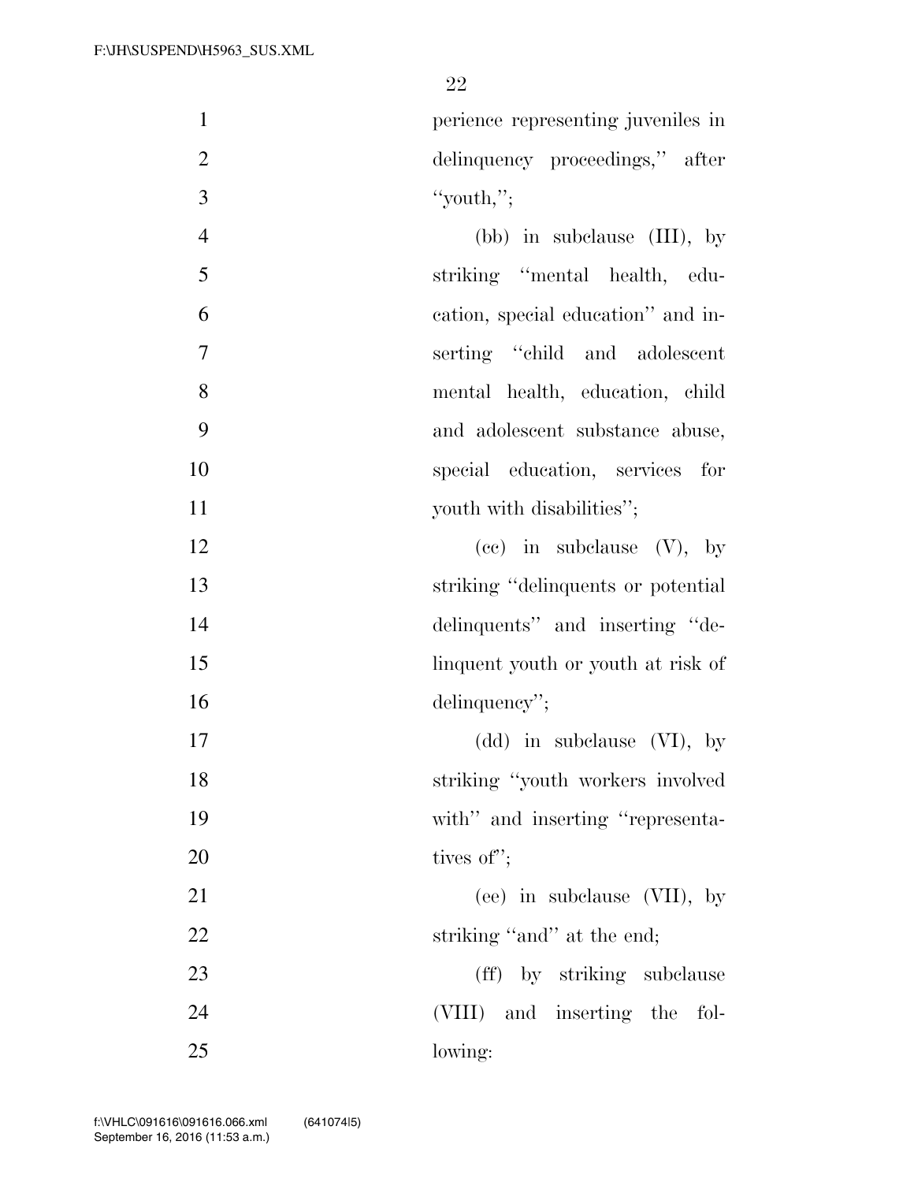perience representing juveniles in delinquency proceedings,'' after ''youth,'';

(bb) in subclause (III), by striking ''mental health, education, special education'' and inserting ''child and adolescent mental health, education, child and adolescent substance abuse, special education, services for youth with disabilities'';

(cc) in subclause (V), by striking ''delinquents or potential delinquents'' and inserting ''delinquent youth or youth at risk of delinquency'';

(dd) in subclause (VI), by striking ''youth workers involved with'' and inserting ''representatives of'';

(ee) in subclause (VII), by striking ''and'' at the end;

(ff) by striking subclause (VIII) and inserting the following: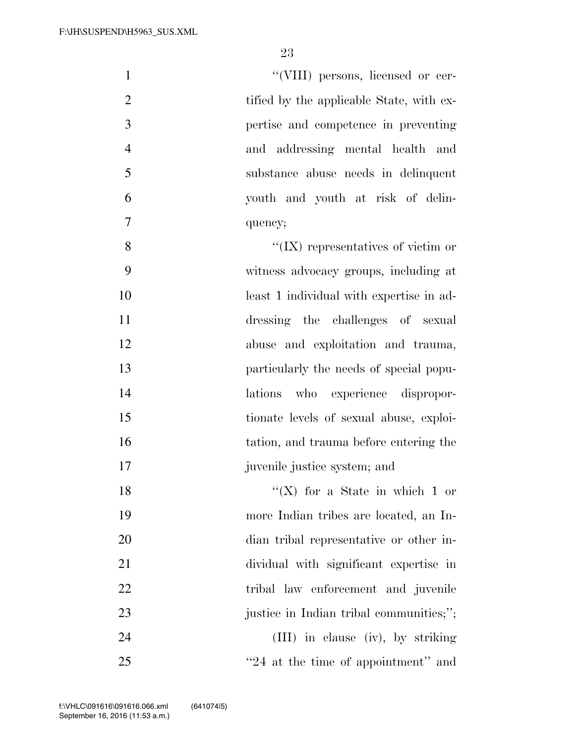"(VIII) persons, licensed or certified by the applicable State, with expertise and competence in preventing and addressing mental health and substance abuse needs in delinquent youth and youth at risk of delinquency;

"(IX) representatives of victim or witness advocacy groups, including at least 1 individual with expertise in addressing the challenges of sexual abuse and exploitation and trauma, particularly the needs of special populations who experience disproportionate levels of sexual abuse, exploitation, and trauma before entering the juvenile justice system; and

"(X) for a State in which 1 or more Indian tribes are located, an Indian tribal representative or other individual with significant expertise in tribal law enforcement and juvenile justice in Indian tribal communities;";

(III) in clause (iv), by striking "24 at the time of appointment" and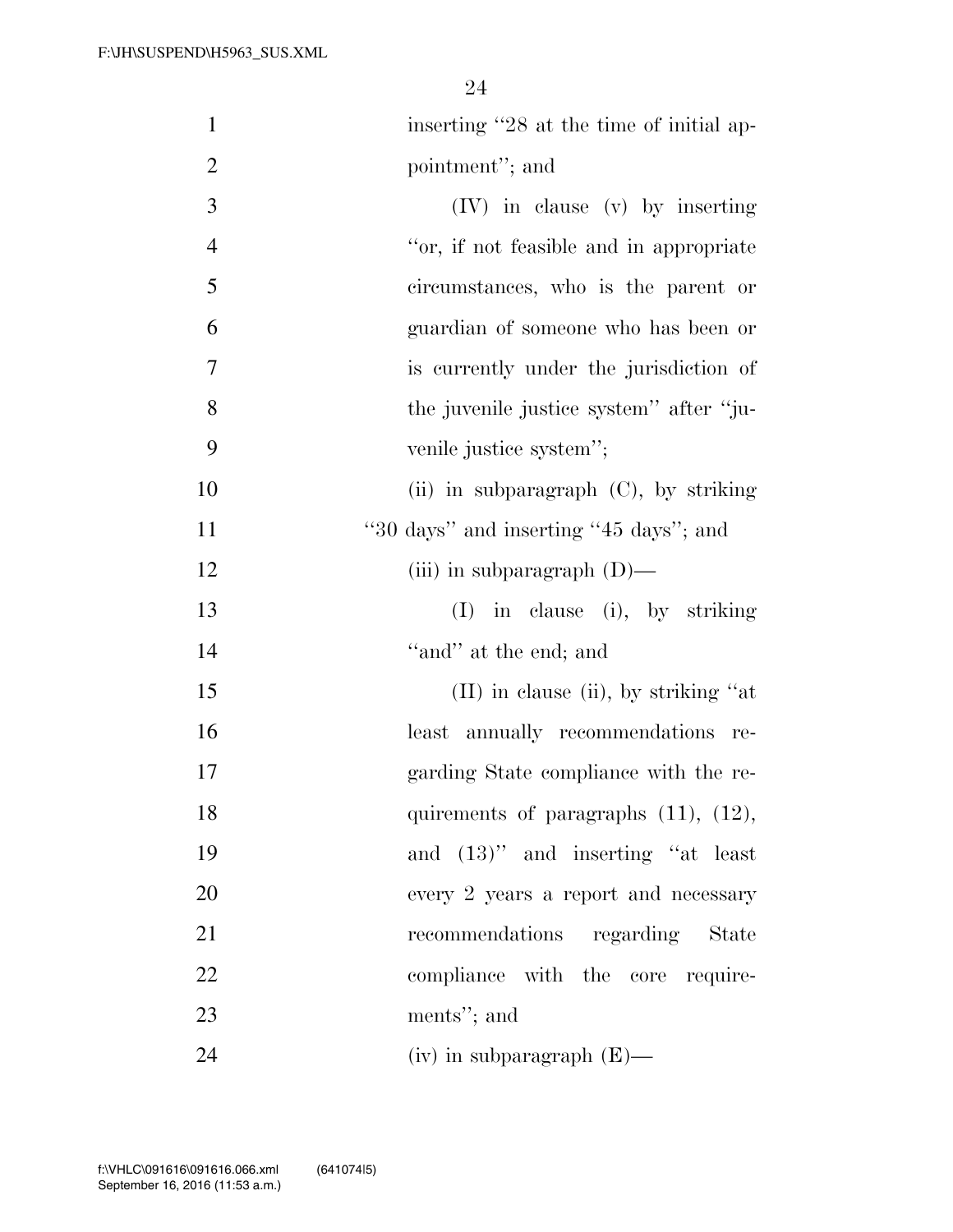inserting "28 at the time of initial appointment"; and

(IV) in clause (v) by inserting "or, if not feasible and in appropriate circumstances, who is the parent or guardian of someone who has been or is currently under the jurisdiction of the juvenile justice system" after "juvenile justice system";

(ii) in subparagraph (C), by striking "30 days" and inserting "45 days"; and

(iii) in subparagraph (D)—

(I) in clause (i), by striking "and" at the end; and

(II) in clause (ii), by striking "at least annually recommendations regarding State compliance with the requirements of paragraphs (11), (12), and (13)" and inserting "at least every 2 years a report and necessary recommendations regarding State compliance with the core requirements"; and

(iv) in subparagraph (E)—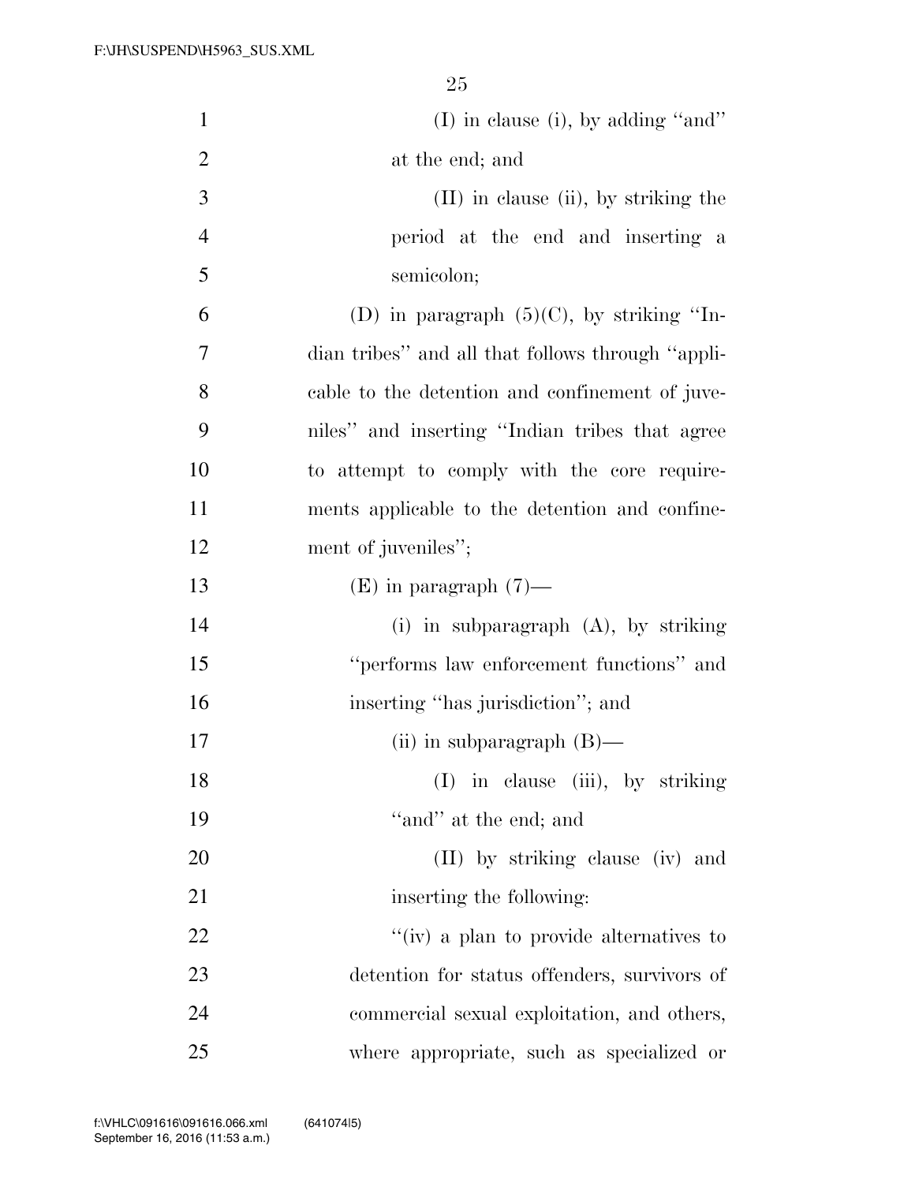(I) in clause (i), by adding ''and'' at the end; and

(II) in clause (ii), by striking the period at the end and inserting a semicolon;

(D) in paragraph (5)(C), by striking ''Indian tribes'' and all that follows through ''applicable to the detention and confinement of juveniles'' and inserting ''Indian tribes that agree to attempt to comply with the core requirements applicable to the detention and confinement of juveniles'';

(E) in paragraph (7)—

(i) in subparagraph (A), by striking ''performs law enforcement functions'' and inserting ''has jurisdiction''; and

(ii) in subparagraph (B)—

(I) in clause (iii), by striking ''and'' at the end; and

(II) by striking clause (iv) and inserting the following:

''(iv) a plan to provide alternatives to detention for status offenders, survivors of commercial sexual exploitation, and others, where appropriate, such as specialized or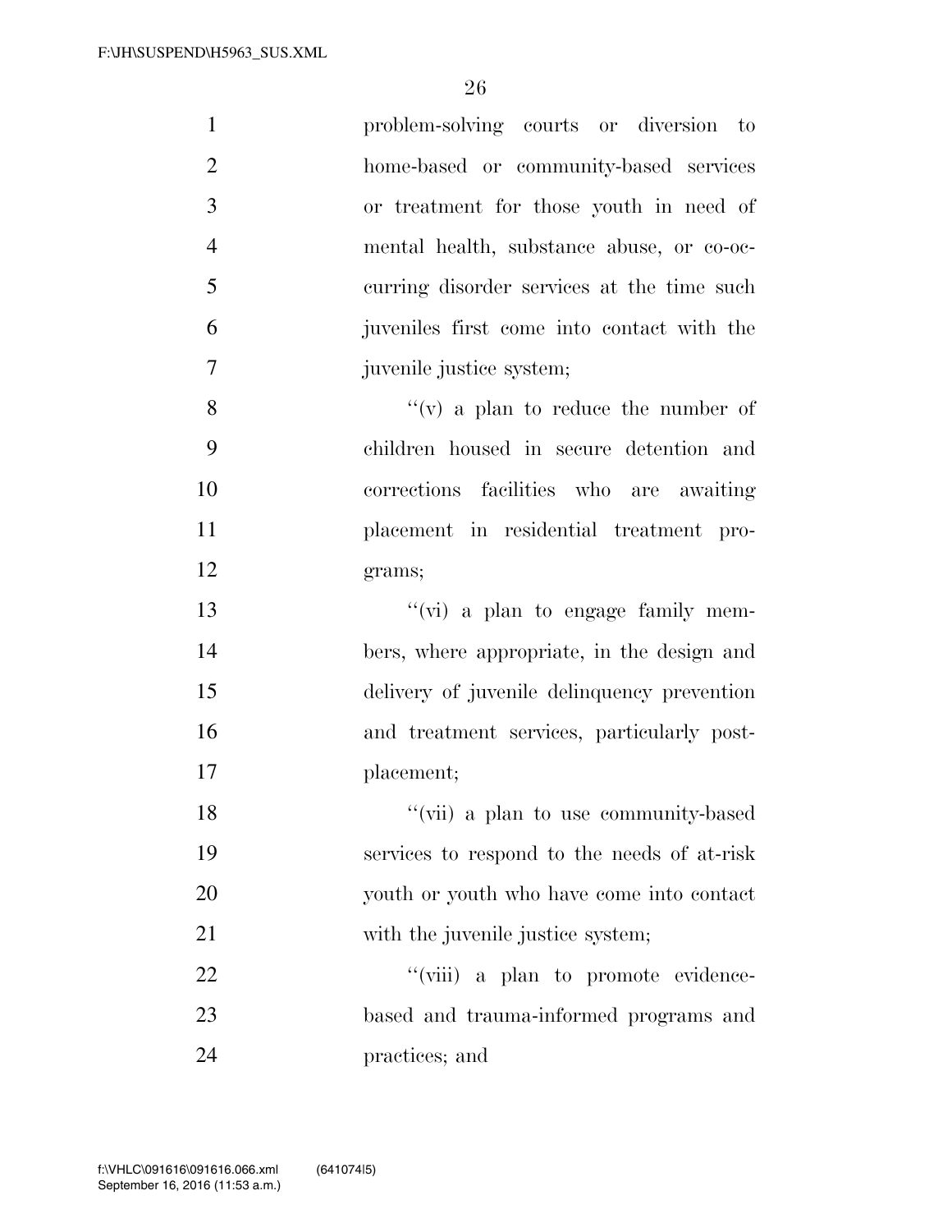problem-solving courts or diversion to home-based or community-based services or treatment for those youth in need of mental health, substance abuse, or co-occurring disorder services at the time such juveniles first come into contact with the juvenile justice system;

"(v) a plan to reduce the number of children housed in secure detention and corrections facilities who are awaiting placement in residential treatment programs;

"(vi) a plan to engage family members, where appropriate, in the design and delivery of juvenile delinquency prevention and treatment services, particularly post-placement;

"(vii) a plan to use community-based services to respond to the needs of at-risk youth or youth who have come into contact with the juvenile justice system;

"(viii) a plan to promote evidence-based and trauma-informed programs and practices; and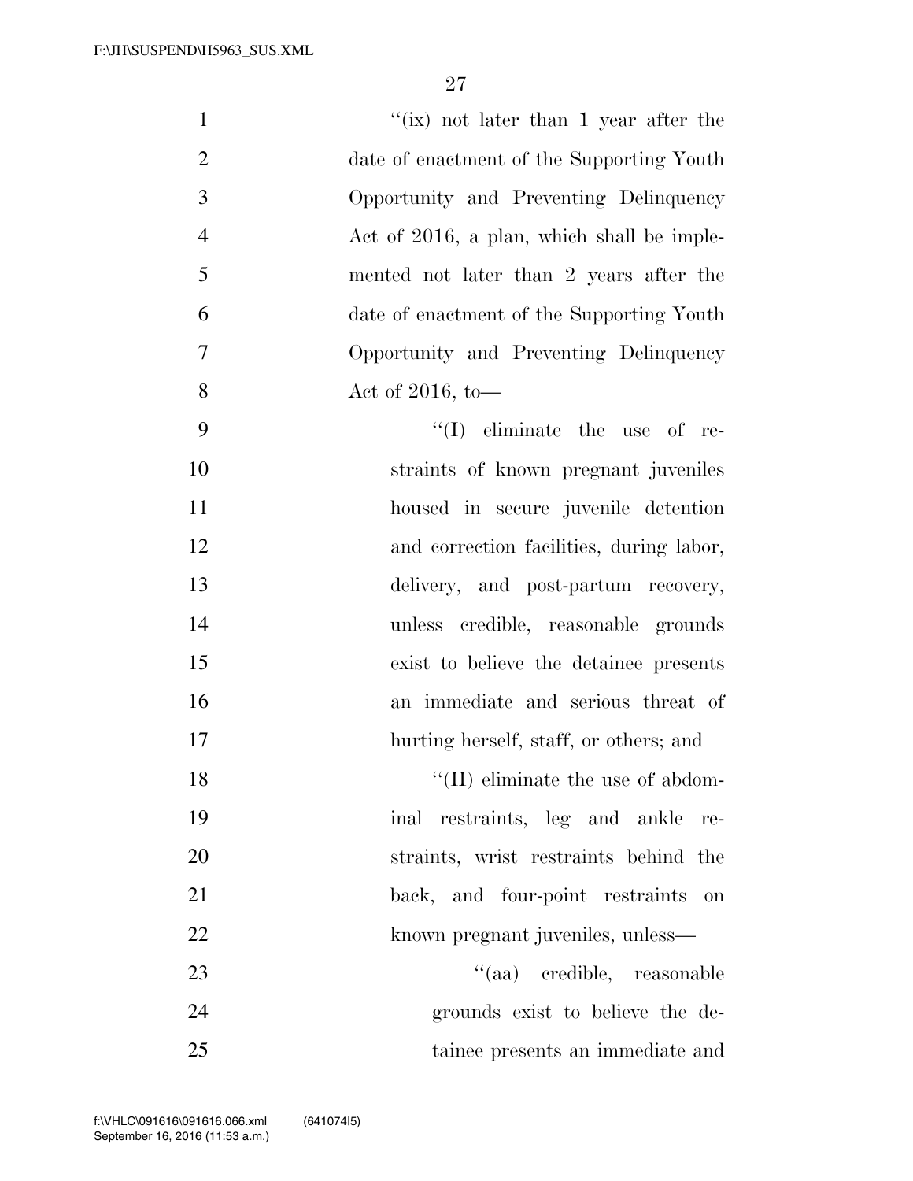"(ix) not later than 1 year after the date of enactment of the Supporting Youth Opportunity and Preventing Delinquency Act of 2016, a plan, which shall be implemented not later than 2 years after the date of enactment of the Supporting Youth Opportunity and Preventing Delinquency Act of 2016, to—

"(I) eliminate the use of restraints of known pregnant juveniles housed in secure juvenile detention and correction facilities, during labor, delivery, and post-partum recovery, unless credible, reasonable grounds exist to believe the detainee presents an immediate and serious threat of hurting herself, staff, or others; and

"(II) eliminate the use of abdominal restraints, leg and ankle restraints, wrist restraints behind the back, and four-point restraints on known pregnant juveniles, unless—

"(aa) credible, reasonable grounds exist to believe the detainee presents an immediate and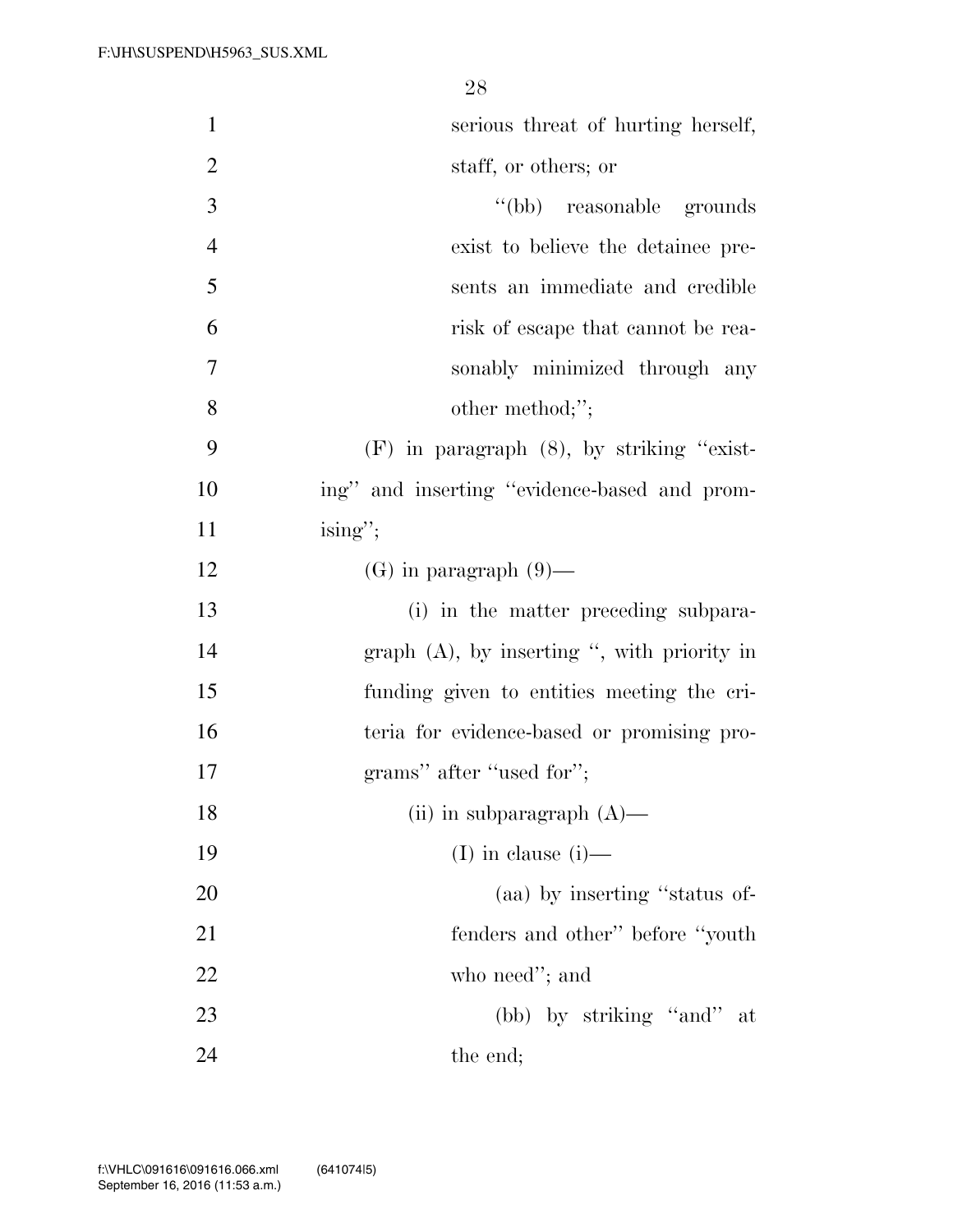serious threat of hurting herself, staff, or others; or

"(bb) reasonable grounds exist to believe the detainee presents an immediate and credible risk of escape that cannot be reasonably minimized through any other method;";

(F) in paragraph (8), by striking "existing" and inserting "evidence-based and promising";

(G) in paragraph (9)—

(i) in the matter preceding subparagraph (A), by inserting ", with priority in funding given to entities meeting the criteria for evidence-based or promising programs" after "used for";

(ii) in subparagraph (A)—

(I) in clause (i)—

(aa) by inserting "status offenders and other" before "youth who need"; and

(bb) by striking "and" at the end;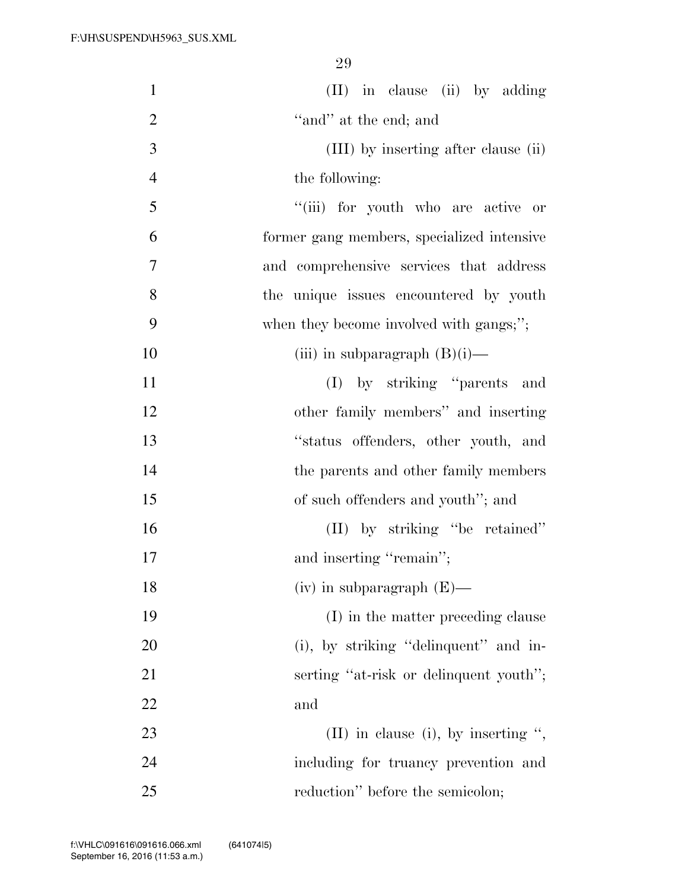(II) in clause (ii) by adding ''and'' at the end; and

(III) by inserting after clause (ii) the following:

''(iii) for youth who are active or former gang members, specialized intensive and comprehensive services that address the unique issues encountered by youth when they become involved with gangs;'';

(iii) in subparagraph (B)(i)—

(I) by striking ''parents and other family members'' and inserting ''status offenders, other youth, and the parents and other family members of such offenders and youth''; and

(II) by striking ''be retained'' and inserting ''remain'';

(iv) in subparagraph (E)—

(I) in the matter preceding clause (i), by striking ''delinquent'' and inserting ''at-risk or delinquent youth''; and

(II) in clause (i), by inserting '', including for truancy prevention and reduction'' before the semicolon;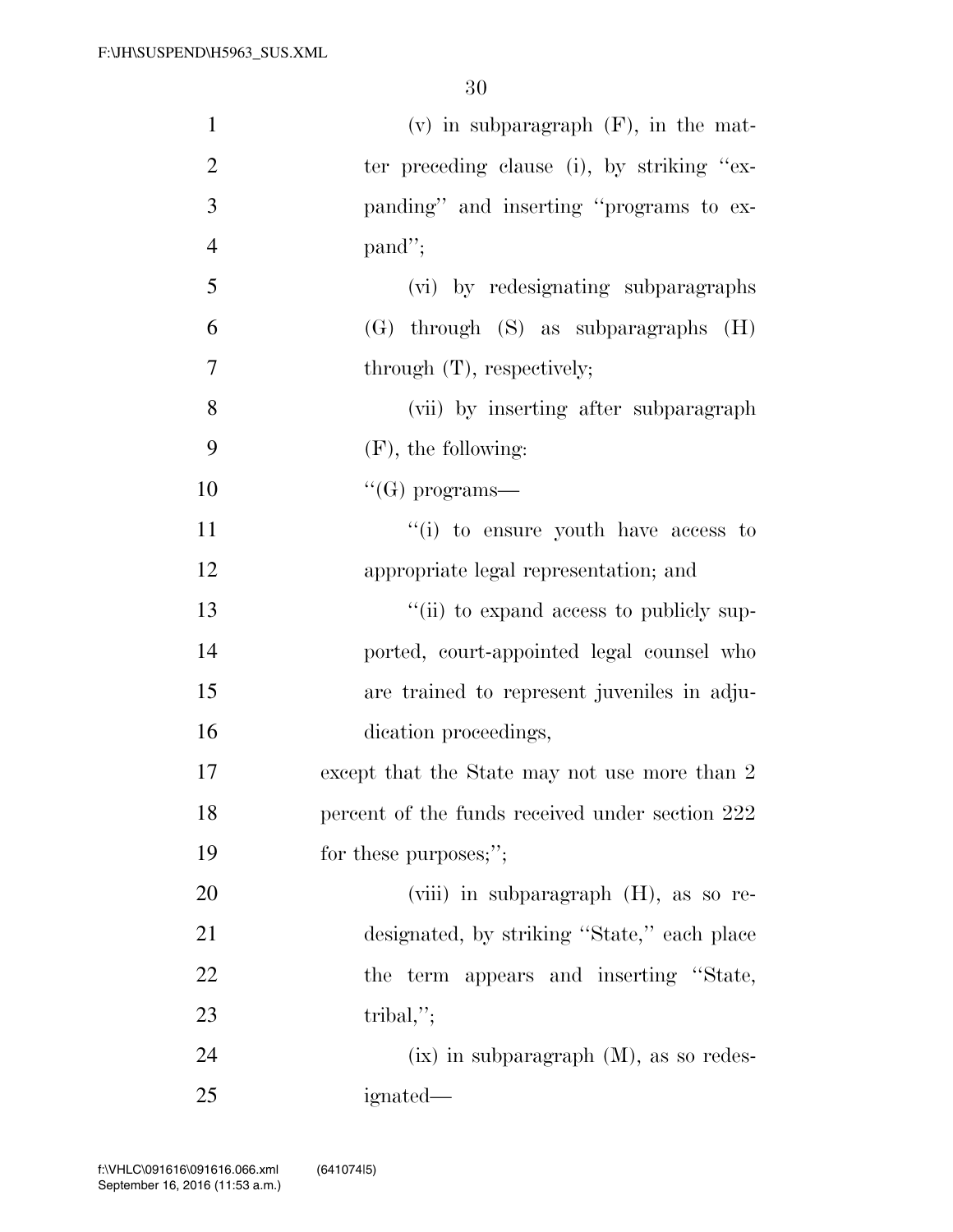(v) in subparagraph (F), in the matter preceding clause (i), by striking "expanding" and inserting "programs to expand";

(vi) by redesignating subparagraphs (G) through (S) as subparagraphs (H) through (T), respectively;

(vii) by inserting after subparagraph (F), the following:

"(G) programs—

"(i) to ensure youth have access to appropriate legal representation; and

"(ii) to expand access to publicly supported, court-appointed legal counsel who are trained to represent juveniles in adjudication proceedings,

except that the State may not use more than 2 percent of the funds received under section 222 for these purposes;";

(viii) in subparagraph (H), as so redesignated, by striking "State," each place the term appears and inserting "State, tribal,";

(ix) in subparagraph (M), as so redesignated—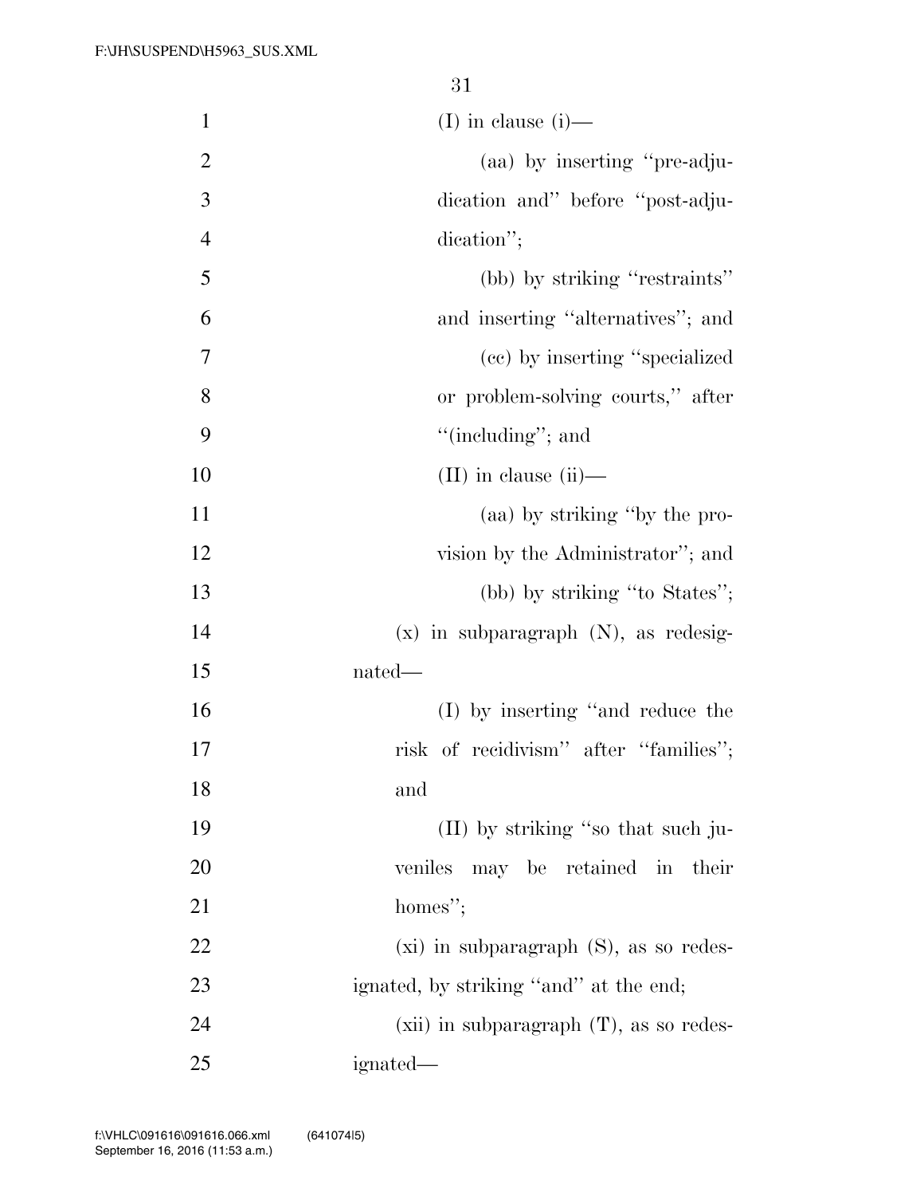(I) in clause (i)—

(aa) by inserting "pre-adjudication and" before "post-adjudication";

(bb) by striking "restraints" and inserting "alternatives"; and

(cc) by inserting "specialized or problem-solving courts," after "(including"; and

(II) in clause (ii)—

(aa) by striking "by the provision by the Administrator"; and

(bb) by striking "to States";

(x) in subparagraph (N), as redesignated—

(I) by inserting "and reduce the risk of recidivism" after "families"; and

(II) by striking "so that such juveniles may be retained in their homes";

(xi) in subparagraph (S), as so redesignated, by striking "and" at the end;

(xii) in subparagraph (T), as so redesignated—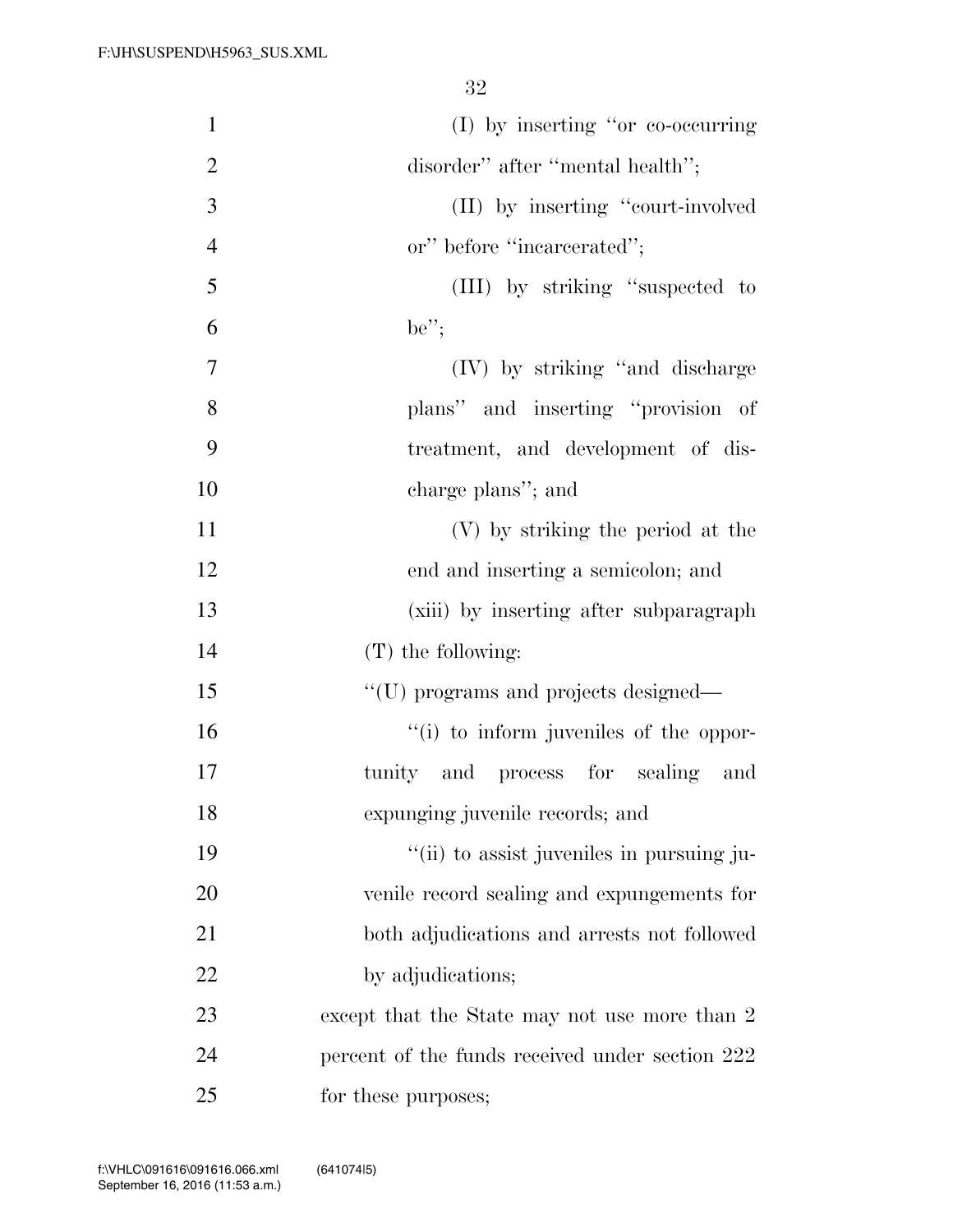(I) by inserting "or co-occurring disorder" after "mental health";

(II) by inserting "court-involved or" before "incarcerated";

(III) by striking "suspected to be";

(IV) by striking "and discharge plans" and inserting "provision of treatment, and development of discharge plans"; and

(V) by striking the period at the end and inserting a semicolon; and

(xiii) by inserting after subparagraph (T) the following:

"(U) programs and projects designed—

"(i) to inform juveniles of the opportunity and process for sealing and expunging juvenile records; and

"(ii) to assist juveniles in pursuing juvenile record sealing and expungements for both adjudications and arrests not followed by adjudications;

except that the State may not use more than 2 percent of the funds received under section 222 for these purposes;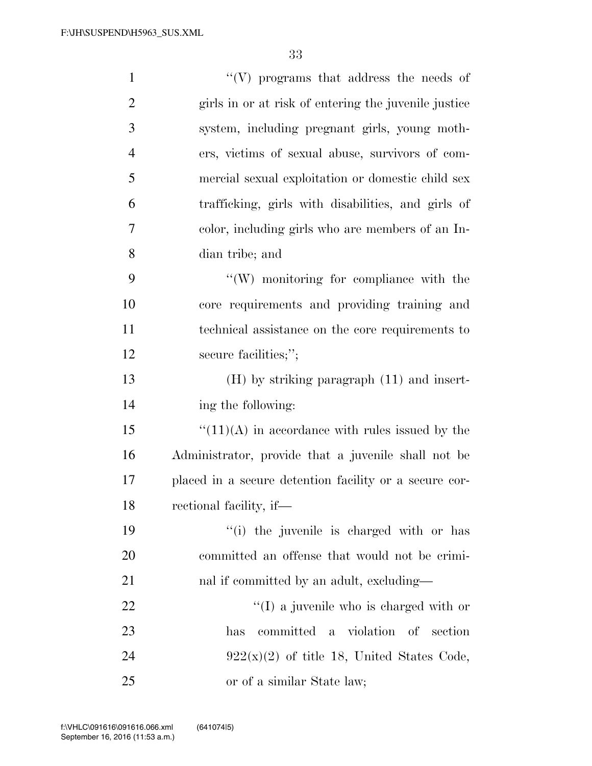''(V) programs that address the needs of girls in or at risk of entering the juvenile justice system, including pregnant girls, young mothers, victims of sexual abuse, survivors of commercial sexual exploitation or domestic child sex trafficking, girls with disabilities, and girls of color, including girls who are members of an Indian tribe; and

''(W) monitoring for compliance with the core requirements and providing training and technical assistance on the core requirements to secure facilities;'';

(H) by striking paragraph (11) and inserting the following:

''(11)(A) in accordance with rules issued by the Administrator, provide that a juvenile shall not be placed in a secure detention facility or a secure correctional facility, if—

''(i) the juvenile is charged with or has committed an offense that would not be criminal if committed by an adult, excluding—

''(I) a juvenile who is charged with or has committed a violation of section 922(x)(2) of title 18, United States Code, or of a similar State law;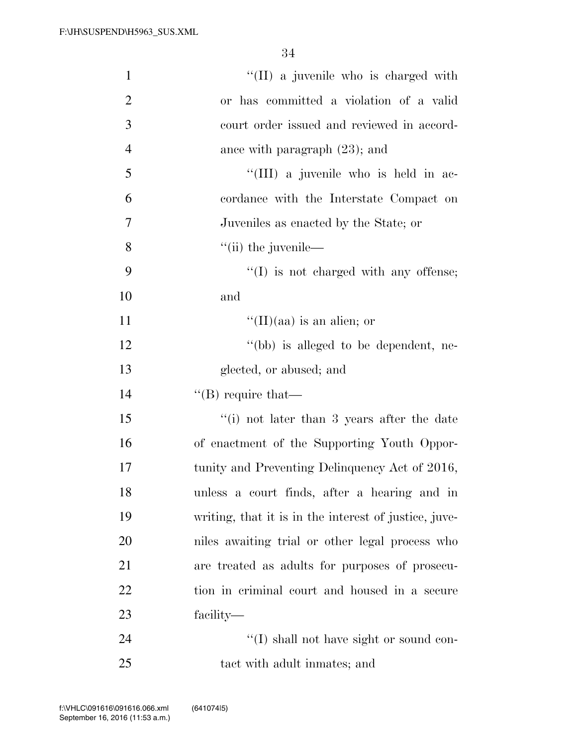''(II) a juvenile who is charged with or has committed a violation of a valid court order issued and reviewed in accordance with paragraph (23); and

''(III) a juvenile who is held in accordance with the Interstate Compact on Juveniles as enacted by the State; or

''(ii) the juvenile—

''(I) is not charged with any offense; and

''(II)(aa) is an alien; or

''(bb) is alleged to be dependent, neglected, or abused; and

''(B) require that—

''(i) not later than 3 years after the date of enactment of the Supporting Youth Opportunity and Preventing Delinquency Act of 2016, unless a court finds, after a hearing and in writing, that it is in the interest of justice, juveniles awaiting trial or other legal process who are treated as adults for purposes of prosecution in criminal court and housed in a secure facility—

''(I) shall not have sight or sound contact with adult inmates; and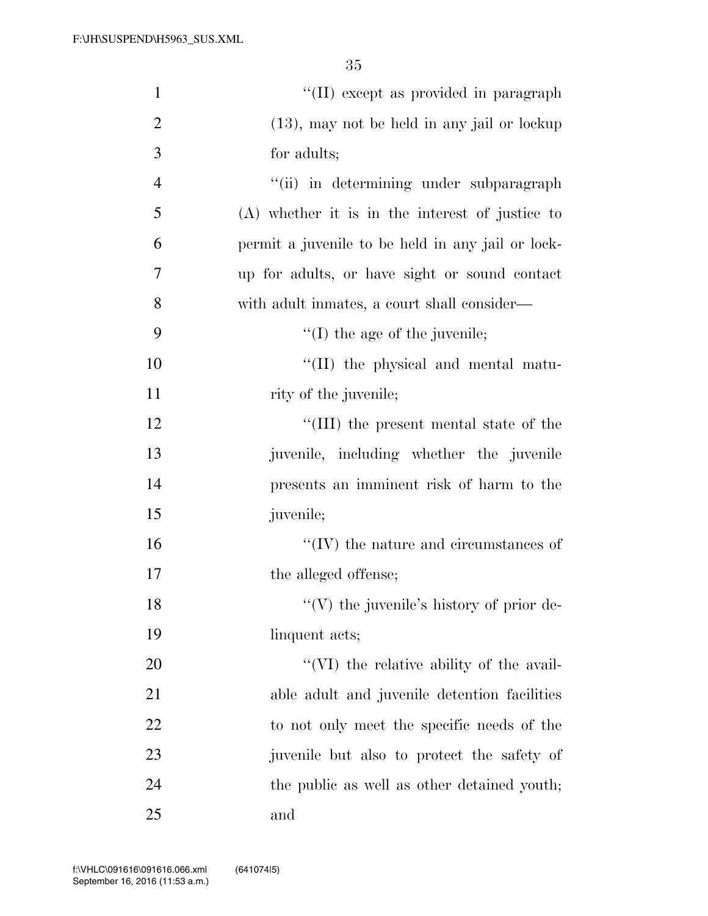"(II) except as provided in paragraph (13), may not be held in any jail or lockup for adults;

"(ii) in determining under subparagraph (A) whether it is in the interest of justice to permit a juvenile to be held in any jail or lockup for adults, or have sight or sound contact with adult inmates, a court shall consider—

"(I) the age of the juvenile;

"(II) the physical and mental maturity of the juvenile;

"(III) the present mental state of the juvenile, including whether the juvenile presents an imminent risk of harm to the juvenile;

"(IV) the nature and circumstances of the alleged offense;

"(V) the juvenile's history of prior delinquent acts;

"(VI) the relative ability of the available adult and juvenile detention facilities to not only meet the specific needs of the juvenile but also to protect the safety of the public as well as other detained youth; and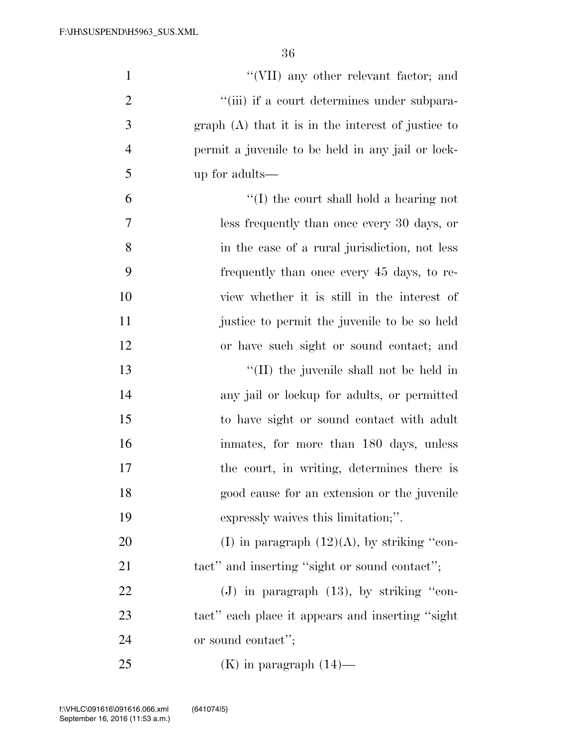''(VII) any other relevant factor; and

''(iii) if a court determines under subparagraph (A) that it is in the interest of justice to permit a juvenile to be held in any jail or lockup for adults—

''(I) the court shall hold a hearing not less frequently than once every 30 days, or in the case of a rural jurisdiction, not less frequently than once every 45 days, to review whether it is still in the interest of justice to permit the juvenile to be so held or have such sight or sound contact; and

''(II) the juvenile shall not be held in any jail or lockup for adults, or permitted to have sight or sound contact with adult inmates, for more than 180 days, unless the court, in writing, determines there is good cause for an extension or the juvenile expressly waives this limitation;''.

(I) in paragraph (12)(A), by striking ''contact'' and inserting ''sight or sound contact'';

(J) in paragraph (13), by striking ''contact'' each place it appears and inserting ''sight or sound contact'';

(K) in paragraph (14)—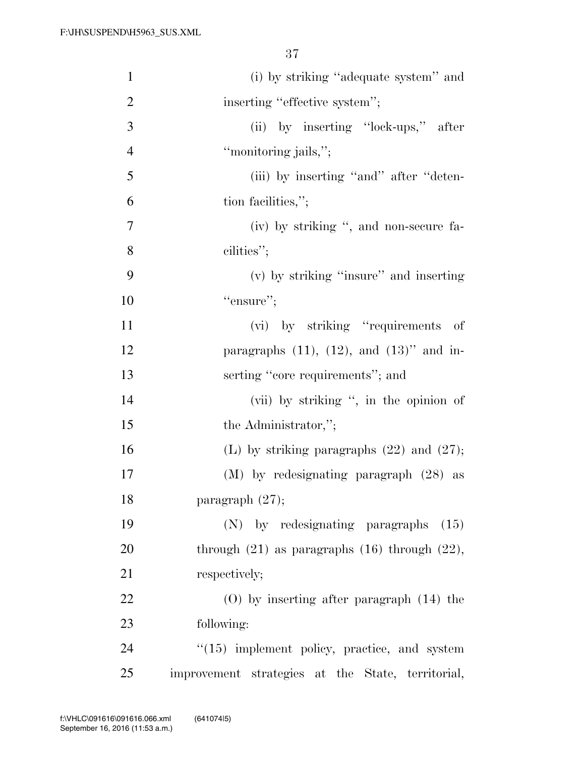(i) by striking ''adequate system'' and inserting ''effective system'';

(ii) by inserting ''lock-ups,'' after ''monitoring jails,'';

(iii) by inserting ''and'' after ''detention facilities,'';

(iv) by striking '', and non-secure facilities'';

(v) by striking ''insure'' and inserting ''ensure'';

(vi) by striking ''requirements of paragraphs (11), (12), and (13)'' and inserting ''core requirements''; and

(vii) by striking '', in the opinion of the Administrator,'';

(L) by striking paragraphs (22) and (27);

(M) by redesignating paragraph (28) as paragraph (27);

(N) by redesignating paragraphs (15) through (21) as paragraphs (16) through (22), respectively;

(O) by inserting after paragraph (14) the following:

''(15) implement policy, practice, and system improvement strategies at the State, territorial,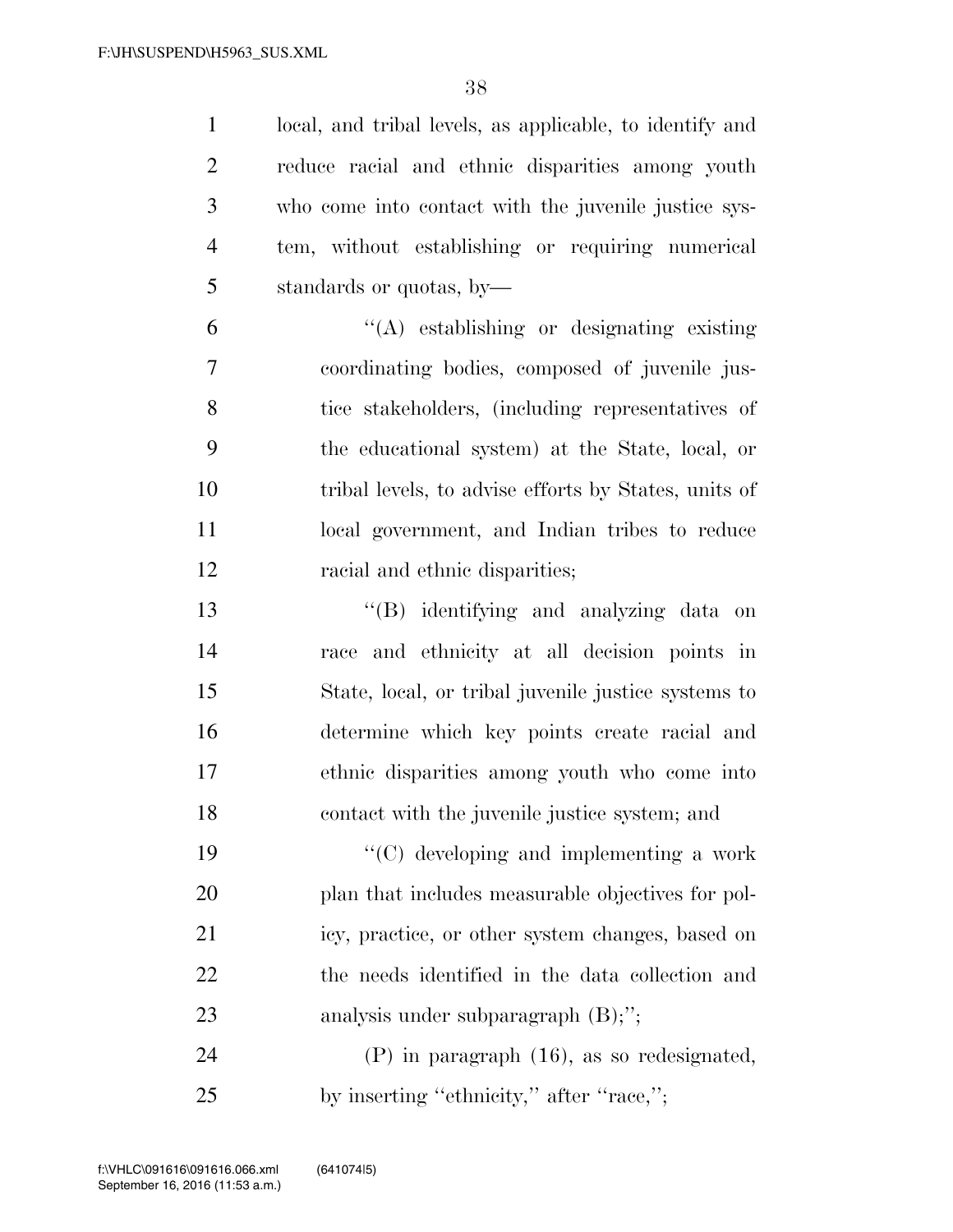local, and tribal levels, as applicable, to identify and reduce racial and ethnic disparities among youth who come into contact with the juvenile justice system, without establishing or requiring numerical standards or quotas, by—

"(A) establishing or designating existing coordinating bodies, composed of juvenile justice stakeholders, (including representatives of the educational system) at the State, local, or tribal levels, to advise efforts by States, units of local government, and Indian tribes to reduce racial and ethnic disparities;

"(B) identifying and analyzing data on race and ethnicity at all decision points in State, local, or tribal juvenile justice systems to determine which key points create racial and ethnic disparities among youth who come into contact with the juvenile justice system; and

"(C) developing and implementing a work plan that includes measurable objectives for policy, practice, or other system changes, based on the needs identified in the data collection and analysis under subparagraph (B);";

(P) in paragraph (16), as so redesignated, by inserting "ethnicity," after "race,";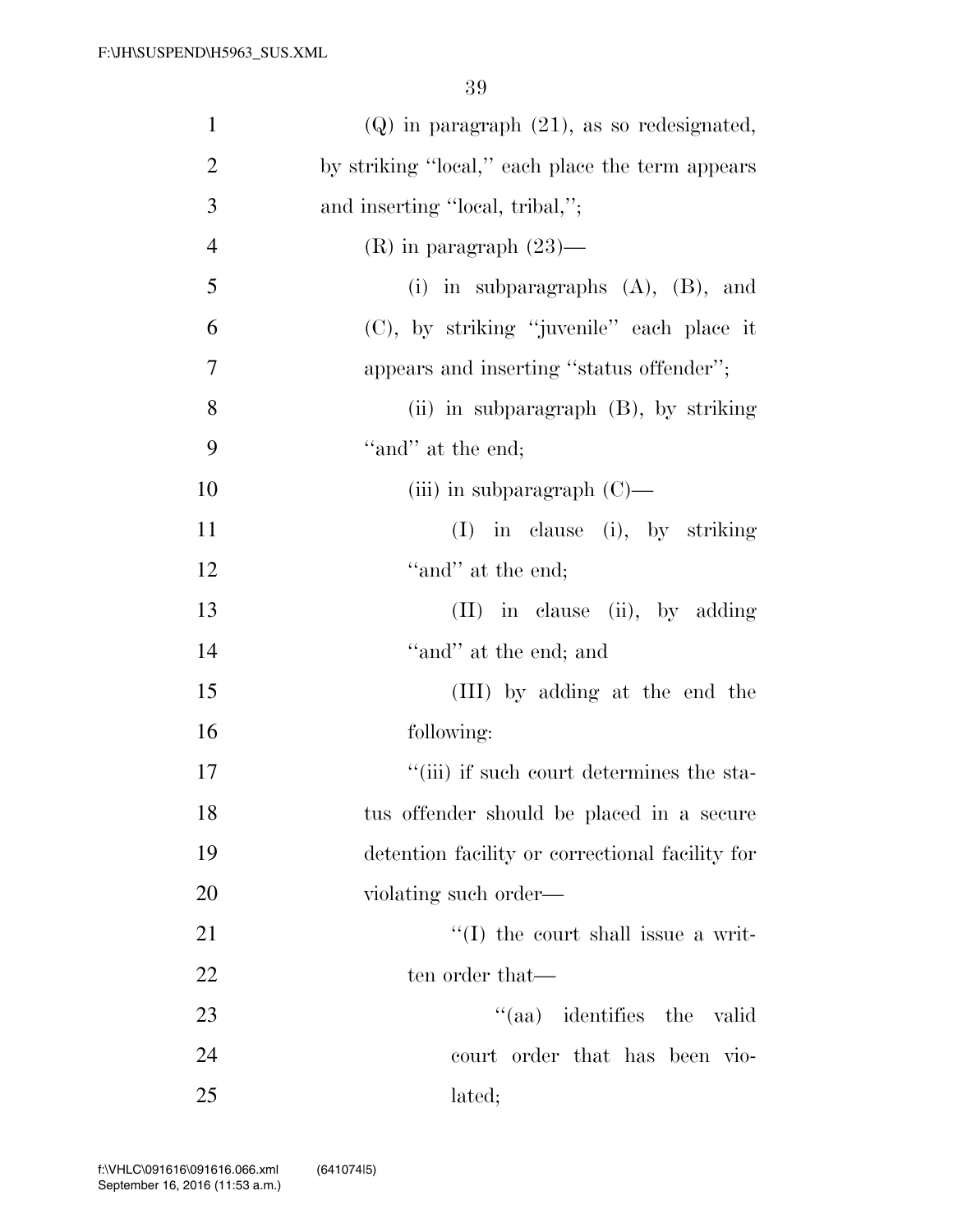(Q) in paragraph (21), as so redesignated, by striking "local," each place the term appears and inserting "local, tribal,";

(R) in paragraph (23)—

(i) in subparagraphs (A), (B), and (C), by striking "juvenile" each place it appears and inserting "status offender";

(ii) in subparagraph (B), by striking "and" at the end;

(iii) in subparagraph (C)—

(I) in clause (i), by striking "and" at the end;

(II) in clause (ii), by adding "and" at the end; and

(III) by adding at the end the following:

"(iii) if such court determines the status offender should be placed in a secure detention facility or correctional facility for violating such order—

"(I) the court shall issue a written order that—

"(aa) identifies the valid court order that has been violated;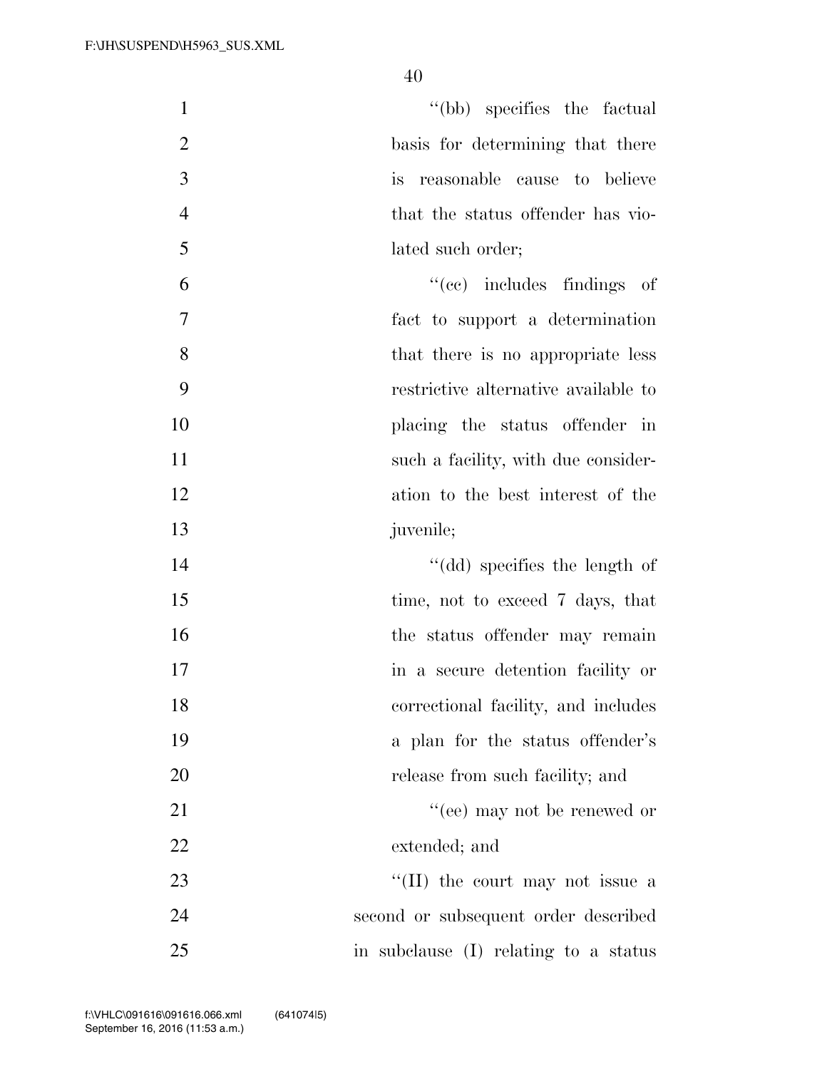"(bb) specifies the factual basis for determining that there is reasonable cause to believe that the status offender has violated such order;

"(cc) includes findings of fact to support a determination that there is no appropriate less restrictive alternative available to placing the status offender in such a facility, with due consideration to the best interest of the juvenile;

"(dd) specifies the length of time, not to exceed 7 days, that the status offender may remain in a secure detention facility or correctional facility, and includes a plan for the status offender's release from such facility; and

"(ee) may not be renewed or extended; and

"(II) the court may not issue a second or subsequent order described in subclause (I) relating to a status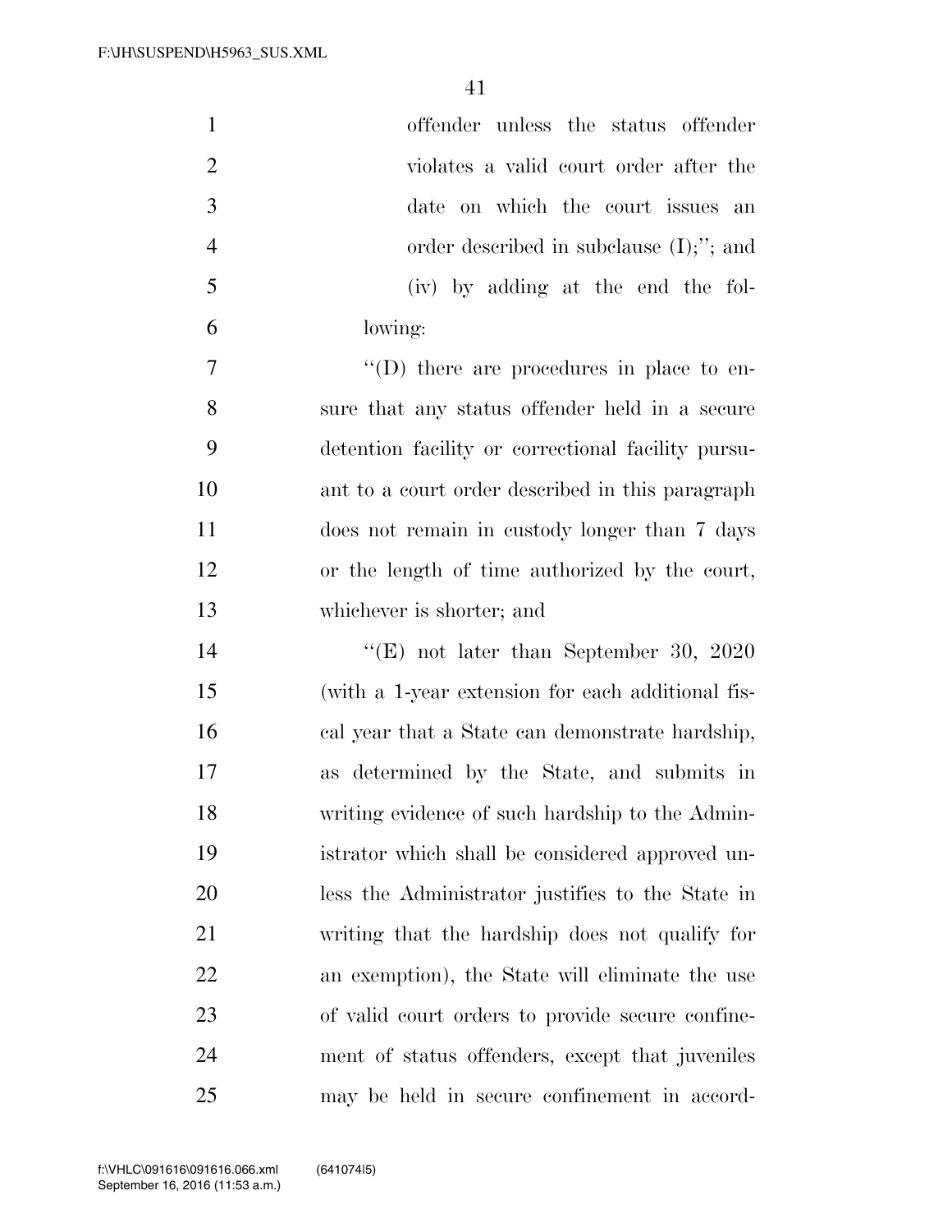offender unless the status offender violates a valid court order after the date on which the court issues an order described in subclause (I);''; and

(iv) by adding at the end the following:

''(D) there are procedures in place to ensure that any status offender held in a secure detention facility or correctional facility pursuant to a court order described in this paragraph does not remain in custody longer than 7 days or the length of time authorized by the court, whichever is shorter; and

''(E) not later than September 30, 2020 (with a 1-year extension for each additional fiscal year that a State can demonstrate hardship, as determined by the State, and submits in writing evidence of such hardship to the Administrator which shall be considered approved unless the Administrator justifies to the State in writing that the hardship does not qualify for an exemption), the State will eliminate the use of valid court orders to provide secure confinement of status offenders, except that juveniles may be held in secure confinement in accord-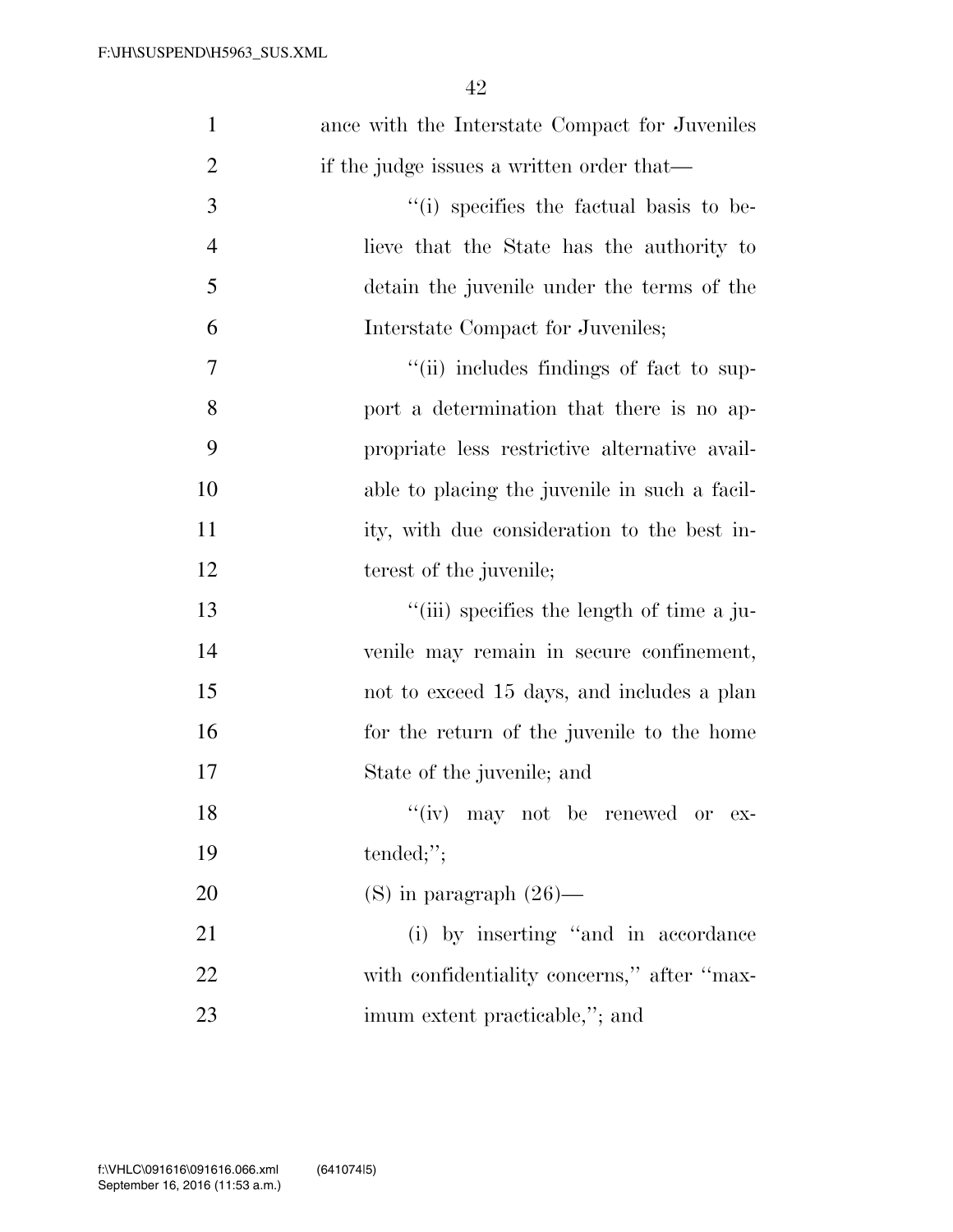ance with the Interstate Compact for Juveniles if the judge issues a written order that—

''(i) specifies the factual basis to believe that the State has the authority to detain the juvenile under the terms of the Interstate Compact for Juveniles;

''(ii) includes findings of fact to support a determination that there is no appropriate less restrictive alternative available to placing the juvenile in such a facility, with due consideration to the best interest of the juvenile;

''(iii) specifies the length of time a juvenile may remain in secure confinement, not to exceed 15 days, and includes a plan for the return of the juvenile to the home State of the juvenile; and

''(iv) may not be renewed or extended;'';

(S) in paragraph (26)—

(i) by inserting ''and in accordance with confidentiality concerns,'' after ''maximum extent practicable,''; and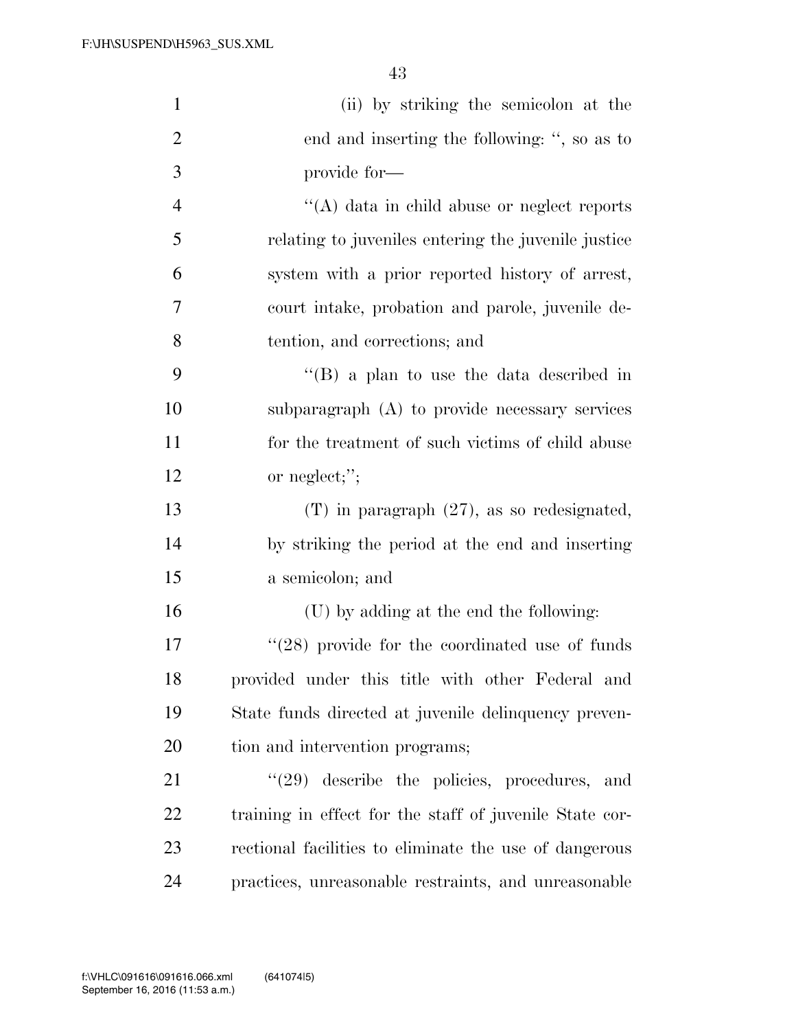(ii) by striking the semicolon at the end and inserting the following: ", so as to provide for—

"(A) data in child abuse or neglect reports relating to juveniles entering the juvenile justice system with a prior reported history of arrest, court intake, probation and parole, juvenile detention, and corrections; and

"(B) a plan to use the data described in subparagraph (A) to provide necessary services for the treatment of such victims of child abuse or neglect;";

(T) in paragraph (27), as so redesignated, by striking the period at the end and inserting a semicolon; and

(U) by adding at the end the following:

"(28) provide for the coordinated use of funds provided under this title with other Federal and State funds directed at juvenile delinquency prevention and intervention programs;

"(29) describe the policies, procedures, and training in effect for the staff of juvenile State correctional facilities to eliminate the use of dangerous practices, unreasonable restraints, and unreasonable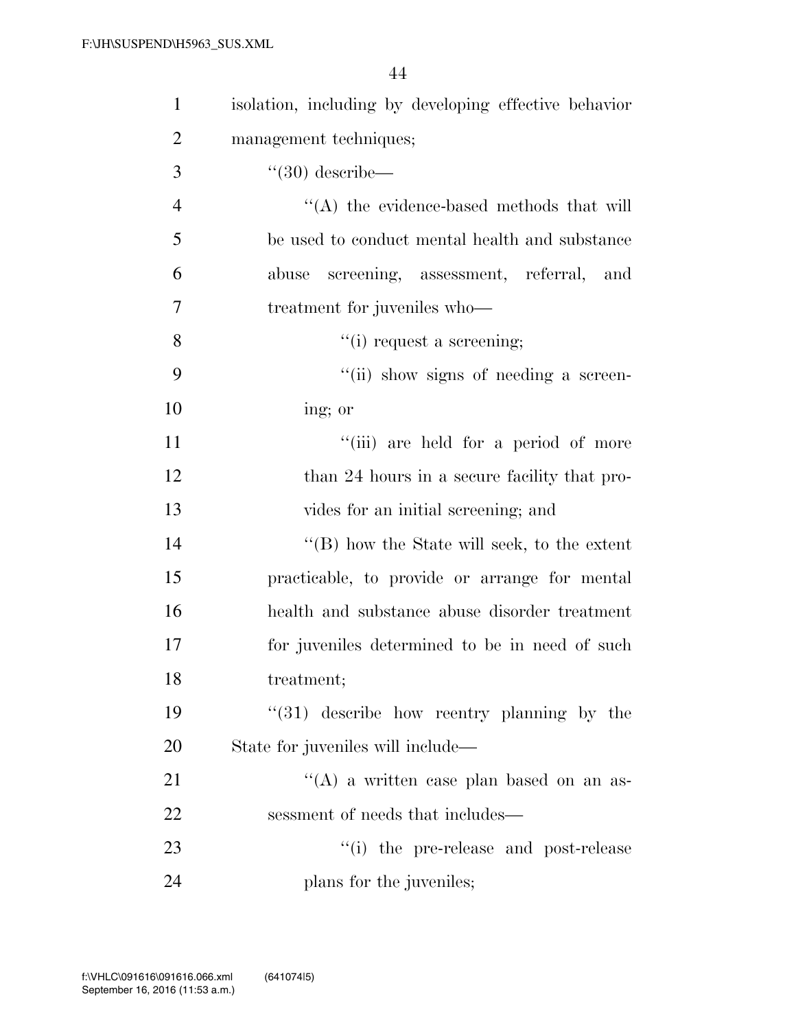isolation, including by developing effective behavior management techniques;

''(30) describe—

''(A) the evidence-based methods that will be used to conduct mental health and substance abuse screening, assessment, referral, and treatment for juveniles who—

''(i) request a screening;

''(ii) show signs of needing a screening; or

''(iii) are held for a period of more than 24 hours in a secure facility that provides for an initial screening; and

''(B) how the State will seek, to the extent practicable, to provide or arrange for mental health and substance abuse disorder treatment for juveniles determined to be in need of such treatment;

''(31) describe how reentry planning by the State for juveniles will include—

''(A) a written case plan based on an assessment of needs that includes—

''(i) the pre-release and post-release plans for the juveniles;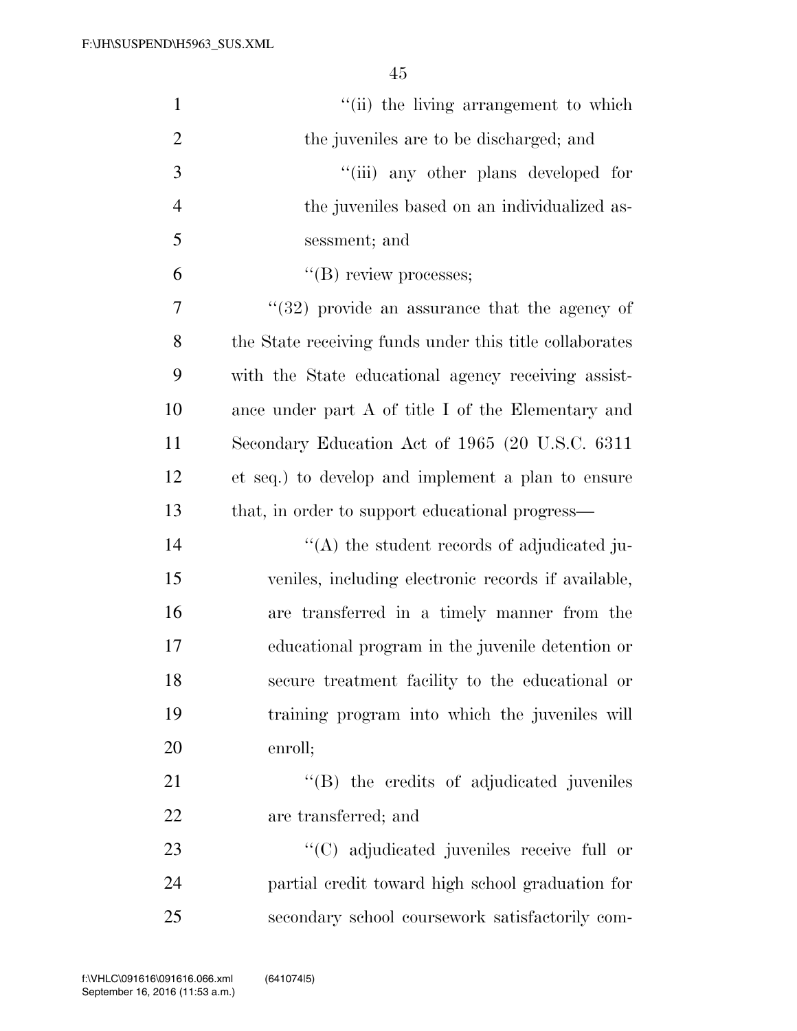''(ii) the living arrangement to which the juveniles are to be discharged; and

''(iii) any other plans developed for the juveniles based on an individualized assessment; and

''(B) review processes;

''(32) provide an assurance that the agency of the State receiving funds under this title collaborates with the State educational agency receiving assistance under part A of title I of the Elementary and Secondary Education Act of 1965 (20 U.S.C. 6311 et seq.) to develop and implement a plan to ensure that, in order to support educational progress—

''(A) the student records of adjudicated juveniles, including electronic records if available, are transferred in a timely manner from the educational program in the juvenile detention or secure treatment facility to the educational or training program into which the juveniles will enroll;

''(B) the credits of adjudicated juveniles are transferred; and

''(C) adjudicated juveniles receive full or partial credit toward high school graduation for secondary school coursework satisfactorily com-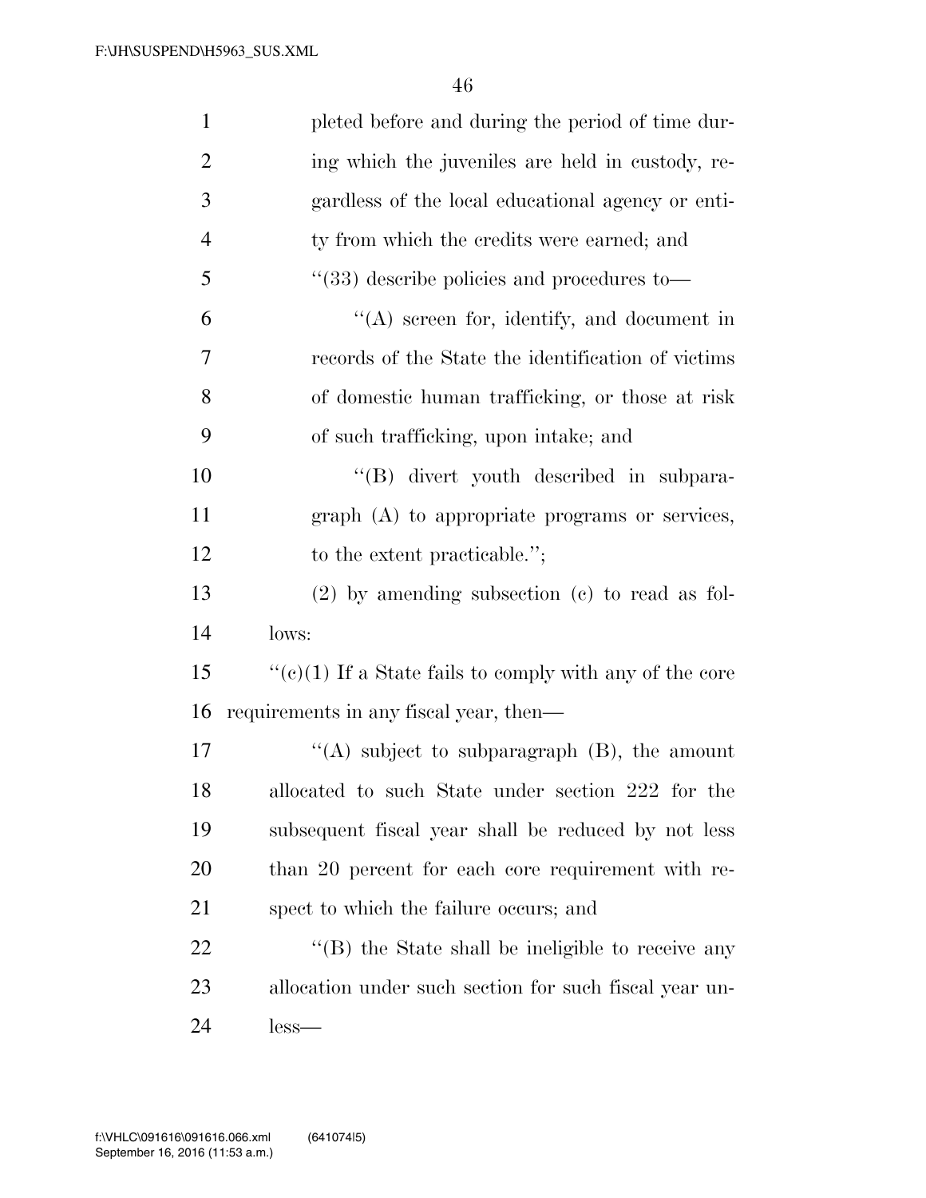pleted before and during the period of time during which the juveniles are held in custody, regardless of the local educational agency or entity from which the credits were earned; and

"(33) describe policies and procedures to—

"(A) screen for, identify, and document in records of the State the identification of victims of domestic human trafficking, or those at risk of such trafficking, upon intake; and

"(B) divert youth described in subparagraph (A) to appropriate programs or services, to the extent practicable.";

(2) by amending subsection (c) to read as follows:

"(c)(1) If a State fails to comply with any of the core requirements in any fiscal year, then—

"(A) subject to subparagraph (B), the amount allocated to such State under section 222 for the subsequent fiscal year shall be reduced by not less than 20 percent for each core requirement with respect to which the failure occurs; and

"(B) the State shall be ineligible to receive any allocation under such section for such fiscal year unless—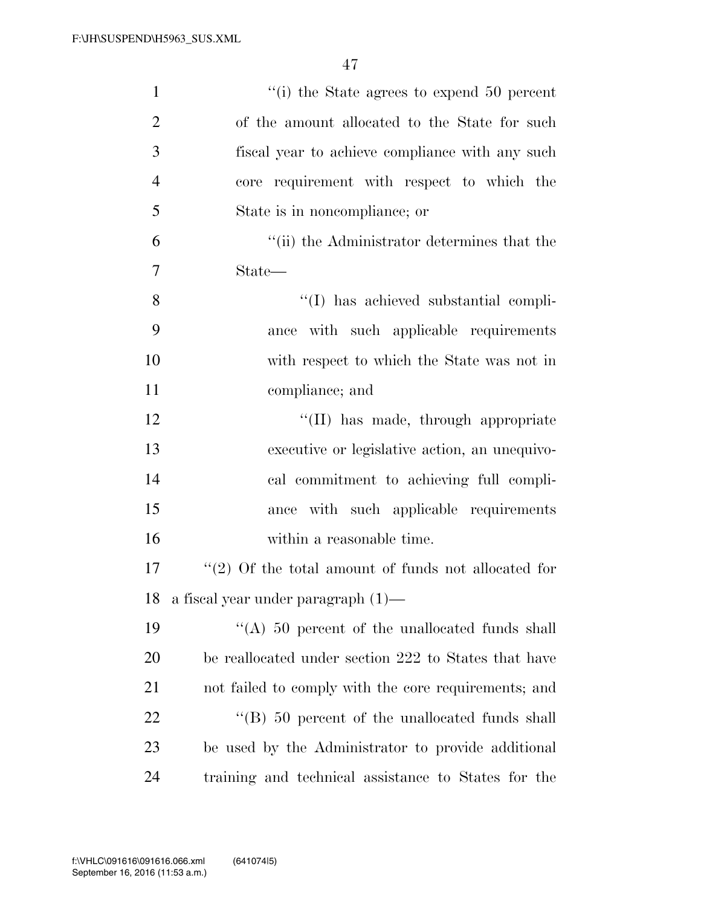''(i) the State agrees to expend 50 percent of the amount allocated to the State for such fiscal year to achieve compliance with any such core requirement with respect to which the State is in noncompliance; or

''(ii) the Administrator determines that the State—

''(I) has achieved substantial compliance with such applicable requirements with respect to which the State was not in compliance; and

''(II) has made, through appropriate executive or legislative action, an unequivocal commitment to achieving full compliance with such applicable requirements within a reasonable time.

''(2) Of the total amount of funds not allocated for a fiscal year under paragraph (1)—

''(A) 50 percent of the unallocated funds shall be reallocated under section 222 to States that have not failed to comply with the core requirements; and

''(B) 50 percent of the unallocated funds shall be used by the Administrator to provide additional training and technical assistance to States for the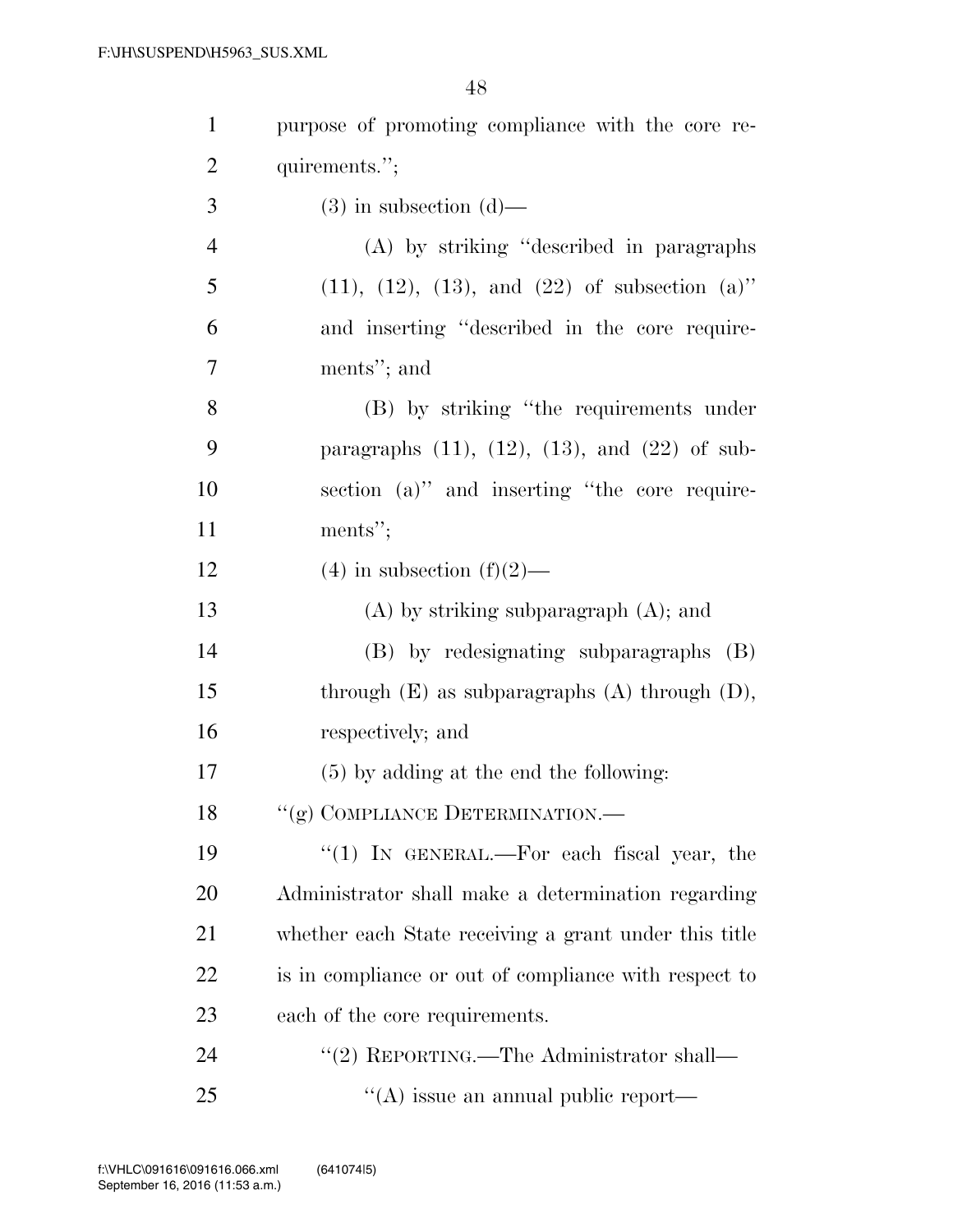purpose of promoting compliance with the core requirements.'';

(3) in subsection (d)—

(A) by striking ''described in paragraphs (11), (12), (13), and (22) of subsection (a)'' and inserting ''described in the core requirements''; and

(B) by striking ''the requirements under paragraphs (11), (12), (13), and (22) of subsection (a)'' and inserting ''the core requirements'';

(4) in subsection (f)(2)—

(A) by striking subparagraph (A); and

(B) by redesignating subparagraphs (B) through (E) as subparagraphs (A) through (D), respectively; and

(5) by adding at the end the following:

''(g) COMPLIANCE DETERMINATION.—

''(1) IN GENERAL.—For each fiscal year, the Administrator shall make a determination regarding whether each State receiving a grant under this title is in compliance or out of compliance with respect to each of the core requirements.

''(2) REPORTING.—The Administrator shall—

''(A) issue an annual public report—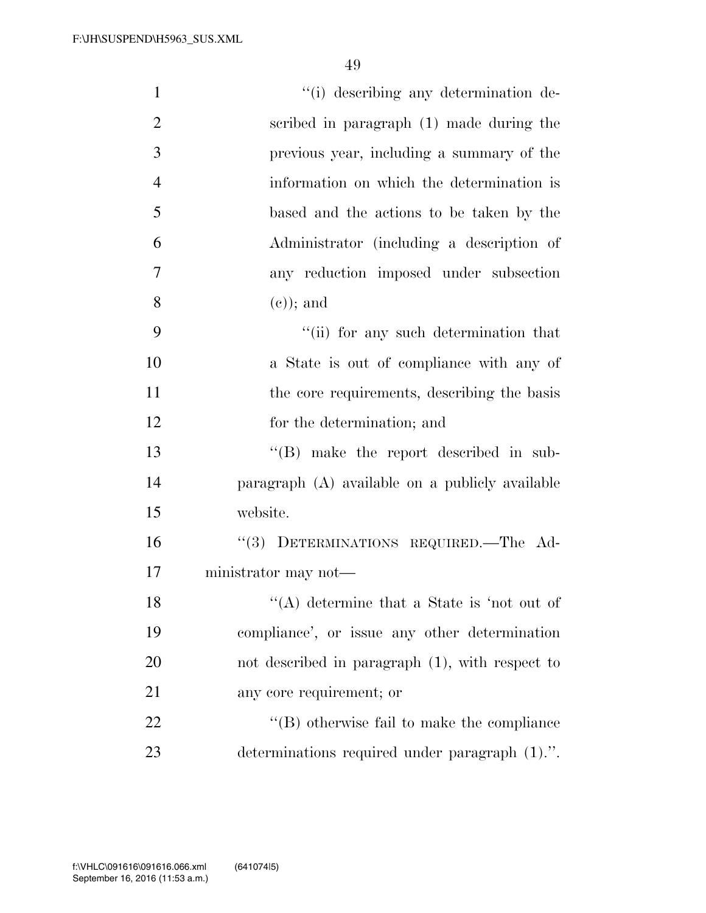"(i) describing any determination described in paragraph (1) made during the previous year, including a summary of the information on which the determination is based and the actions to be taken by the Administrator (including a description of any reduction imposed under subsection (c)); and

"(ii) for any such determination that a State is out of compliance with any of the core requirements, describing the basis for the determination; and

"(B) make the report described in subparagraph (A) available on a publicly available website.

"(3) DETERMINATIONS REQUIRED.—The Administrator may not—

"(A) determine that a State is 'not out of compliance', or issue any other determination not described in paragraph (1), with respect to any core requirement; or

"(B) otherwise fail to make the compliance determinations required under paragraph (1).".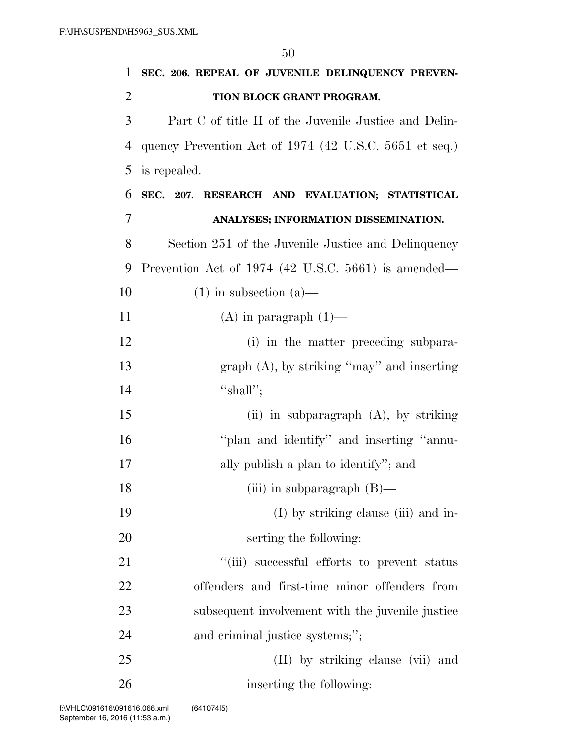**SEC. 206. REPEAL OF JUVENILE DELINQUENCY PREVENTION BLOCK GRANT PROGRAM.**

Part C of title II of the Juvenile Justice and Delinquency Prevention Act of 1974 (42 U.S.C. 5651 et seq.) is repealed.

**SEC. 207. RESEARCH AND EVALUATION; STATISTICAL ANALYSES; INFORMATION DISSEMINATION.**

Section 251 of the Juvenile Justice and Delinquency Prevention Act of 1974 (42 U.S.C. 5661) is amended—

(1) in subsection (a)—

(A) in paragraph (1)—

(i) in the matter preceding subparagraph (A), by striking "may" and inserting "shall";

(ii) in subparagraph (A), by striking "plan and identify" and inserting "annually publish a plan to identify"; and

(iii) in subparagraph (B)—

(I) by striking clause (iii) and inserting the following:

"(iii) successful efforts to prevent status offenders and first-time minor offenders from subsequent involvement with the juvenile justice and criminal justice systems;";

(II) by striking clause (vii) and inserting the following: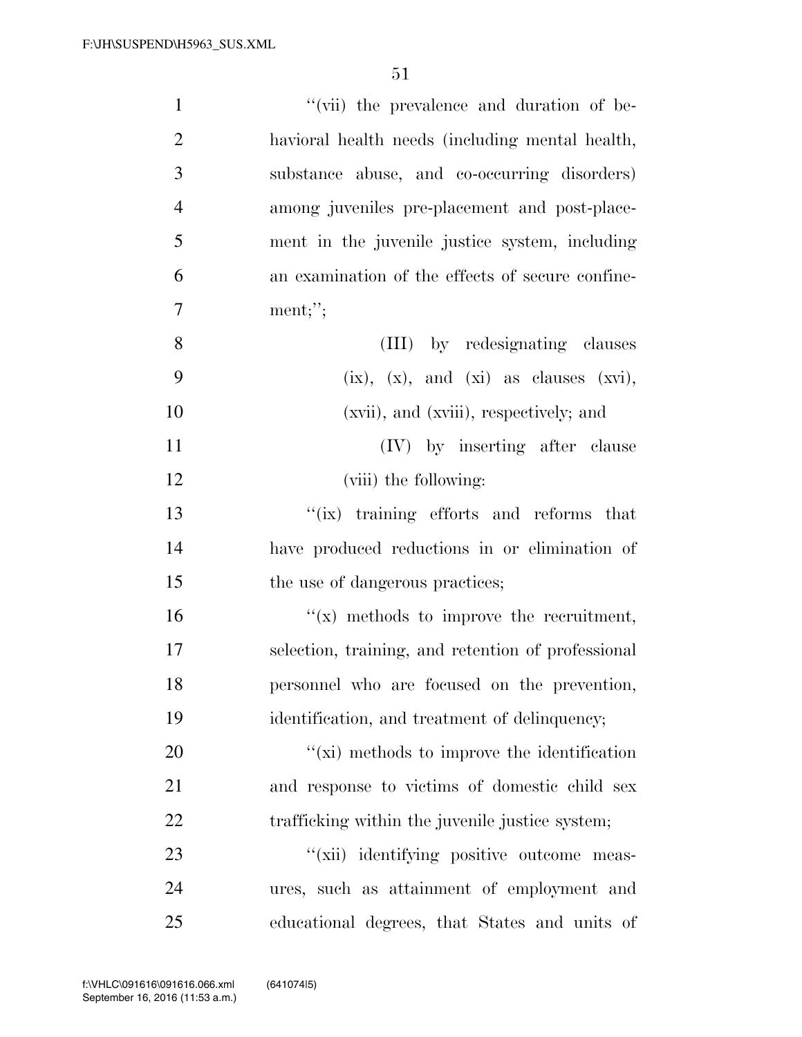"(vii) the prevalence and duration of behavioral health needs (including mental health, substance abuse, and co-occurring disorders) among juveniles pre-placement and post-placement in the juvenile justice system, including an examination of the effects of secure confinement;";

(III) by redesignating clauses (ix), (x), and (xi) as clauses (xvi), (xvii), and (xviii), respectively; and

(IV) by inserting after clause (viii) the following:

"(ix) training efforts and reforms that have produced reductions in or elimination of the use of dangerous practices;

"(x) methods to improve the recruitment, selection, training, and retention of professional personnel who are focused on the prevention, identification, and treatment of delinquency;

"(xi) methods to improve the identification and response to victims of domestic child sex trafficking within the juvenile justice system;

"(xii) identifying positive outcome measures, such as attainment of employment and educational degrees, that States and units of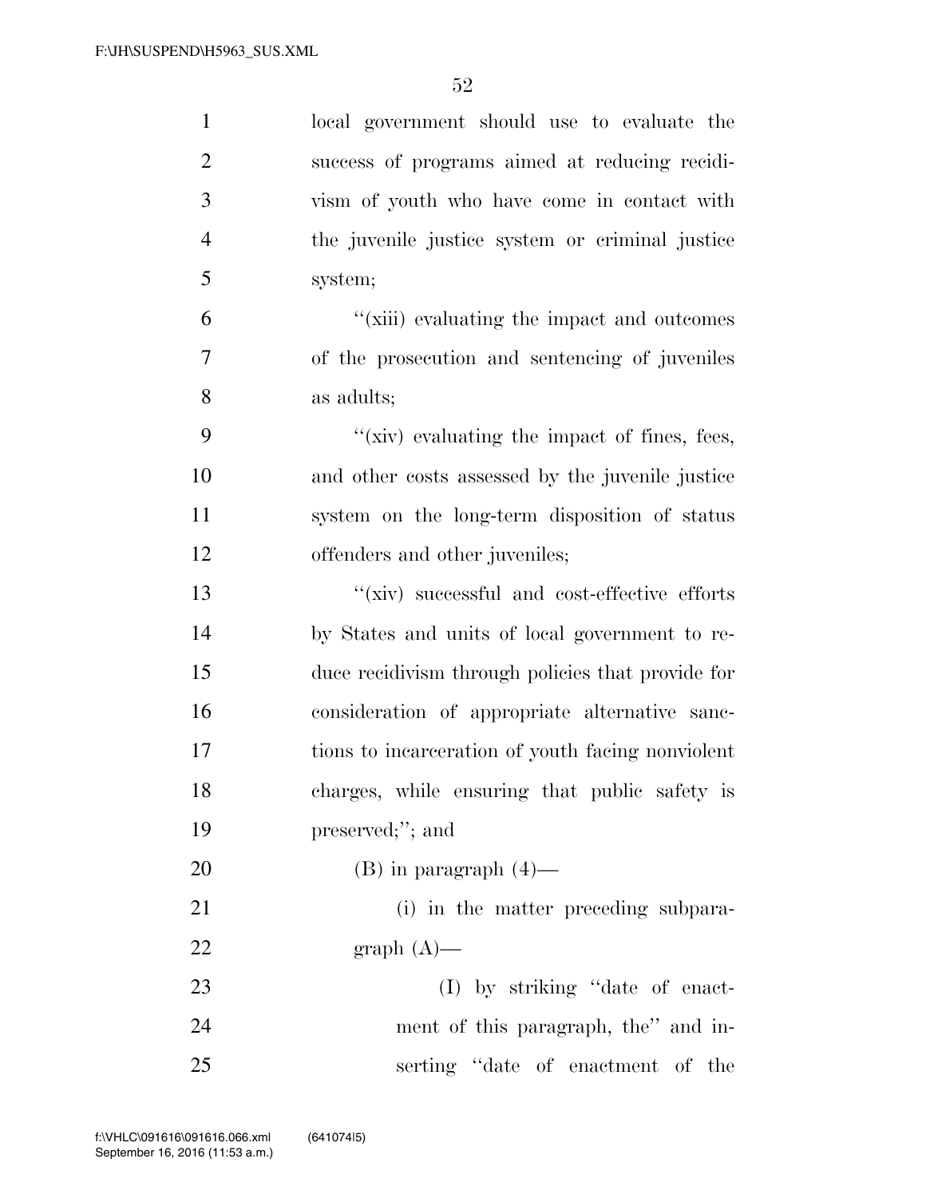local government should use to evaluate the success of programs aimed at reducing recidivism of youth who have come in contact with the juvenile justice system or criminal justice system;

"(xiii) evaluating the impact and outcomes of the prosecution and sentencing of juveniles as adults;

"(xiv) evaluating the impact of fines, fees, and other costs assessed by the juvenile justice system on the long-term disposition of status offenders and other juveniles;

"(xiv) successful and cost-effective efforts by States and units of local government to reduce recidivism through policies that provide for consideration of appropriate alternative sanctions to incarceration of youth facing nonviolent charges, while ensuring that public safety is preserved;"; and

(B) in paragraph (4)—

(i) in the matter preceding subparagraph (A)—

(I) by striking "date of enactment of this paragraph, the" and inserting "date of enactment of the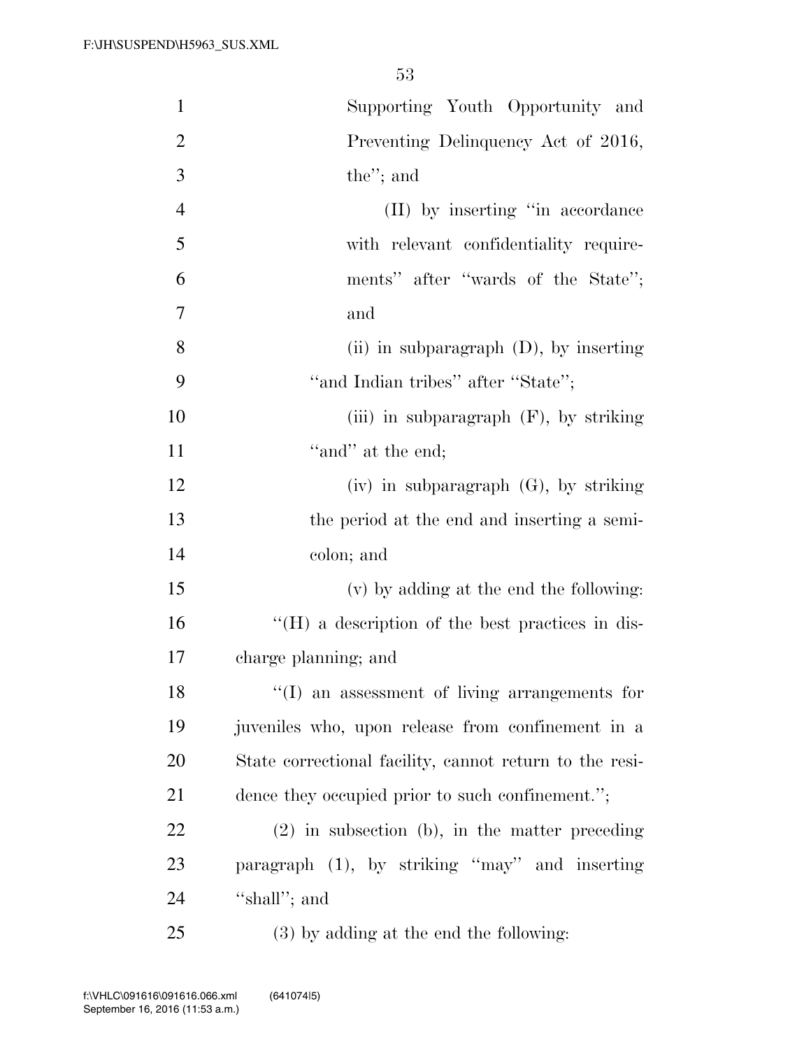Supporting Youth Opportunity and Preventing Delinquency Act of 2016, the''; and

(II) by inserting ''in accordance with relevant confidentiality requirements'' after ''wards of the State''; and

(ii) in subparagraph (D), by inserting ''and Indian tribes'' after ''State'';

(iii) in subparagraph (F), by striking ''and'' at the end;

(iv) in subparagraph (G), by striking the period at the end and inserting a semicolon; and

(v) by adding at the end the following:

''(H) a description of the best practices in discharge planning; and

''(I) an assessment of living arrangements for juveniles who, upon release from confinement in a State correctional facility, cannot return to the residence they occupied prior to such confinement.'';

(2) in subsection (b), in the matter preceding paragraph (1), by striking ''may'' and inserting ''shall''; and

(3) by adding at the end the following: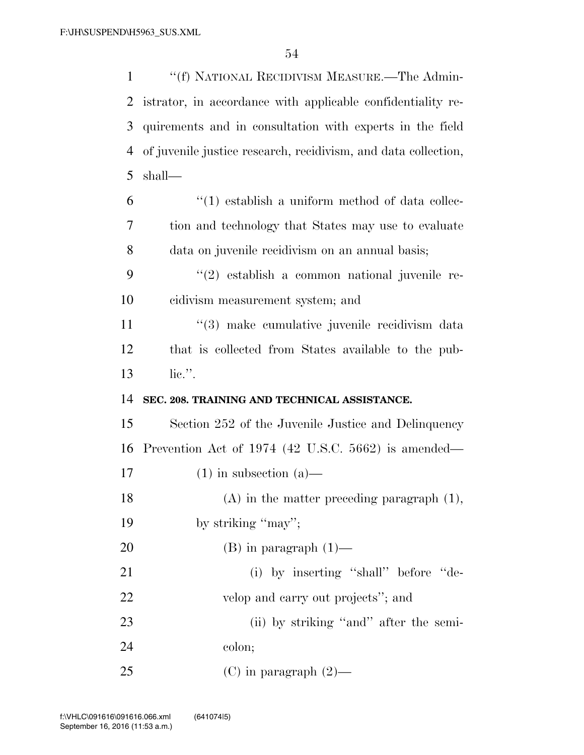"(f) NATIONAL RECIDIVISM MEASURE.—The Administrator, in accordance with applicable confidentiality requirements and in consultation with experts in the field of juvenile justice research, recidivism, and data collection, shall—

"(1) establish a uniform method of data collection and technology that States may use to evaluate data on juvenile recidivism on an annual basis;

"(2) establish a common national juvenile recidivism measurement system; and

"(3) make cumulative juvenile recidivism data that is collected from States available to the public.".

**SEC. 208. TRAINING AND TECHNICAL ASSISTANCE.**

Section 252 of the Juvenile Justice and Delinquency Prevention Act of 1974 (42 U.S.C. 5662) is amended—

(1) in subsection (a)—

(A) in the matter preceding paragraph (1), by striking "may";

(B) in paragraph (1)—

(i) by inserting "shall" before "develop and carry out projects"; and

(ii) by striking "and" after the semicolon;

(C) in paragraph (2)—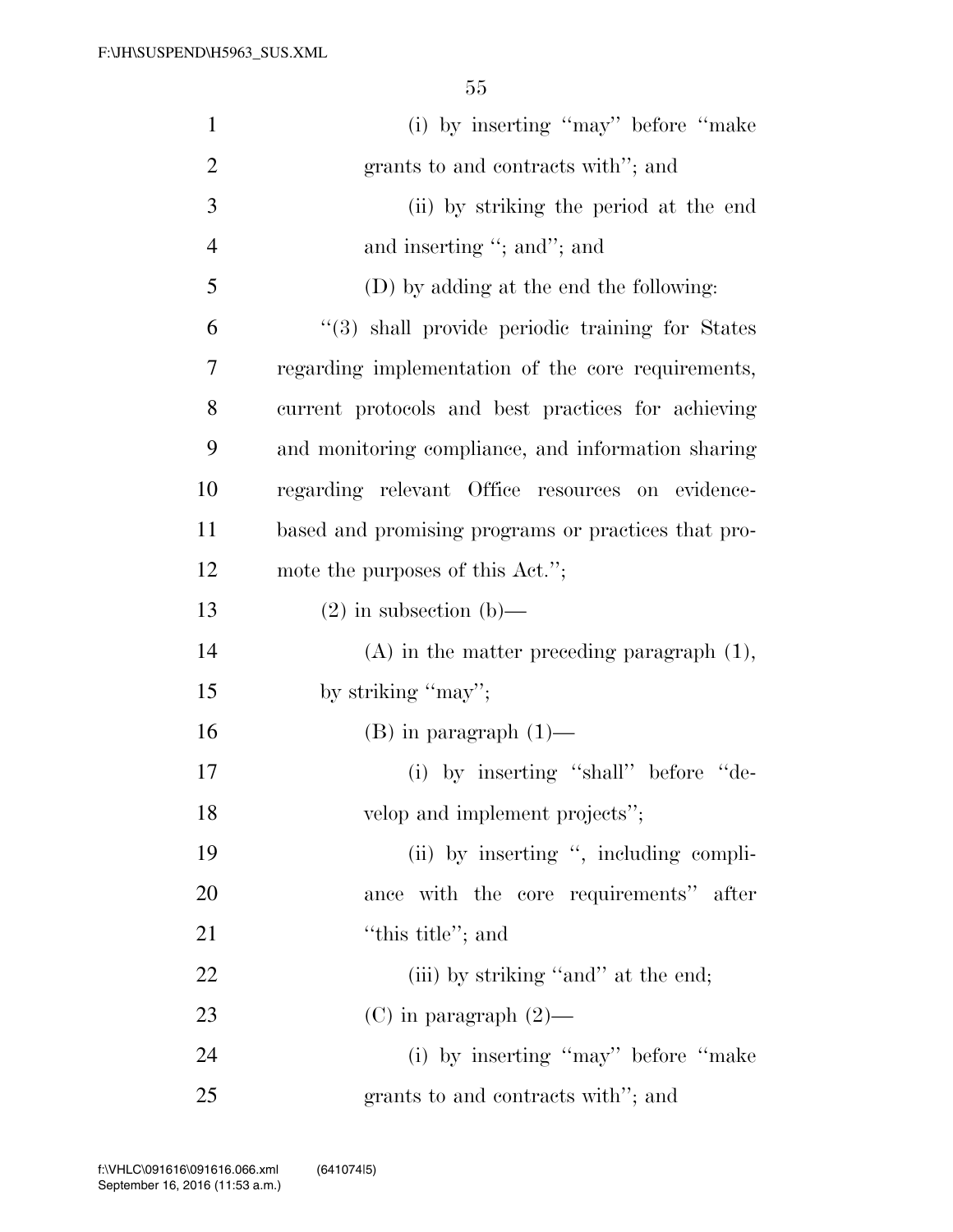(i) by inserting "may" before "make grants to and contracts with"; and

(ii) by striking the period at the end and inserting "; and"; and

(D) by adding at the end the following:

"(3) shall provide periodic training for States regarding implementation of the core requirements, current protocols and best practices for achieving and monitoring compliance, and information sharing regarding relevant Office resources on evidence-based and promising programs or practices that promote the purposes of this Act.";

(2) in subsection (b)—

(A) in the matter preceding paragraph (1), by striking "may";

(B) in paragraph (1)—

(i) by inserting "shall" before "develop and implement projects";

(ii) by inserting ", including compliance with the core requirements" after "this title"; and

(iii) by striking "and" at the end;

(C) in paragraph (2)—

(i) by inserting "may" before "make grants to and contracts with"; and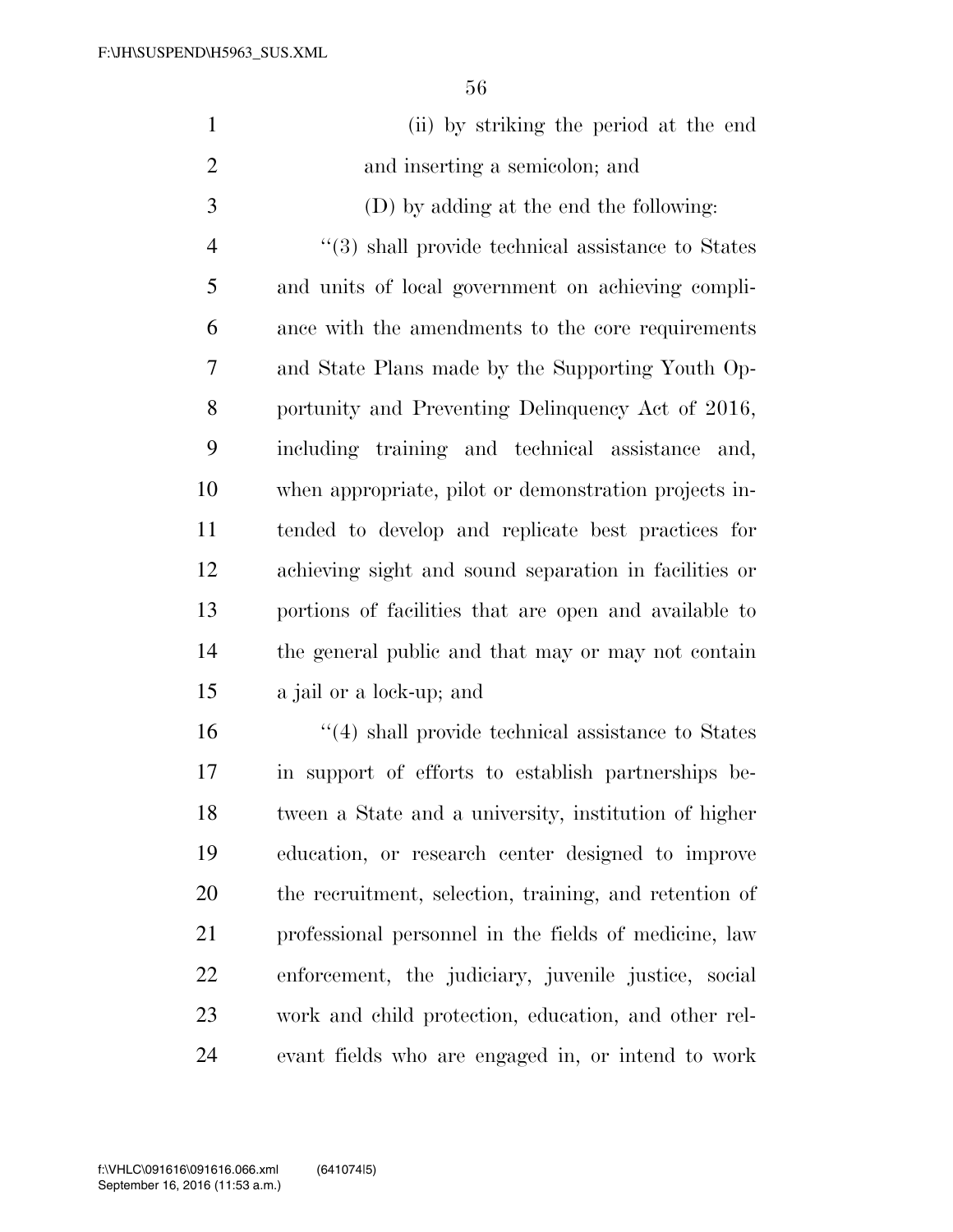(ii) by striking the period at the end and inserting a semicolon; and

(D) by adding at the end the following:

"(3) shall provide technical assistance to States and units of local government on achieving compliance with the amendments to the core requirements and State Plans made by the Supporting Youth Opportunity and Preventing Delinquency Act of 2016, including training and technical assistance and, when appropriate, pilot or demonstration projects intended to develop and replicate best practices for achieving sight and sound separation in facilities or portions of facilities that are open and available to the general public and that may or may not contain a jail or a lock-up; and

"(4) shall provide technical assistance to States in support of efforts to establish partnerships between a State and a university, institution of higher education, or research center designed to improve the recruitment, selection, training, and retention of professional personnel in the fields of medicine, law enforcement, the judiciary, juvenile justice, social work and child protection, education, and other relevant fields who are engaged in, or intend to work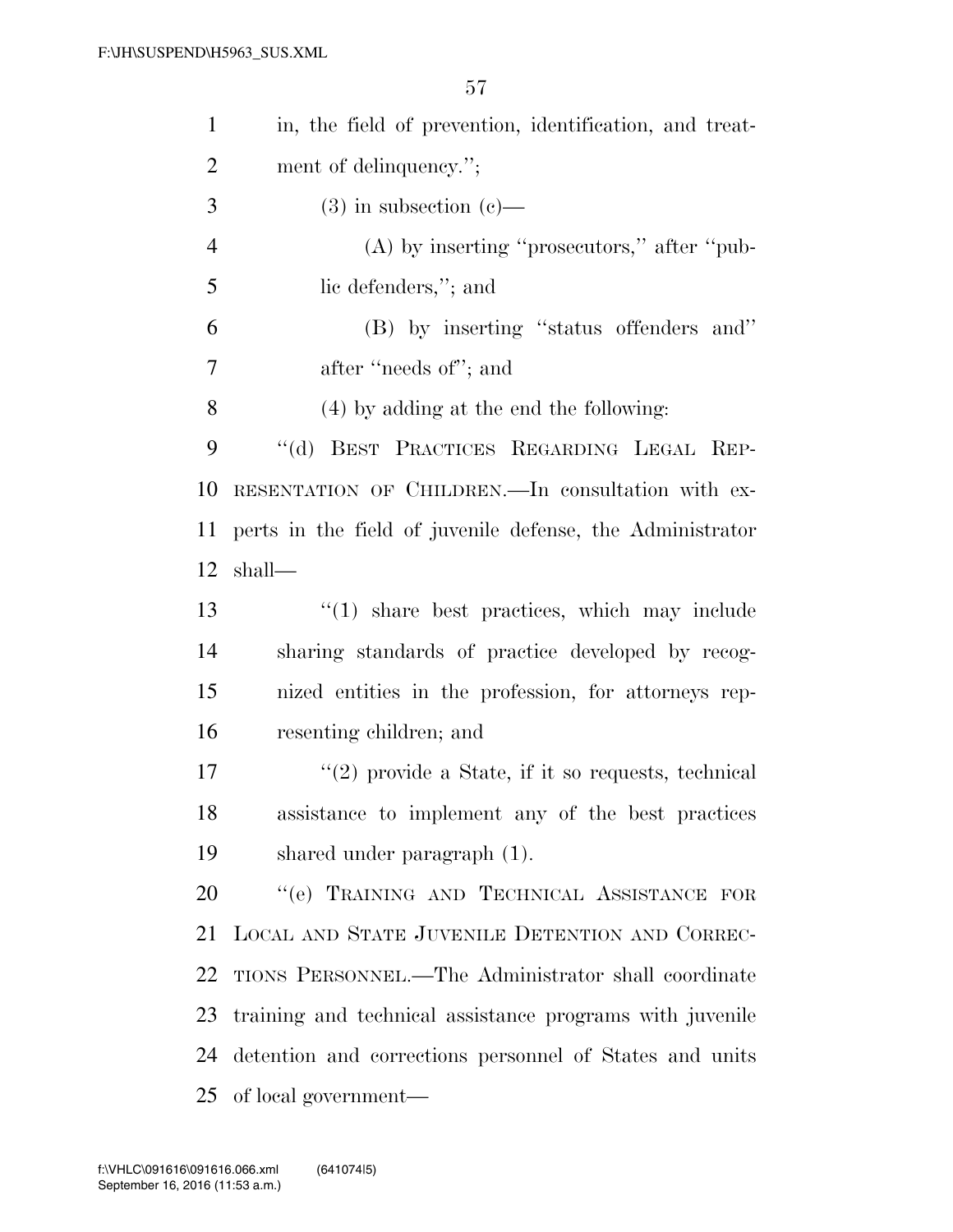in, the field of prevention, identification, and treatment of delinquency.'';

(3) in subsection (c)—

(A) by inserting ''prosecutors,'' after ''public defenders,''; and

(B) by inserting ''status offenders and'' after ''needs of''; and

(4) by adding at the end the following:

''(d) BEST PRACTICES REGARDING LEGAL REPRESENTATION OF CHILDREN.—In consultation with experts in the field of juvenile defense, the Administrator shall—

''(1) share best practices, which may include sharing standards of practice developed by recognized entities in the profession, for attorneys representing children; and

''(2) provide a State, if it so requests, technical assistance to implement any of the best practices shared under paragraph (1).

''(e) TRAINING AND TECHNICAL ASSISTANCE FOR LOCAL AND STATE JUVENILE DETENTION AND CORRECTIONS PERSONNEL.—The Administrator shall coordinate training and technical assistance programs with juvenile detention and corrections personnel of States and units of local government—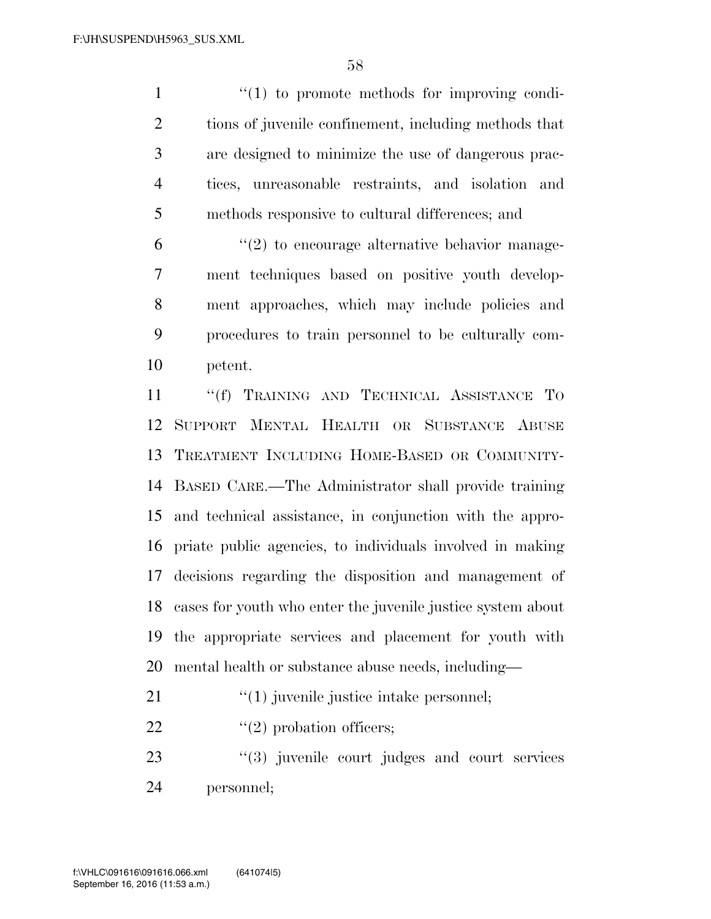"(1) to promote methods for improving conditions of juvenile confinement, including methods that are designed to minimize the use of dangerous practices, unreasonable restraints, and isolation and methods responsive to cultural differences; and

"(2) to encourage alternative behavior management techniques based on positive youth development approaches, which may include policies and procedures to train personnel to be culturally competent.

"(f) TRAINING AND TECHNICAL ASSISTANCE TO SUPPORT MENTAL HEALTH OR SUBSTANCE ABUSE TREATMENT INCLUDING HOME-BASED OR COMMUNITY-BASED CARE.—The Administrator shall provide training and technical assistance, in conjunction with the appropriate public agencies, to individuals involved in making decisions regarding the disposition and management of cases for youth who enter the juvenile justice system about the appropriate services and placement for youth with mental health or substance abuse needs, including—

"(1) juvenile justice intake personnel;

"(2) probation officers;

"(3) juvenile court judges and court services personnel;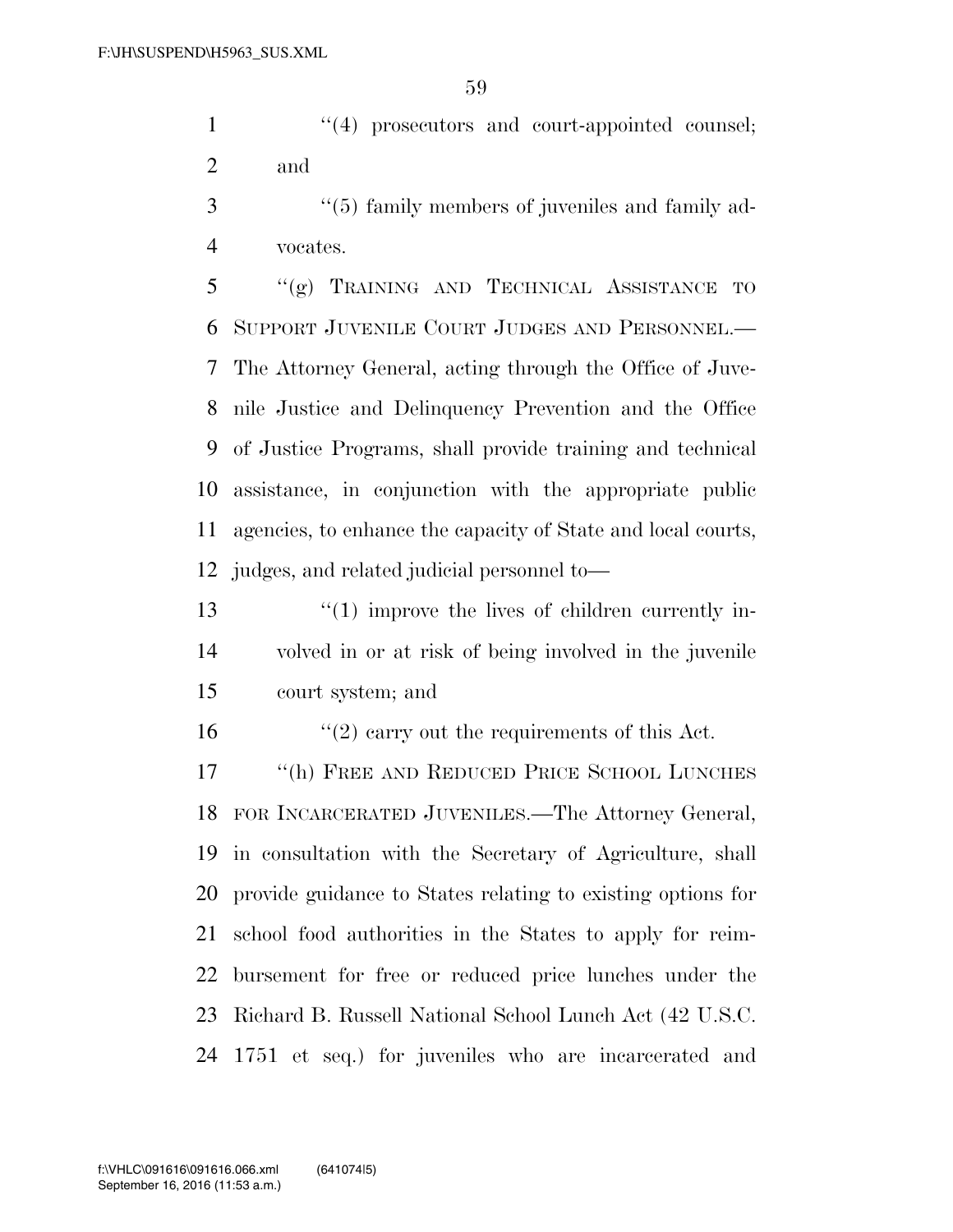''(4) prosecutors and court-appointed counsel; and

''(5) family members of juveniles and family advocates.

''(g) TRAINING AND TECHNICAL ASSISTANCE TO SUPPORT JUVENILE COURT JUDGES AND PERSONNEL.—The Attorney General, acting through the Office of Juvenile Justice and Delinquency Prevention and the Office of Justice Programs, shall provide training and technical assistance, in conjunction with the appropriate public agencies, to enhance the capacity of State and local courts, judges, and related judicial personnel to—

''(1) improve the lives of children currently involved in or at risk of being involved in the juvenile court system; and

''(2) carry out the requirements of this Act.

''(h) FREE AND REDUCED PRICE SCHOOL LUNCHES FOR INCARCERATED JUVENILES.—The Attorney General, in consultation with the Secretary of Agriculture, shall provide guidance to States relating to existing options for school food authorities in the States to apply for reimbursement for free or reduced price lunches under the Richard B. Russell National School Lunch Act (42 U.S.C. 1751 et seq.) for juveniles who are incarcerated and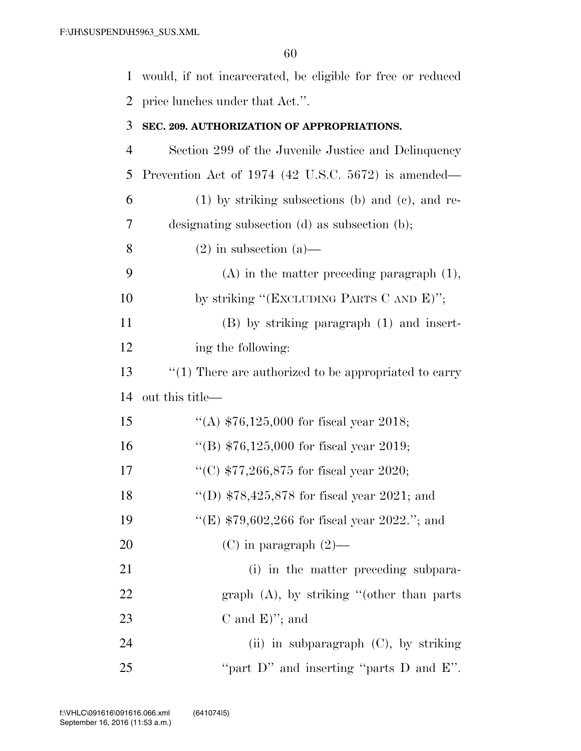would, if not incarcerated, be eligible for free or reduced price lunches under that Act.''.

**SEC. 209. AUTHORIZATION OF APPROPRIATIONS.**

Section 299 of the Juvenile Justice and Delinquency Prevention Act of 1974 (42 U.S.C. 5672) is amended—

(1) by striking subsections (b) and (c), and redesignating subsection (d) as subsection (b);

(2) in subsection (a)—

(A) in the matter preceding paragraph (1), by striking ''(EXCLUDING PARTS C AND E)'';

(B) by striking paragraph (1) and inserting the following:

''(1) There are authorized to be appropriated to carry out this title—

''(A) $76,125,000 for fiscal year 2018;

''(B) $76,125,000 for fiscal year 2019;

''(C) $77,266,875 for fiscal year 2020;

''(D) $78,425,878 for fiscal year 2021; and

''(E) $79,602,266 for fiscal year 2022.''; and

(C) in paragraph (2)—

(i) in the matter preceding subparagraph (A), by striking ''(other than parts C and E)''; and

(ii) in subparagraph (C), by striking ''part D'' and inserting ''parts D and E''.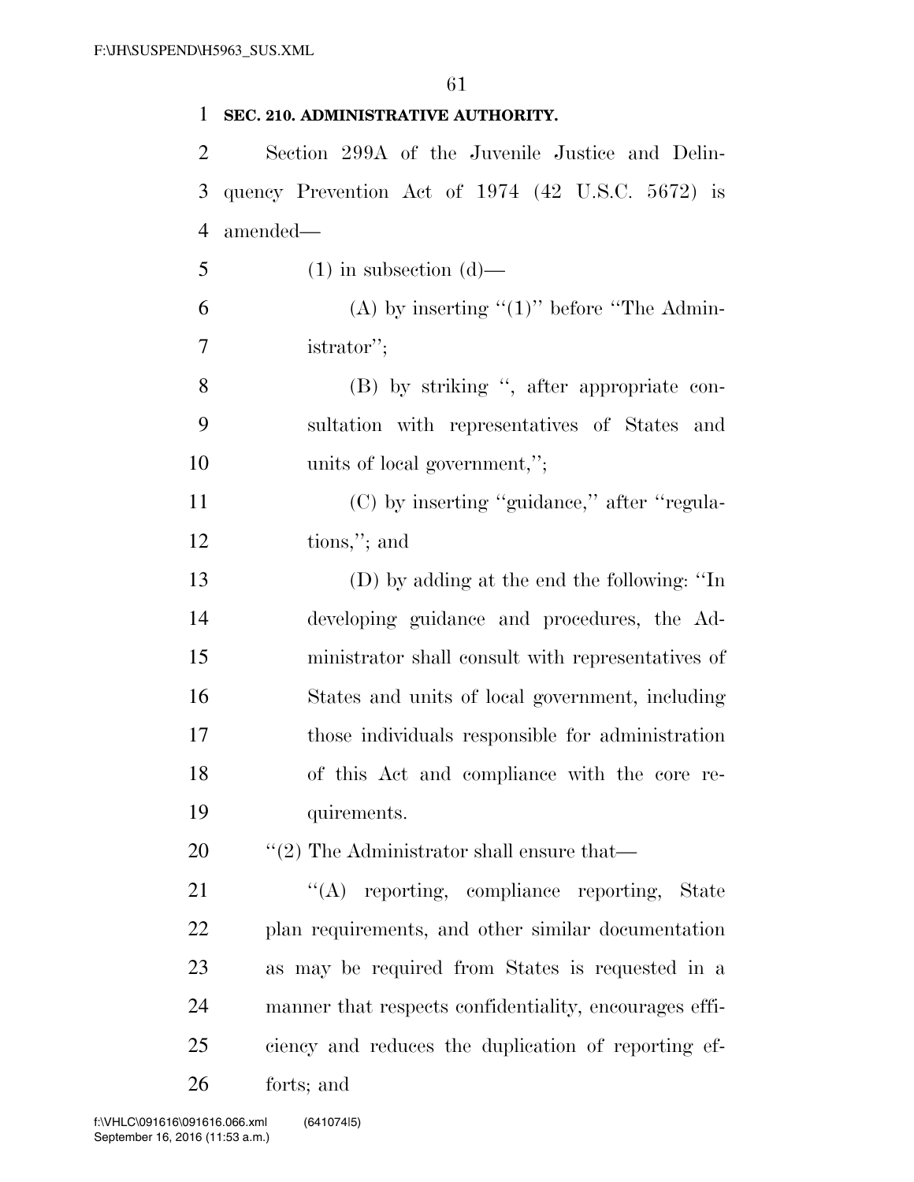**SEC. 210. ADMINISTRATIVE AUTHORITY.**

Section 299A of the Juvenile Justice and Delinquency Prevention Act of 1974 (42 U.S.C. 5672) is amended—

(1) in subsection (d)—

(A) by inserting ''(1)'' before ''The Administrator'';

(B) by striking '', after appropriate consultation with representatives of States and units of local government,'';

(C) by inserting ''guidance,'' after ''regulations,''; and

(D) by adding at the end the following: ''In developing guidance and procedures, the Administrator shall consult with representatives of States and units of local government, including those individuals responsible for administration of this Act and compliance with the core requirements.

''(2) The Administrator shall ensure that—

''(A) reporting, compliance reporting, State plan requirements, and other similar documentation as may be required from States is requested in a manner that respects confidentiality, encourages efficiency and reduces the duplication of reporting efforts; and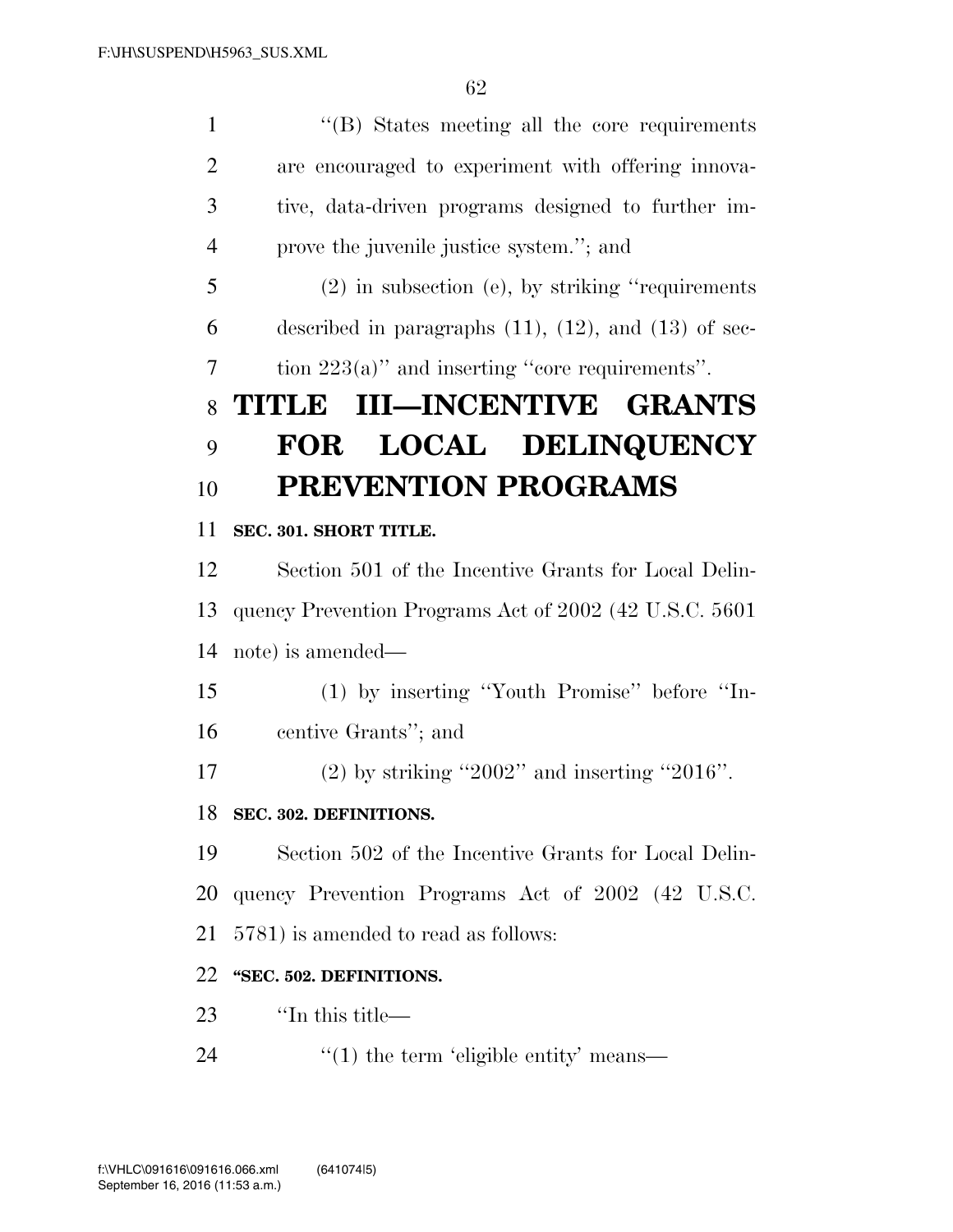''(B) States meeting all the core requirements are encouraged to experiment with offering innovative, data-driven programs designed to further improve the juvenile justice system.''; and

(2) in subsection (e), by striking ''requirements described in paragraphs (11), (12), and (13) of section 223(a)'' and inserting ''core requirements''.

# TITLE III—INCENTIVE GRANTS FOR LOCAL DELINQUENCY PREVENTION PROGRAMS

**SEC. 301. SHORT TITLE.**

Section 501 of the Incentive Grants for Local Delinquency Prevention Programs Act of 2002 (42 U.S.C. 5601 note) is amended—

(1) by inserting ''Youth Promise'' before ''Incentive Grants''; and

(2) by striking ''2002'' and inserting ''2016''.

**SEC. 302. DEFINITIONS.**

Section 502 of the Incentive Grants for Local Delinquency Prevention Programs Act of 2002 (42 U.S.C. 5781) is amended to read as follows:

**''SEC. 502. DEFINITIONS.**

''In this title—

''(1) the term 'eligible entity' means—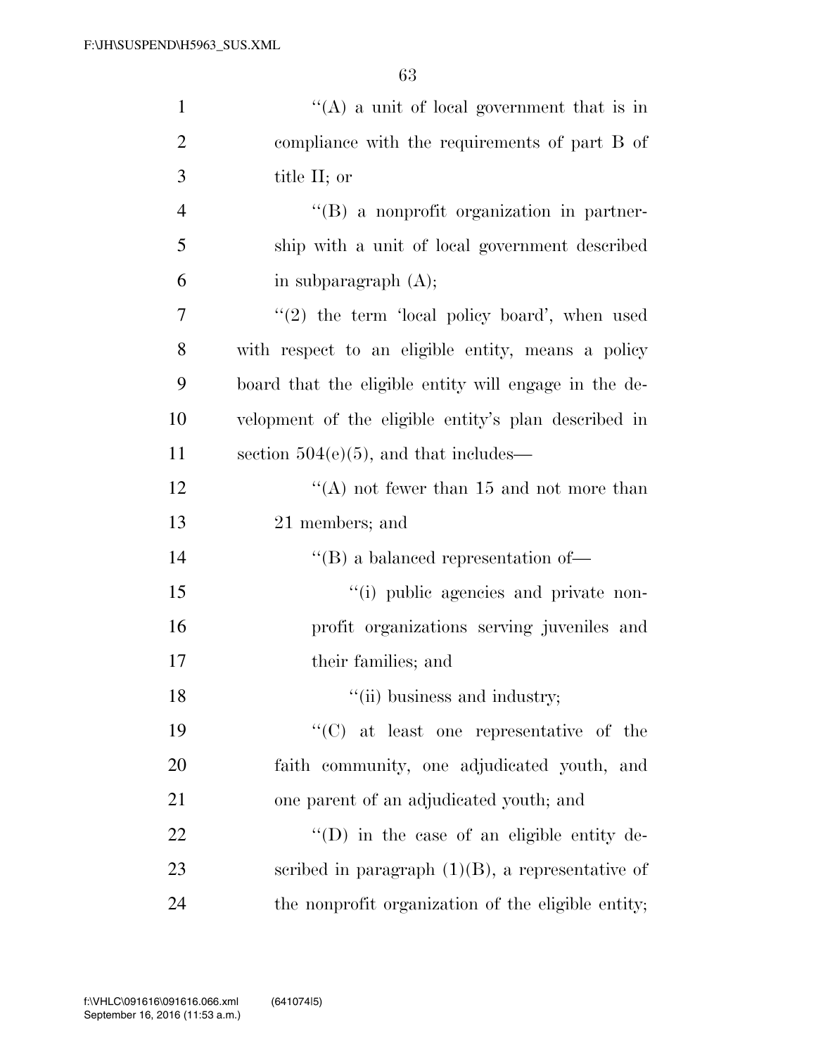''(A) a unit of local government that is in compliance with the requirements of part B of title II; or

''(B) a nonprofit organization in partnership with a unit of local government described in subparagraph (A);

''(2) the term 'local policy board', when used with respect to an eligible entity, means a policy board that the eligible entity will engage in the development of the eligible entity's plan described in section 504(e)(5), and that includes—

''(A) not fewer than 15 and not more than 21 members; and

''(B) a balanced representation of—

''(i) public agencies and private nonprofit organizations serving juveniles and their families; and

''(ii) business and industry;

''(C) at least one representative of the faith community, one adjudicated youth, and one parent of an adjudicated youth; and

''(D) in the case of an eligible entity described in paragraph (1)(B), a representative of the nonprofit organization of the eligible entity;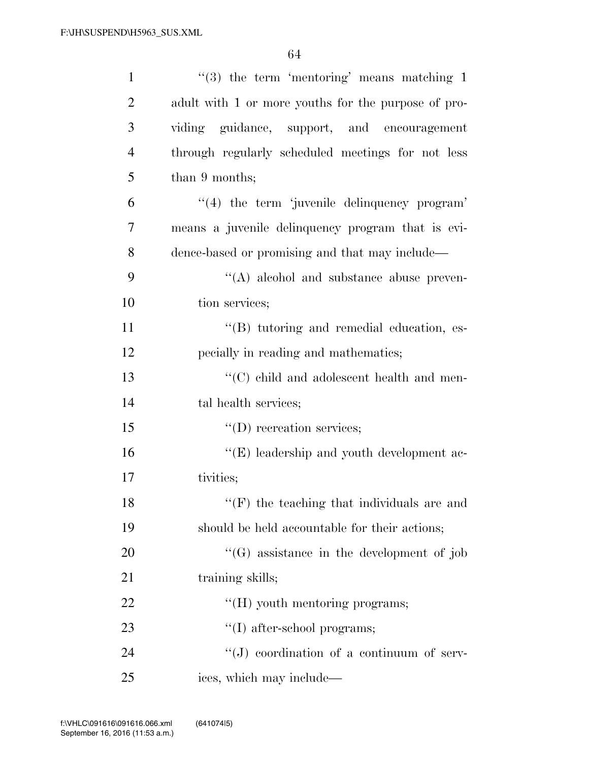''(3) the term 'mentoring' means matching 1 adult with 1 or more youths for the purpose of providing guidance, support, and encouragement through regularly scheduled meetings for not less than 9 months;

''(4) the term 'juvenile delinquency program' means a juvenile delinquency program that is evidence-based or promising and that may include—

''(A) alcohol and substance abuse prevention services;

''(B) tutoring and remedial education, especially in reading and mathematics;

''(C) child and adolescent health and mental health services;

''(D) recreation services;

''(E) leadership and youth development activities;

''(F) the teaching that individuals are and should be held accountable for their actions;

''(G) assistance in the development of job training skills;

''(H) youth mentoring programs;

''(I) after-school programs;

''(J) coordination of a continuum of services, which may include—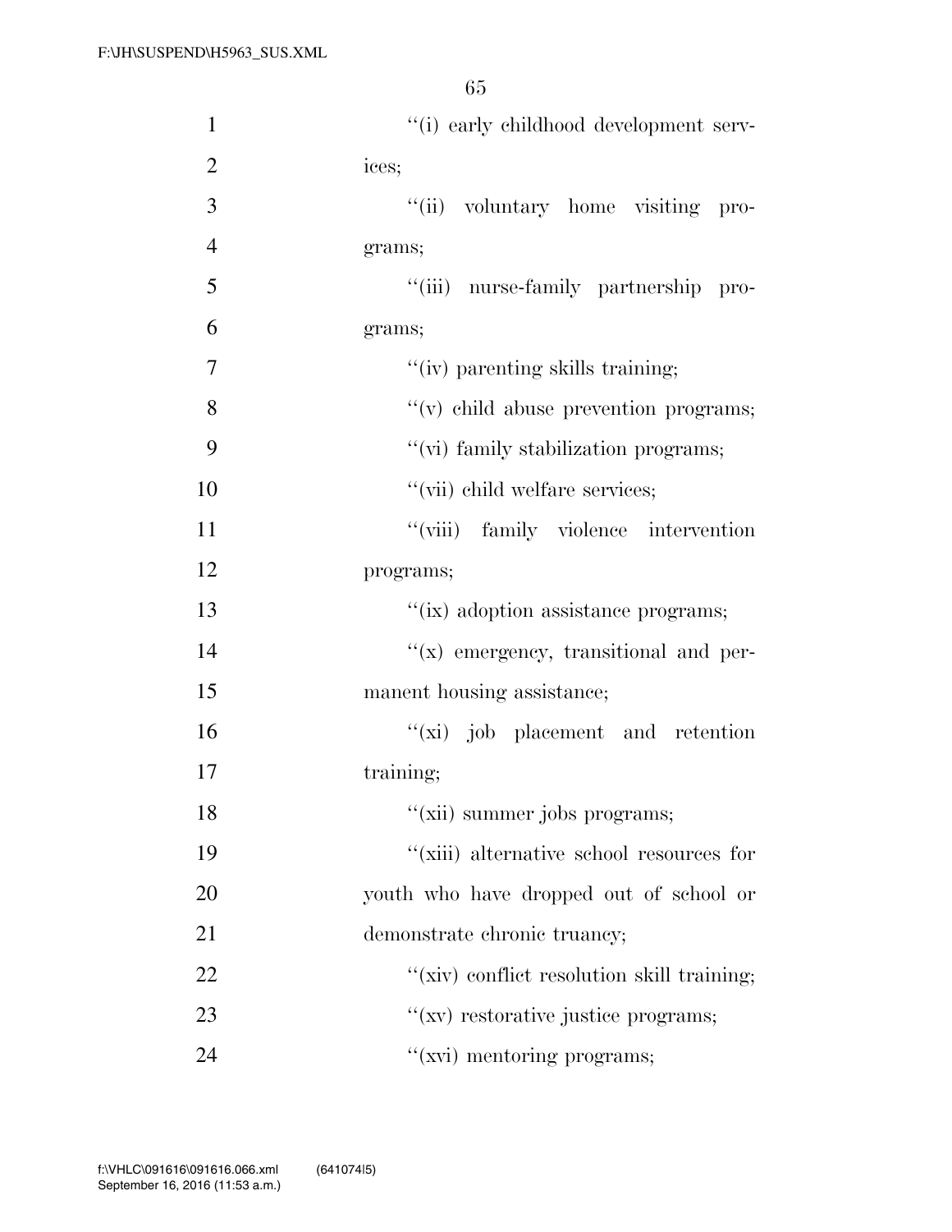''(i) early childhood development services;

''(ii) voluntary home visiting programs;

''(iii) nurse-family partnership programs;

''(iv) parenting skills training;

''(v) child abuse prevention programs;

''(vi) family stabilization programs;

''(vii) child welfare services;

''(viii) family violence intervention programs;

''(ix) adoption assistance programs;

''(x) emergency, transitional and permanent housing assistance;

''(xi) job placement and retention training;

''(xii) summer jobs programs;

''(xiii) alternative school resources for youth who have dropped out of school or demonstrate chronic truancy;

''(xiv) conflict resolution skill training;

''(xv) restorative justice programs;

''(xvi) mentoring programs;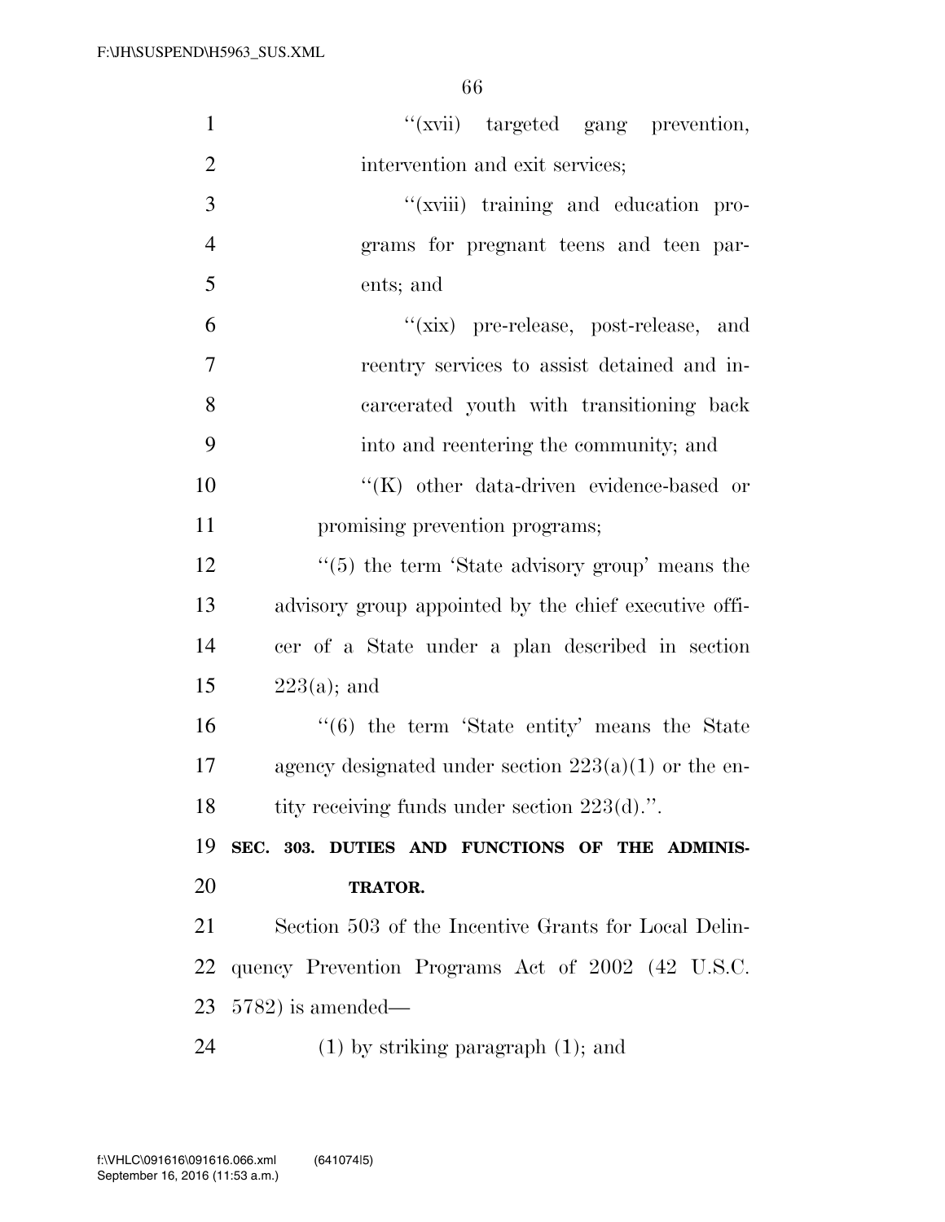"(xvii) targeted gang prevention, intervention and exit services;

"(xviii) training and education programs for pregnant teens and teen parents; and

"(xix) pre-release, post-release, and reentry services to assist detained and incarcerated youth with transitioning back into and reentering the community; and

"(K) other data-driven evidence-based or promising prevention programs;

"(5) the term 'State advisory group' means the advisory group appointed by the chief executive officer of a State under a plan described in section 223(a); and

"(6) the term 'State entity' means the State agency designated under section 223(a)(1) or the entity receiving funds under section 223(d).".

**SEC. 303. DUTIES AND FUNCTIONS OF THE ADMINISTRATOR.**

Section 503 of the Incentive Grants for Local Delinquency Prevention Programs Act of 2002 (42 U.S.C. 5782) is amended—

(1) by striking paragraph (1); and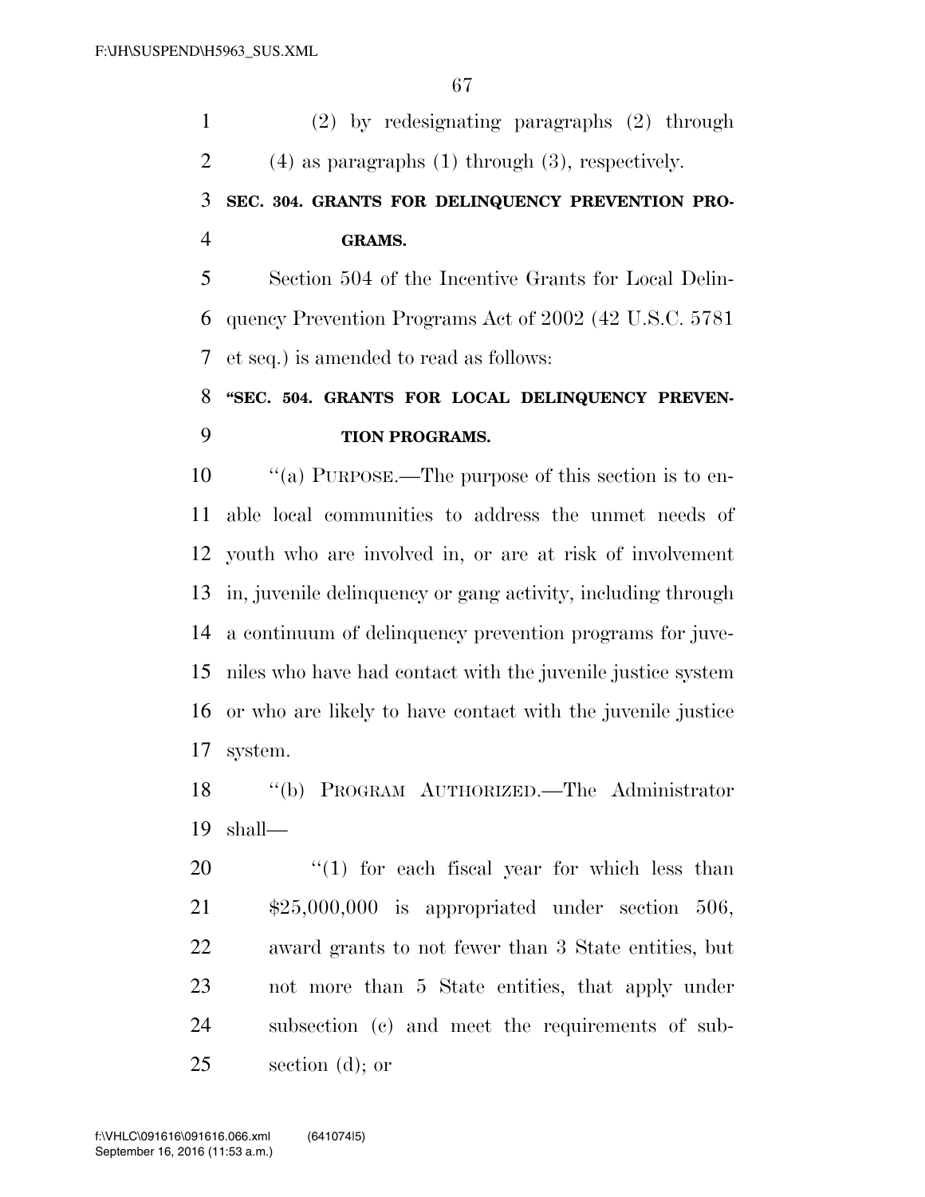(2) by redesignating paragraphs (2) through (4) as paragraphs (1) through (3), respectively.

**SEC. 304. GRANTS FOR DELINQUENCY PREVENTION PROGRAMS.**

Section 504 of the Incentive Grants for Local Delinquency Prevention Programs Act of 2002 (42 U.S.C. 5781 et seq.) is amended to read as follows:

**"SEC. 504. GRANTS FOR LOCAL DELINQUENCY PREVENTION PROGRAMS.**

"(a) PURPOSE.—The purpose of this section is to enable local communities to address the unmet needs of youth who are involved in, or are at risk of involvement in, juvenile delinquency or gang activity, including through a continuum of delinquency prevention programs for juveniles who have had contact with the juvenile justice system or who are likely to have contact with the juvenile justice system.

"(b) PROGRAM AUTHORIZED.—The Administrator shall—

"(1) for each fiscal year for which less than $25,000,000 is appropriated under section 506, award grants to not fewer than 3 State entities, but not more than 5 State entities, that apply under subsection (c) and meet the requirements of subsection (d); or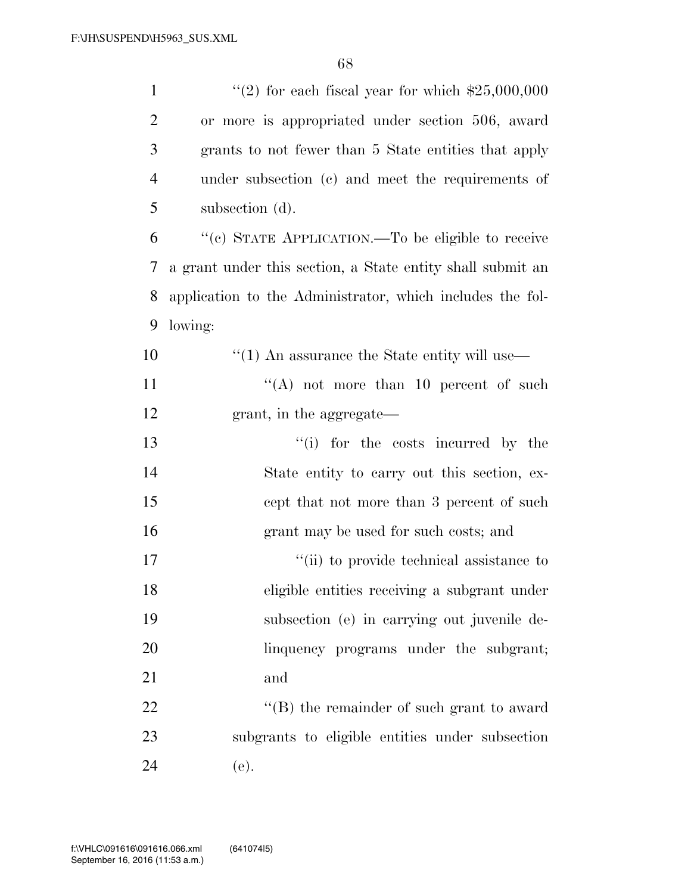''(2) for each fiscal year for which $25,000,000 or more is appropriated under section 506, award grants to not fewer than 5 State entities that apply under subsection (c) and meet the requirements of subsection (d).

''(c) STATE APPLICATION.—To be eligible to receive a grant under this section, a State entity shall submit an application to the Administrator, which includes the following:

''(1) An assurance the State entity will use—

''(A) not more than 10 percent of such grant, in the aggregate—

''(i) for the costs incurred by the State entity to carry out this section, except that not more than 3 percent of such grant may be used for such costs; and

''(ii) to provide technical assistance to eligible entities receiving a subgrant under subsection (e) in carrying out juvenile delinquency programs under the subgrant; and

''(B) the remainder of such grant to award subgrants to eligible entities under subsection (e).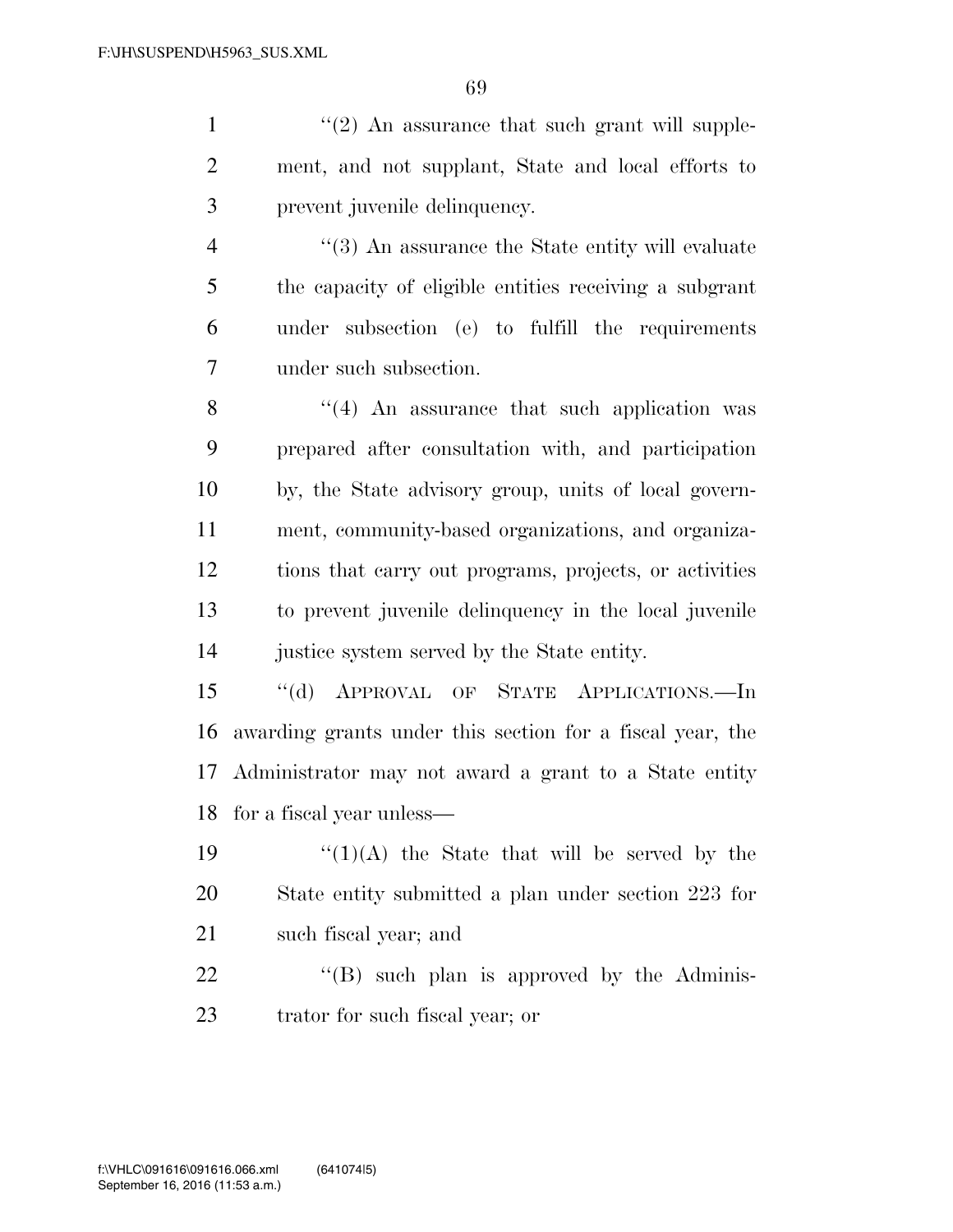''(2) An assurance that such grant will supplement, and not supplant, State and local efforts to prevent juvenile delinquency.

''(3) An assurance the State entity will evaluate the capacity of eligible entities receiving a subgrant under subsection (e) to fulfill the requirements under such subsection.

''(4) An assurance that such application was prepared after consultation with, and participation by, the State advisory group, units of local government, community-based organizations, and organizations that carry out programs, projects, or activities to prevent juvenile delinquency in the local juvenile justice system served by the State entity.

''(d) APPROVAL OF STATE APPLICATIONS.—In awarding grants under this section for a fiscal year, the Administrator may not award a grant to a State entity for a fiscal year unless—

''(1)(A) the State that will be served by the State entity submitted a plan under section 223 for such fiscal year; and

''(B) such plan is approved by the Administrator for such fiscal year; or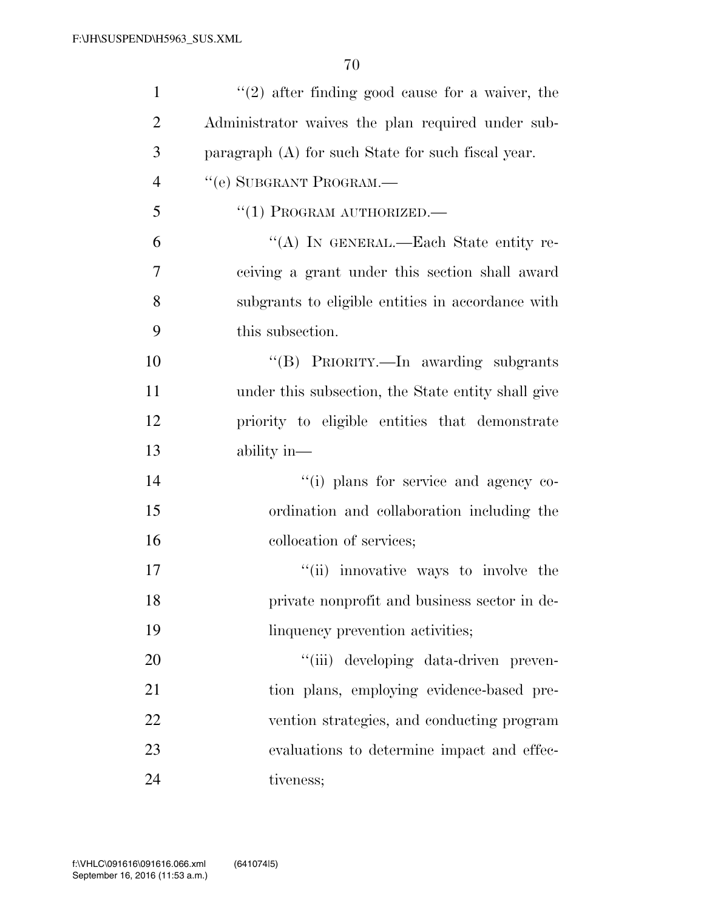"(2) after finding good cause for a waiver, the Administrator waives the plan required under subparagraph (A) for such State for such fiscal year.

"(e) SUBGRANT PROGRAM.—

"(1) PROGRAM AUTHORIZED.—

"(A) IN GENERAL.—Each State entity receiving a grant under this section shall award subgrants to eligible entities in accordance with this subsection.

"(B) PRIORITY.—In awarding subgrants under this subsection, the State entity shall give priority to eligible entities that demonstrate ability in—

"(i) plans for service and agency coordination and collaboration including the collocation of services;

"(ii) innovative ways to involve the private nonprofit and business sector in delinquency prevention activities;

"(iii) developing data-driven prevention plans, employing evidence-based prevention strategies, and conducting program evaluations to determine impact and effectiveness;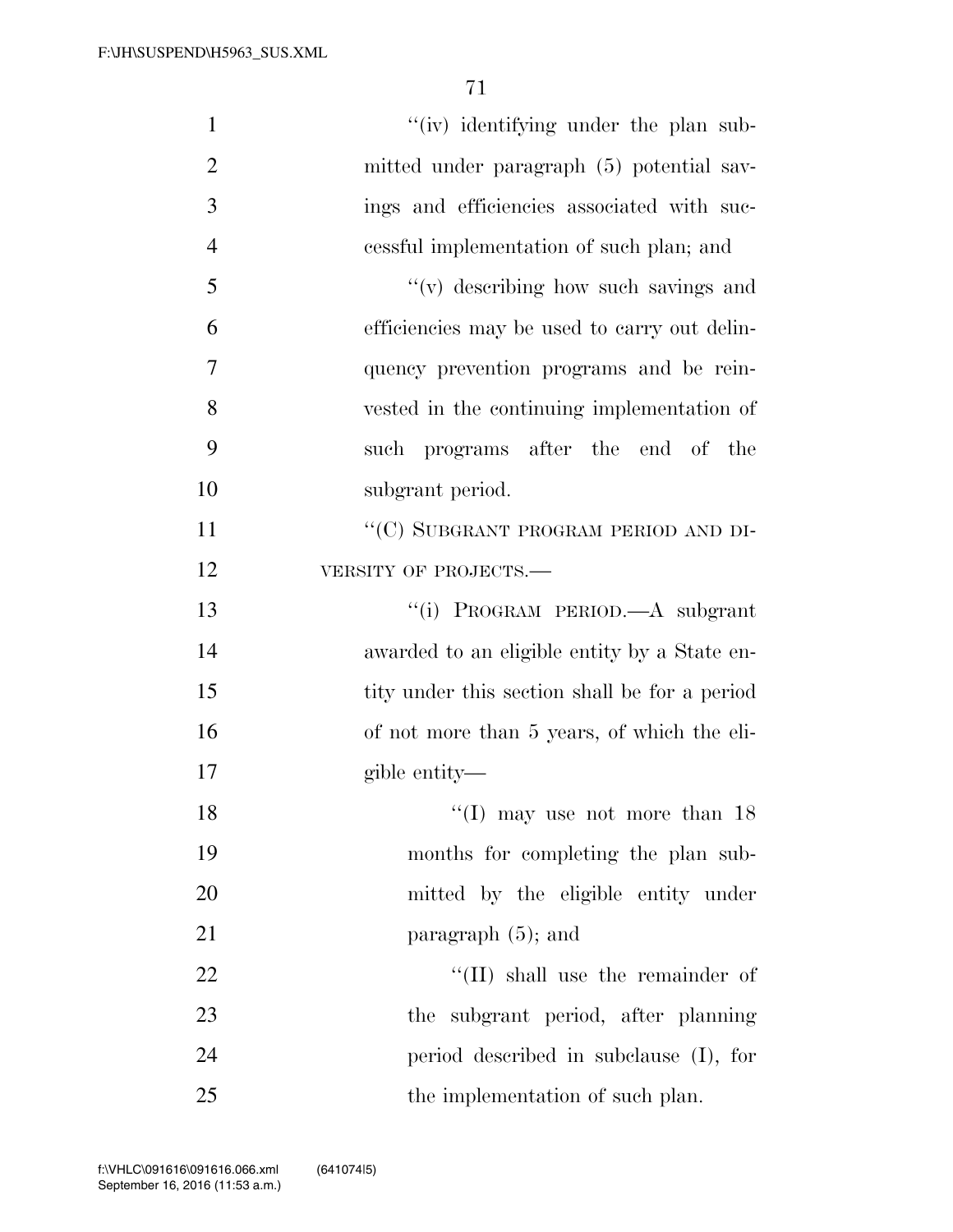"(iv) identifying under the plan submitted under paragraph (5) potential savings and efficiencies associated with successful implementation of such plan; and

"(v) describing how such savings and efficiencies may be used to carry out delinquency prevention programs and be reinvested in the continuing implementation of such programs after the end of the subgrant period.

"(C) SUBGRANT PROGRAM PERIOD AND DIVERSITY OF PROJECTS.—

"(i) PROGRAM PERIOD.—A subgrant awarded to an eligible entity by a State entity under this section shall be for a period of not more than 5 years, of which the eligible entity—

"(I) may use not more than 18 months for completing the plan submitted by the eligible entity under paragraph (5); and

"(II) shall use the remainder of the subgrant period, after planning period described in subclause (I), for the implementation of such plan.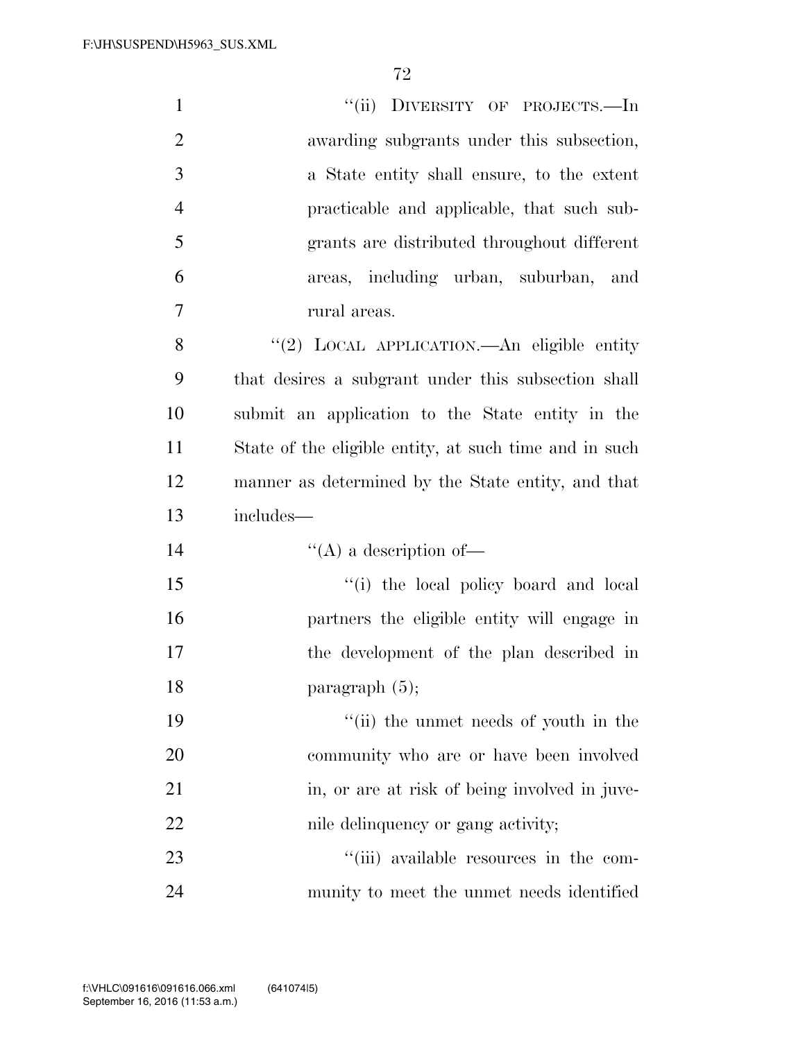"(ii) DIVERSITY OF PROJECTS.—In awarding subgrants under this subsection, a State entity shall ensure, to the extent practicable and applicable, that such subgrants are distributed throughout different areas, including urban, suburban, and rural areas.

"(2) LOCAL APPLICATION.—An eligible entity that desires a subgrant under this subsection shall submit an application to the State entity in the State of the eligible entity, at such time and in such manner as determined by the State entity, and that includes—

"(A) a description of—

"(i) the local policy board and local partners the eligible entity will engage in the development of the plan described in paragraph (5);

"(ii) the unmet needs of youth in the community who are or have been involved in, or are at risk of being involved in juvenile delinquency or gang activity;

"(iii) available resources in the community to meet the unmet needs identified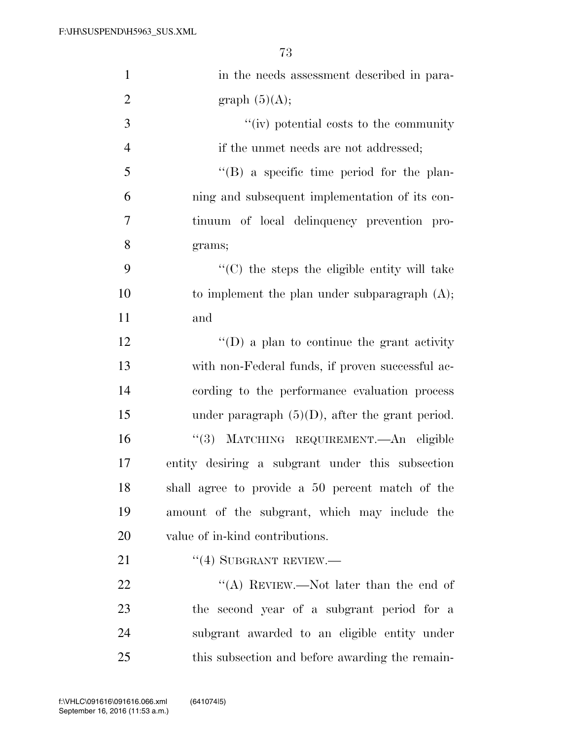in the needs assessment described in paragraph (5)(A);

''(iv) potential costs to the community if the unmet needs are not addressed;

''(B) a specific time period for the planning and subsequent implementation of its continuum of local delinquency prevention programs;

''(C) the steps the eligible entity will take to implement the plan under subparagraph (A); and

''(D) a plan to continue the grant activity with non-Federal funds, if proven successful according to the performance evaluation process under paragraph (5)(D), after the grant period.

''(3) MATCHING REQUIREMENT.—An eligible entity desiring a subgrant under this subsection shall agree to provide a 50 percent match of the amount of the subgrant, which may include the value of in-kind contributions.

''(4) SUBGRANT REVIEW.—

''(A) REVIEW.—Not later than the end of the second year of a subgrant period for a subgrant awarded to an eligible entity under this subsection and before awarding the remain-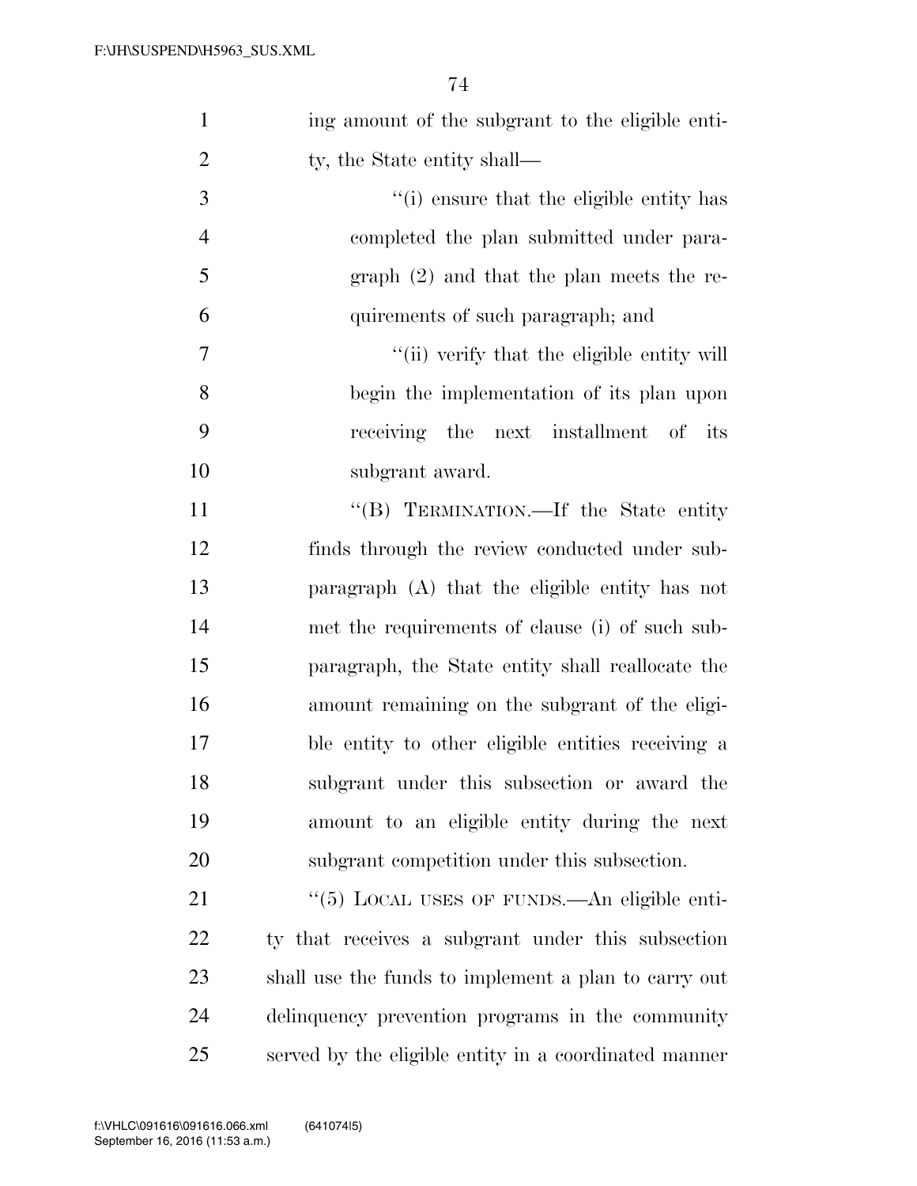ing amount of the subgrant to the eligible entity, the State entity shall—

''(i) ensure that the eligible entity has completed the plan submitted under paragraph (2) and that the plan meets the requirements of such paragraph; and

''(ii) verify that the eligible entity will begin the implementation of its plan upon receiving the next installment of its subgrant award.

''(B) TERMINATION.—If the State entity finds through the review conducted under subparagraph (A) that the eligible entity has not met the requirements of clause (i) of such subparagraph, the State entity shall reallocate the amount remaining on the subgrant of the eligible entity to other eligible entities receiving a subgrant under this subsection or award the amount to an eligible entity during the next subgrant competition under this subsection.

''(5) LOCAL USES OF FUNDS.—An eligible entity that receives a subgrant under this subsection shall use the funds to implement a plan to carry out delinquency prevention programs in the community served by the eligible entity in a coordinated manner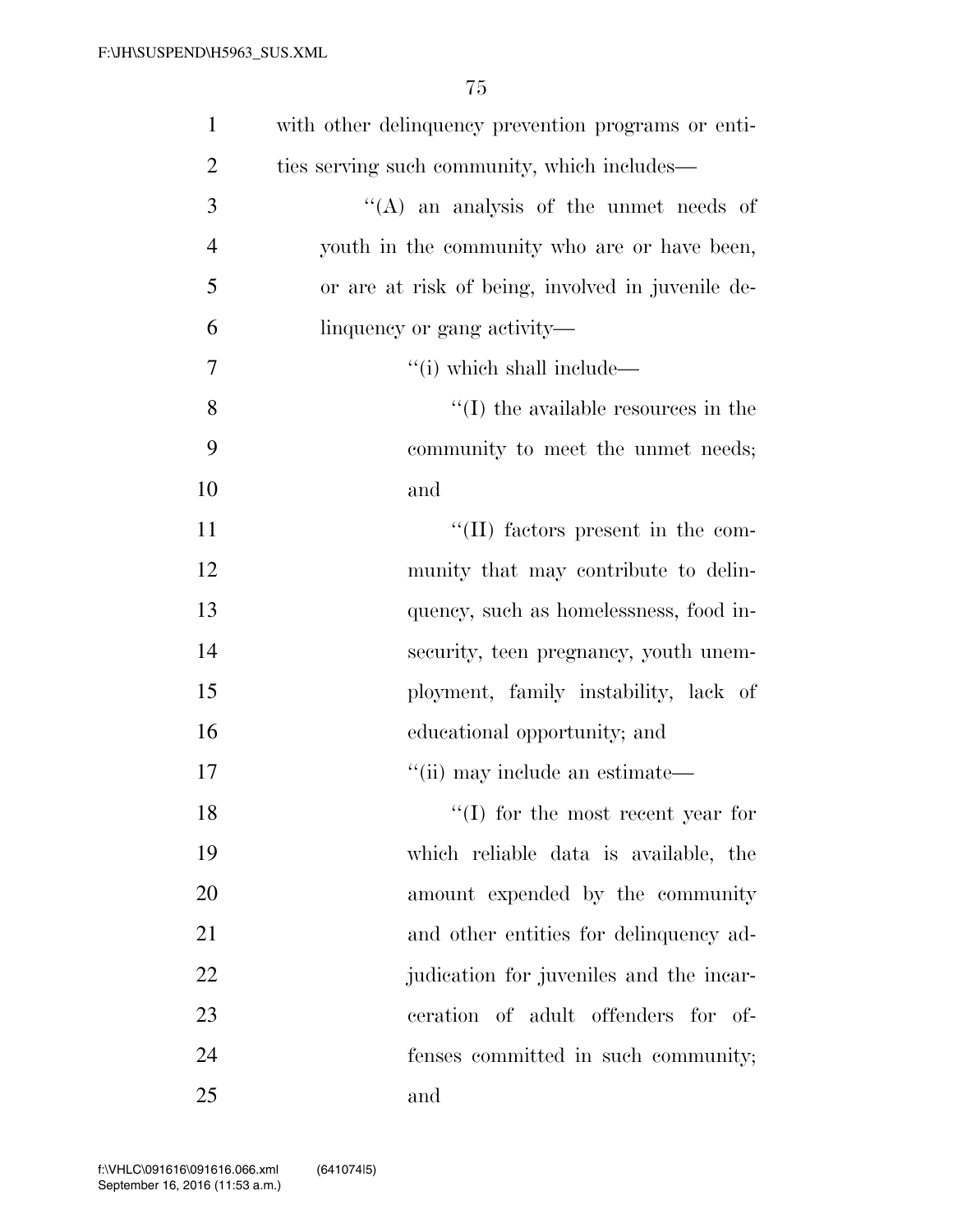with other delinquency prevention programs or entities serving such community, which includes—

"(A) an analysis of the unmet needs of youth in the community who are or have been, or are at risk of being, involved in juvenile delinquency or gang activity—

"(i) which shall include—

"(I) the available resources in the community to meet the unmet needs; and

"(II) factors present in the community that may contribute to delinquency, such as homelessness, food insecurity, teen pregnancy, youth unemployment, family instability, lack of educational opportunity; and

"(ii) may include an estimate—

"(I) for the most recent year for which reliable data is available, the amount expended by the community and other entities for delinquency adjudication for juveniles and the incarceration of adult offenders for offenses committed in such community; and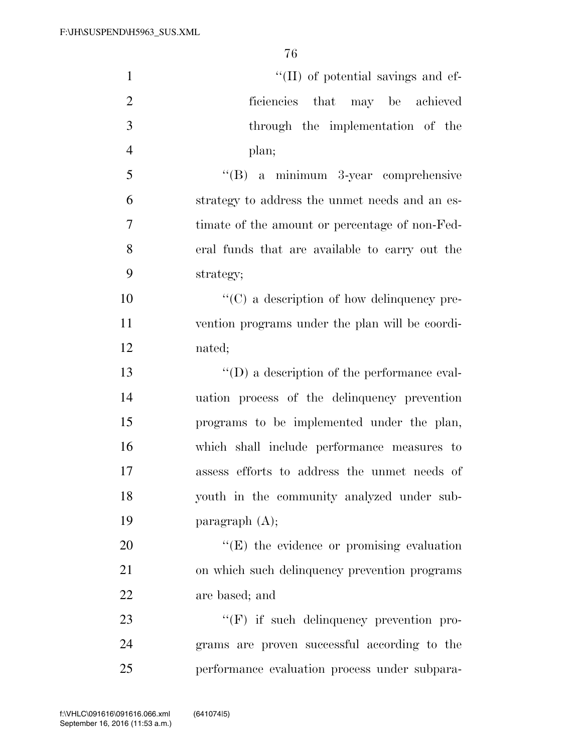''(II) of potential savings and efficiencies that may be achieved through the implementation of the plan;

''(B) a minimum 3-year comprehensive strategy to address the unmet needs and an estimate of the amount or percentage of non-Federal funds that are available to carry out the strategy;

''(C) a description of how delinquency prevention programs under the plan will be coordinated;

''(D) a description of the performance evaluation process of the delinquency prevention programs to be implemented under the plan, which shall include performance measures to assess efforts to address the unmet needs of youth in the community analyzed under subparagraph (A);

''(E) the evidence or promising evaluation on which such delinquency prevention programs are based; and

''(F) if such delinquency prevention programs are proven successful according to the performance evaluation process under subpara-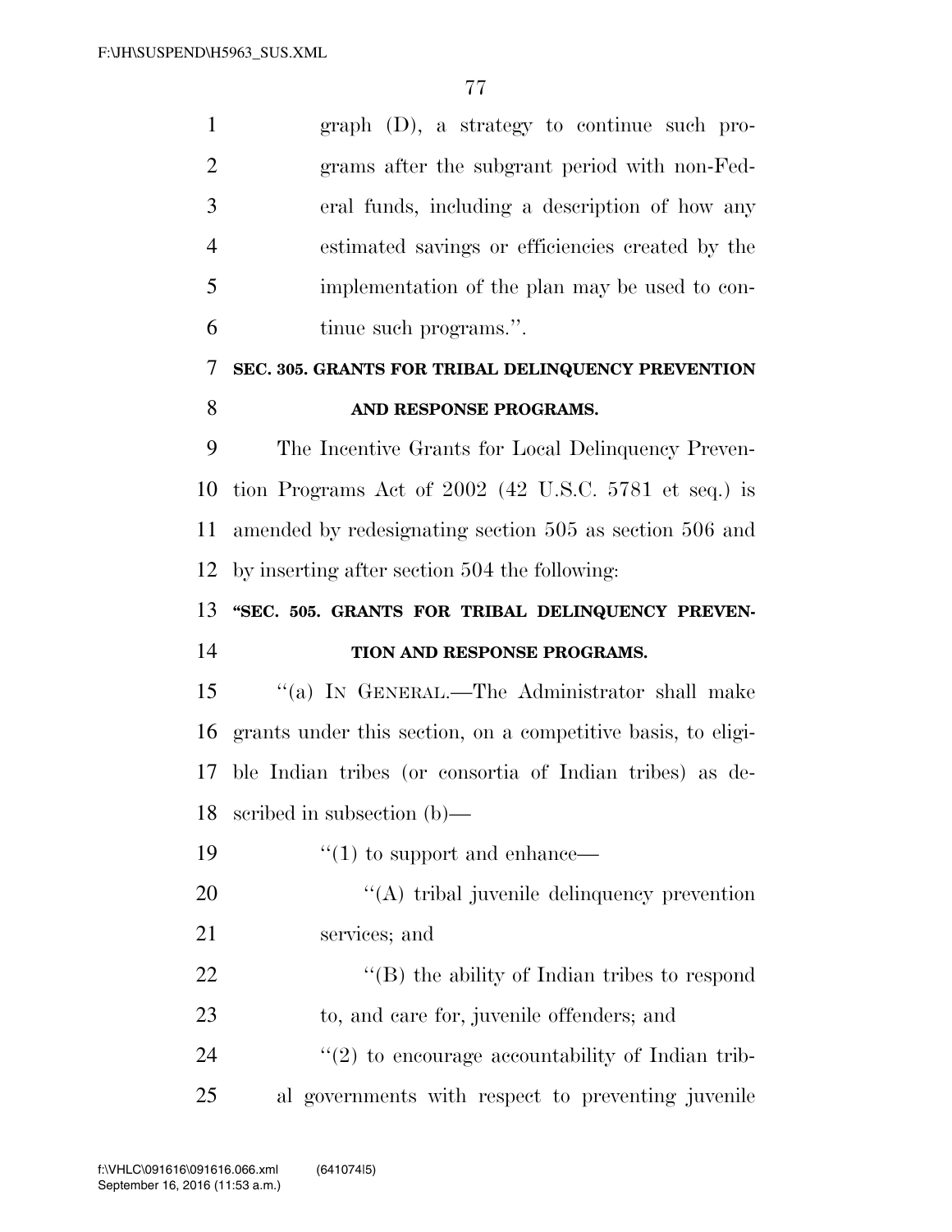graph (D), a strategy to continue such programs after the subgrant period with non-Federal funds, including a description of how any estimated savings or efficiencies created by the implementation of the plan may be used to continue such programs.''.

**SEC. 305. GRANTS FOR TRIBAL DELINQUENCY PREVENTION AND RESPONSE PROGRAMS.**

The Incentive Grants for Local Delinquency Prevention Programs Act of 2002 (42 U.S.C. 5781 et seq.) is amended by redesignating section 505 as section 506 and by inserting after section 504 the following:

**''SEC. 505. GRANTS FOR TRIBAL DELINQUENCY PREVENTION AND RESPONSE PROGRAMS.**

''(a) IN GENERAL.—The Administrator shall make grants under this section, on a competitive basis, to eligible Indian tribes (or consortia of Indian tribes) as described in subsection (b)—

''(1) to support and enhance—

''(A) tribal juvenile delinquency prevention services; and

''(B) the ability of Indian tribes to respond to, and care for, juvenile offenders; and

''(2) to encourage accountability of Indian tribal governments with respect to preventing juvenile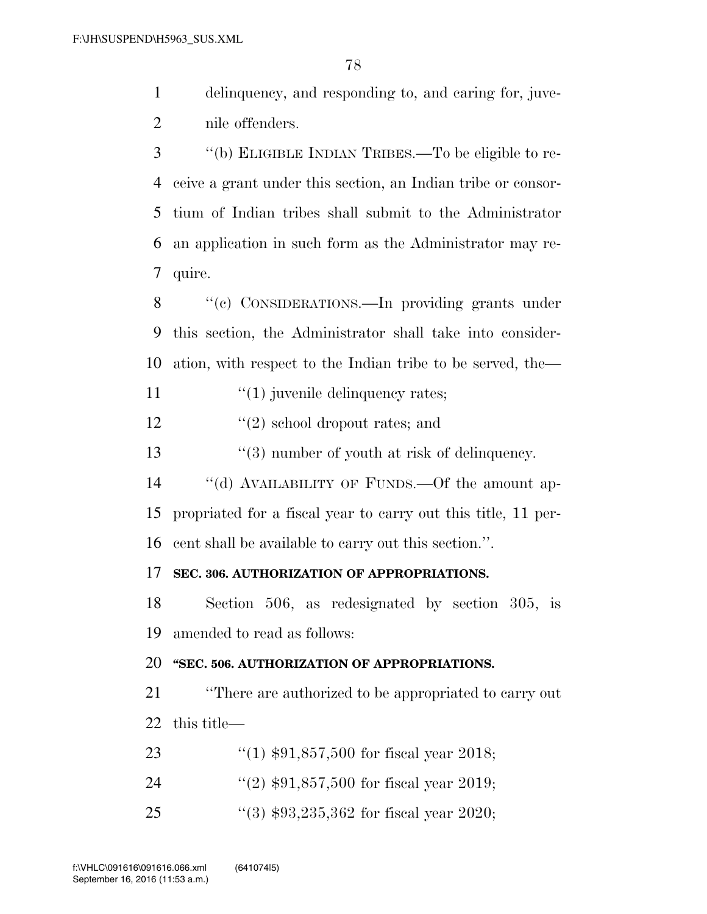delinquency, and responding to, and caring for, juvenile offenders.

''(b) ELIGIBLE INDIAN TRIBES.—To be eligible to receive a grant under this section, an Indian tribe or consortium of Indian tribes shall submit to the Administrator an application in such form as the Administrator may require.

''(c) CONSIDERATIONS.—In providing grants under this section, the Administrator shall take into consideration, with respect to the Indian tribe to be served, the—

''(1) juvenile delinquency rates;

''(2) school dropout rates; and

''(3) number of youth at risk of delinquency.

''(d) AVAILABILITY OF FUNDS.—Of the amount appropriated for a fiscal year to carry out this title, 11 percent shall be available to carry out this section.''.

**SEC. 306. AUTHORIZATION OF APPROPRIATIONS.**

Section 506, as redesignated by section 305, is amended to read as follows:

**''SEC. 506. AUTHORIZATION OF APPROPRIATIONS.**

''There are authorized to be appropriated to carry out this title—

''(1) $91,857,500 for fiscal year 2018;

''(2) $91,857,500 for fiscal year 2019;

''(3) $93,235,362 for fiscal year 2020;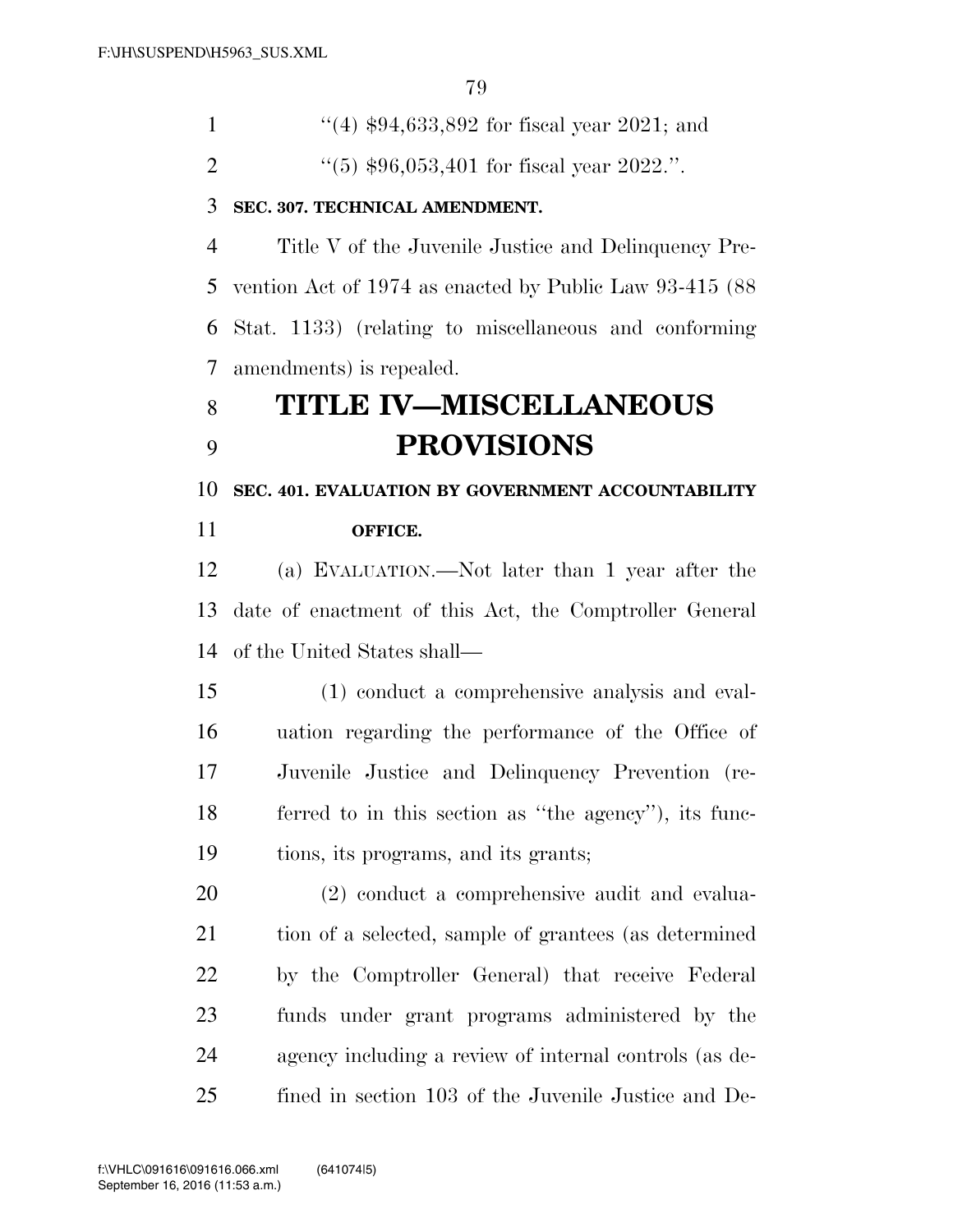''(4) $94,633,892 for fiscal year 2021; and

''(5) $96,053,401 for fiscal year 2022.''.

**SEC. 307. TECHNICAL AMENDMENT.**

Title V of the Juvenile Justice and Delinquency Prevention Act of 1974 as enacted by Public Law 93-415 (88 Stat. 1133) (relating to miscellaneous and conforming amendments) is repealed.

# TITLE IV—MISCELLANEOUS PROVISIONS

**SEC. 401. EVALUATION BY GOVERNMENT ACCOUNTABILITY OFFICE.**

(a) EVALUATION.—Not later than 1 year after the date of enactment of this Act, the Comptroller General of the United States shall—

(1) conduct a comprehensive analysis and evaluation regarding the performance of the Office of Juvenile Justice and Delinquency Prevention (referred to in this section as ''the agency''), its functions, its programs, and its grants;

(2) conduct a comprehensive audit and evaluation of a selected, sample of grantees (as determined by the Comptroller General) that receive Federal funds under grant programs administered by the agency including a review of internal controls (as defined in section 103 of the Juvenile Justice and De-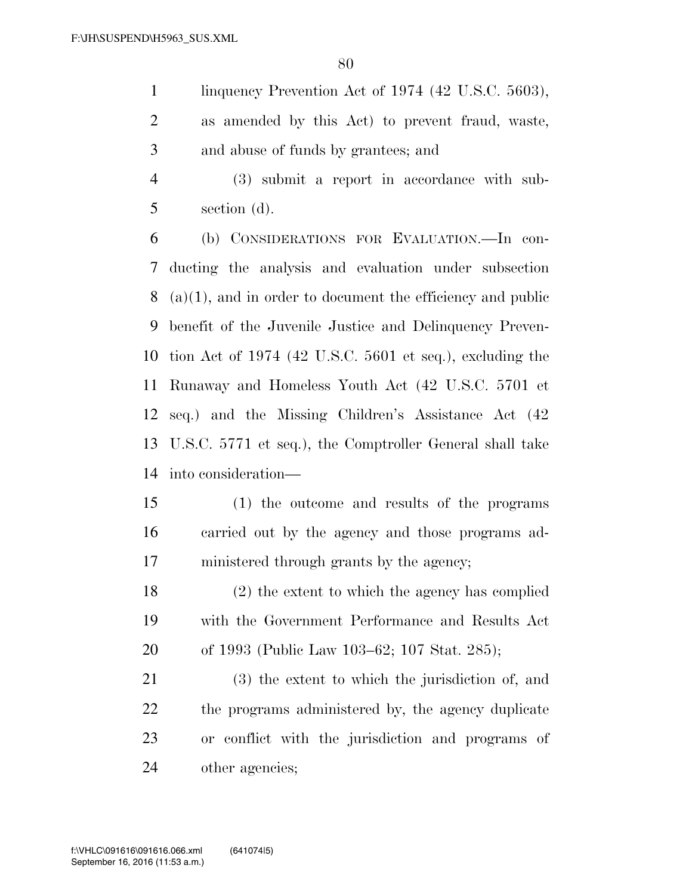linquency Prevention Act of 1974 (42 U.S.C. 5603), as amended by this Act) to prevent fraud, waste, and abuse of funds by grantees; and

(3) submit a report in accordance with subsection (d).

(b) CONSIDERATIONS FOR EVALUATION.—In conducting the analysis and evaluation under subsection (a)(1), and in order to document the efficiency and public benefit of the Juvenile Justice and Delinquency Prevention Act of 1974 (42 U.S.C. 5601 et seq.), excluding the Runaway and Homeless Youth Act (42 U.S.C. 5701 et seq.) and the Missing Children's Assistance Act (42 U.S.C. 5771 et seq.), the Comptroller General shall take into consideration—

(1) the outcome and results of the programs carried out by the agency and those programs administered through grants by the agency;

(2) the extent to which the agency has complied with the Government Performance and Results Act of 1993 (Public Law 103–62; 107 Stat. 285);

(3) the extent to which the jurisdiction of, and the programs administered by, the agency duplicate or conflict with the jurisdiction and programs of other agencies;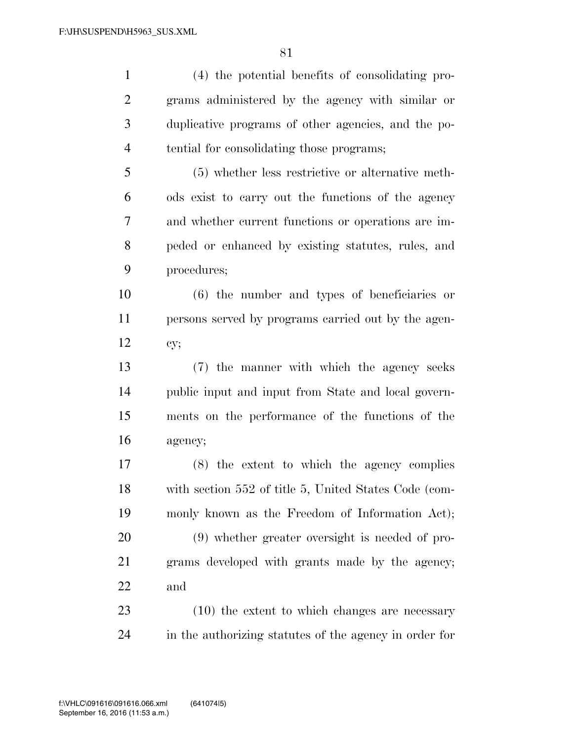(4) the potential benefits of consolidating programs administered by the agency with similar or duplicative programs of other agencies, and the potential for consolidating those programs;

(5) whether less restrictive or alternative methods exist to carry out the functions of the agency and whether current functions or operations are impeded or enhanced by existing statutes, rules, and procedures;

(6) the number and types of beneficiaries or persons served by programs carried out by the agency;

(7) the manner with which the agency seeks public input and input from State and local governments on the performance of the functions of the agency;

(8) the extent to which the agency complies with section 552 of title 5, United States Code (commonly known as the Freedom of Information Act);

(9) whether greater oversight is needed of programs developed with grants made by the agency; and

(10) the extent to which changes are necessary in the authorizing statutes of the agency in order for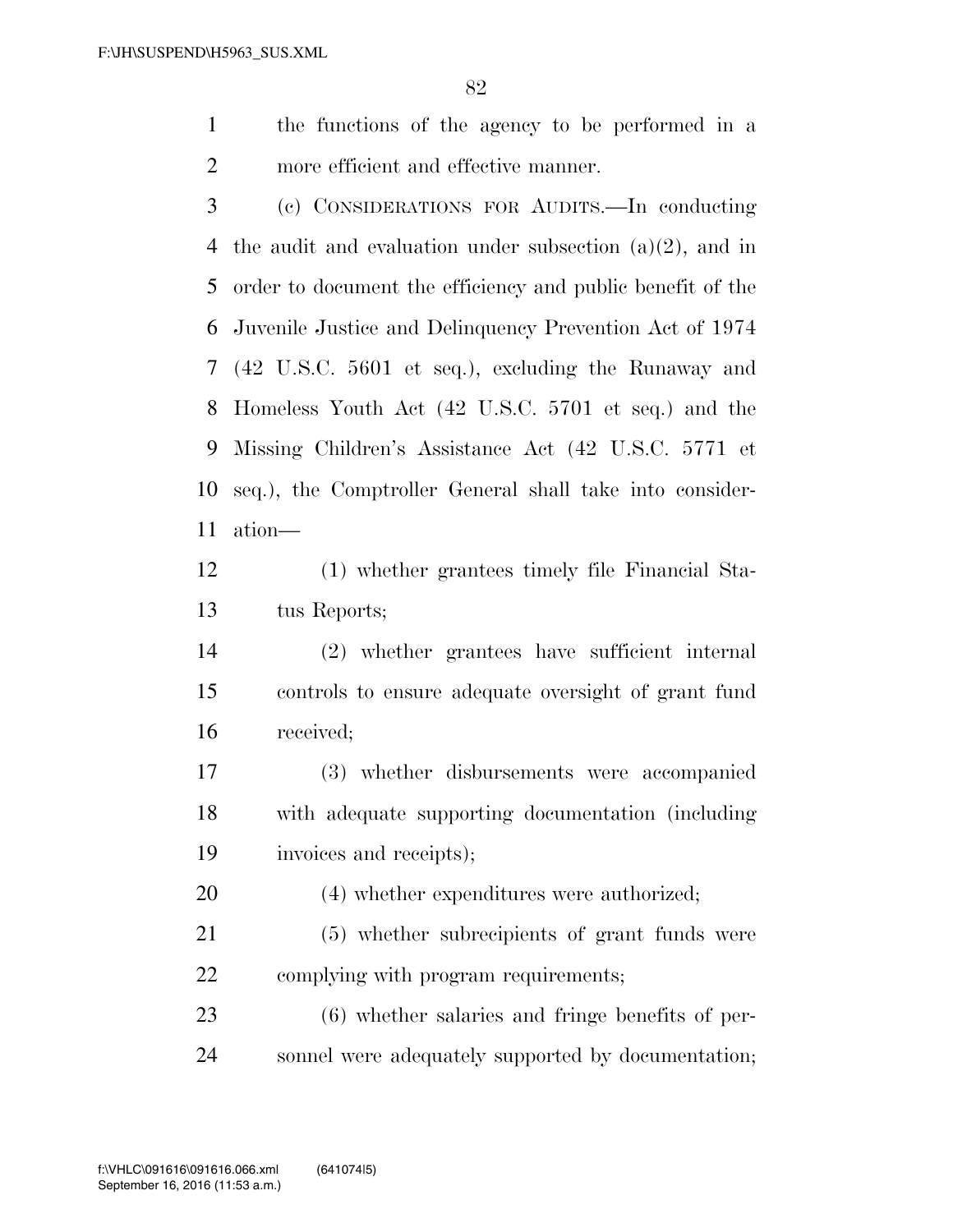the functions of the agency to be performed in a more efficient and effective manner.

(c) CONSIDERATIONS FOR AUDITS.—In conducting the audit and evaluation under subsection (a)(2), and in order to document the efficiency and public benefit of the Juvenile Justice and Delinquency Prevention Act of 1974 (42 U.S.C. 5601 et seq.), excluding the Runaway and Homeless Youth Act (42 U.S.C. 5701 et seq.) and the Missing Children's Assistance Act (42 U.S.C. 5771 et seq.), the Comptroller General shall take into consideration—

(1) whether grantees timely file Financial Status Reports;

(2) whether grantees have sufficient internal controls to ensure adequate oversight of grant fund received;

(3) whether disbursements were accompanied with adequate supporting documentation (including invoices and receipts);

(4) whether expenditures were authorized;

(5) whether subrecipients of grant funds were complying with program requirements;

(6) whether salaries and fringe benefits of personnel were adequately supported by documentation;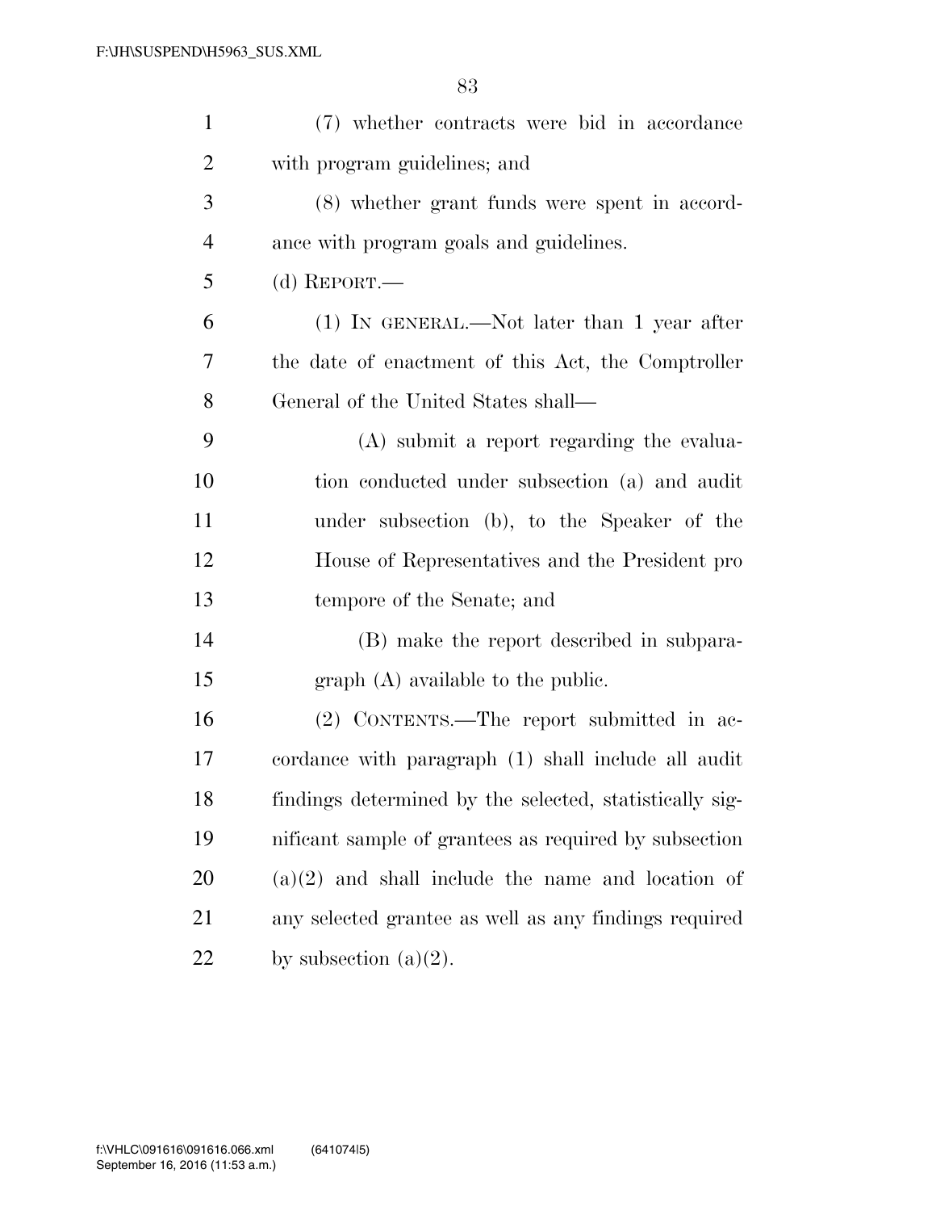(7) whether contracts were bid in accordance with program guidelines; and

(8) whether grant funds were spent in accordance with program goals and guidelines.

(d) REPORT.—

(1) IN GENERAL.—Not later than 1 year after the date of enactment of this Act, the Comptroller General of the United States shall—

(A) submit a report regarding the evaluation conducted under subsection (a) and audit under subsection (b), to the Speaker of the House of Representatives and the President pro tempore of the Senate; and

(B) make the report described in subparagraph (A) available to the public.

(2) CONTENTS.—The report submitted in accordance with paragraph (1) shall include all audit findings determined by the selected, statistically significant sample of grantees as required by subsection (a)(2) and shall include the name and location of any selected grantee as well as any findings required by subsection (a)(2).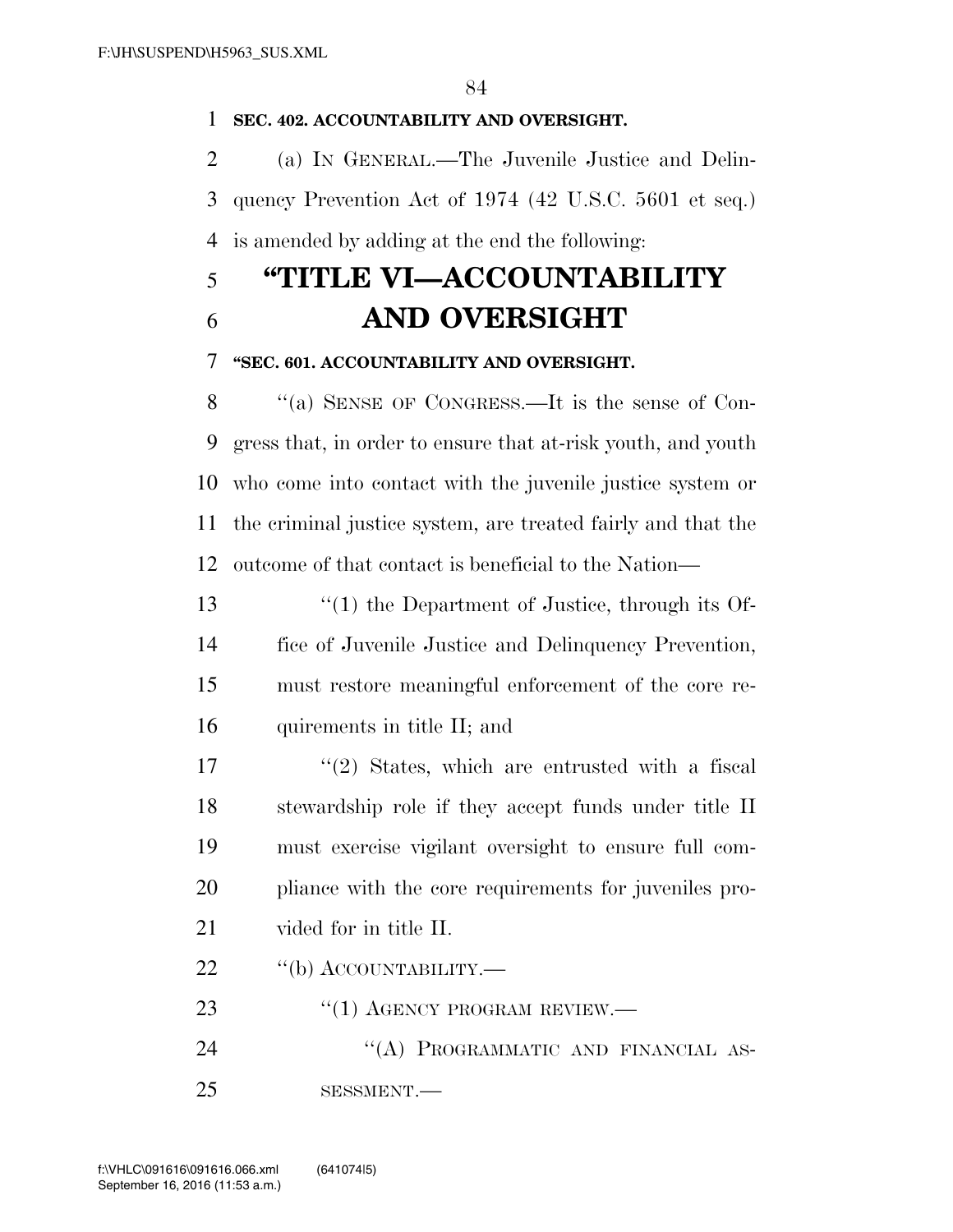**SEC. 402. ACCOUNTABILITY AND OVERSIGHT.**

(a) IN GENERAL.—The Juvenile Justice and Delinquency Prevention Act of 1974 (42 U.S.C. 5601 et seq.) is amended by adding at the end the following:

# "TITLE VI—ACCOUNTABILITY AND OVERSIGHT

**"SEC. 601. ACCOUNTABILITY AND OVERSIGHT.**

"(a) SENSE OF CONGRESS.—It is the sense of Congress that, in order to ensure that at-risk youth, and youth who come into contact with the juvenile justice system or the criminal justice system, are treated fairly and that the outcome of that contact is beneficial to the Nation—

"(1) the Department of Justice, through its Office of Juvenile Justice and Delinquency Prevention, must restore meaningful enforcement of the core requirements in title II; and

"(2) States, which are entrusted with a fiscal stewardship role if they accept funds under title II must exercise vigilant oversight to ensure full compliance with the core requirements for juveniles provided for in title II.

"(b) ACCOUNTABILITY.—

"(1) AGENCY PROGRAM REVIEW.—

"(A) PROGRAMMATIC AND FINANCIAL ASSESSMENT.—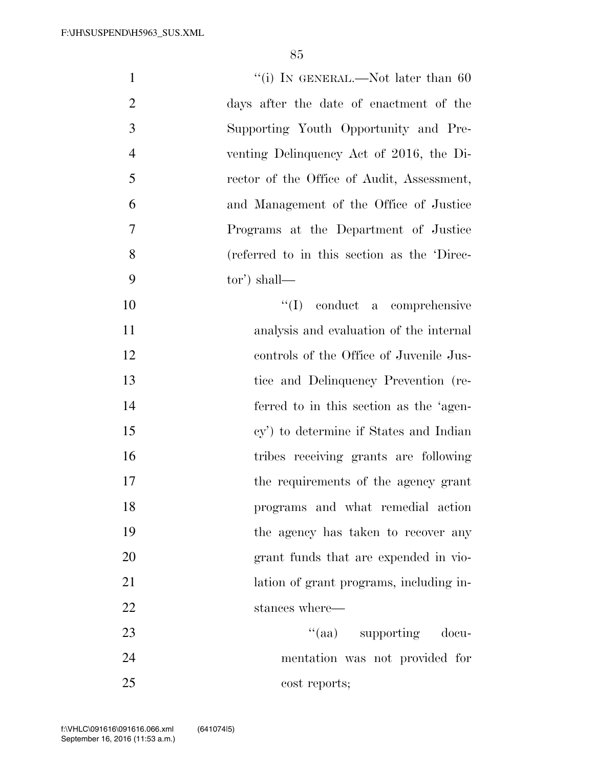"(i) IN GENERAL.—Not later than 60 days after the date of enactment of the Supporting Youth Opportunity and Preventing Delinquency Act of 2016, the Director of the Office of Audit, Assessment, and Management of the Office of Justice Programs at the Department of Justice (referred to in this section as the 'Director') shall—

"(I) conduct a comprehensive analysis and evaluation of the internal controls of the Office of Juvenile Justice and Delinquency Prevention (referred to in this section as the 'agency') to determine if States and Indian tribes receiving grants are following the requirements of the agency grant programs and what remedial action the agency has taken to recover any grant funds that are expended in violation of grant programs, including instances where—

"(aa) supporting documentation was not provided for cost reports;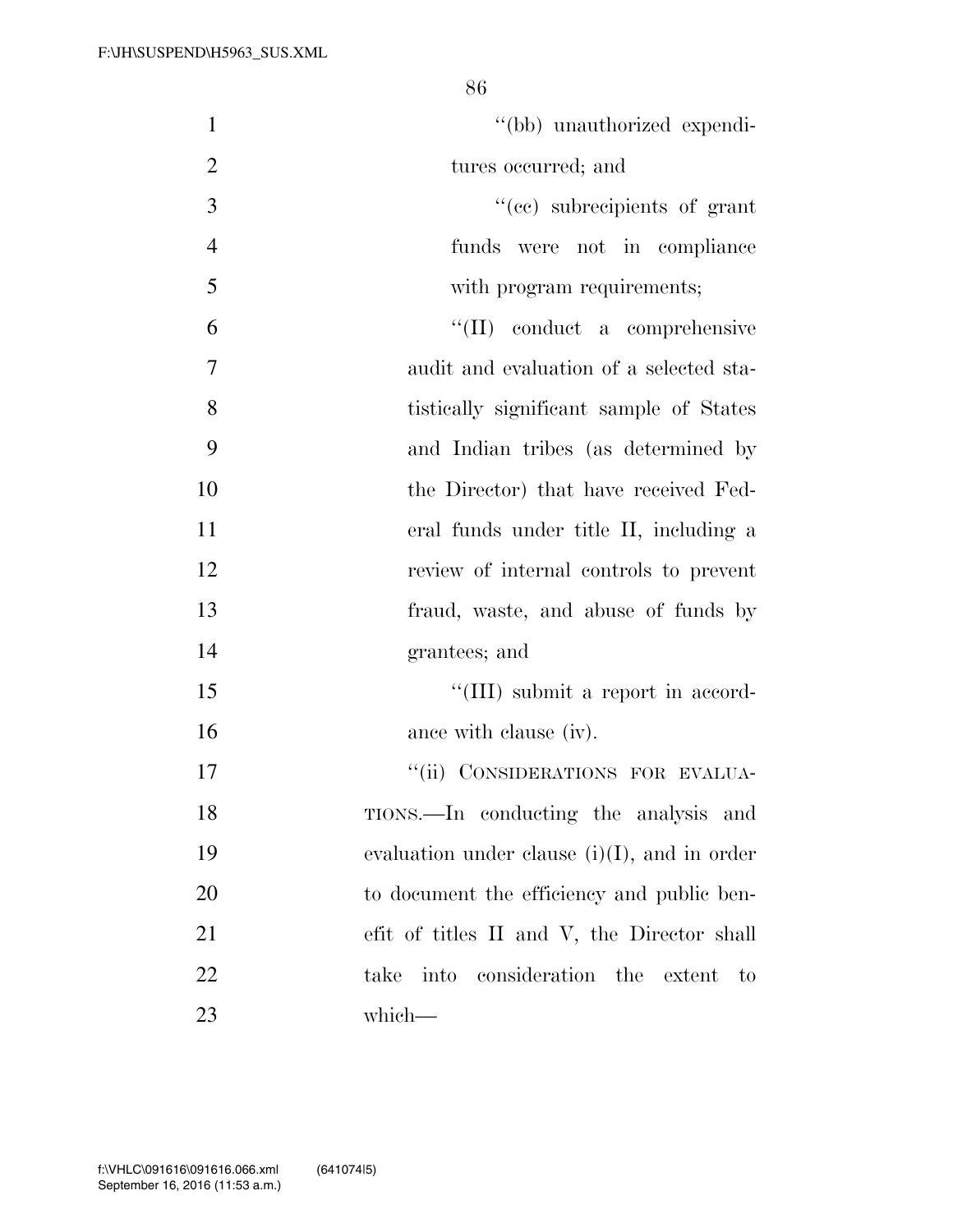''(bb) unauthorized expenditures occurred; and

''(cc) subrecipients of grant funds were not in compliance with program requirements;

''(II) conduct a comprehensive audit and evaluation of a selected statistically significant sample of States and Indian tribes (as determined by the Director) that have received Federal funds under title II, including a review of internal controls to prevent fraud, waste, and abuse of funds by grantees; and

''(III) submit a report in accordance with clause (iv).

''(ii) CONSIDERATIONS FOR EVALUATIONS.—In conducting the analysis and evaluation under clause (i)(I), and in order to document the efficiency and public benefit of titles II and V, the Director shall take into consideration the extent to which—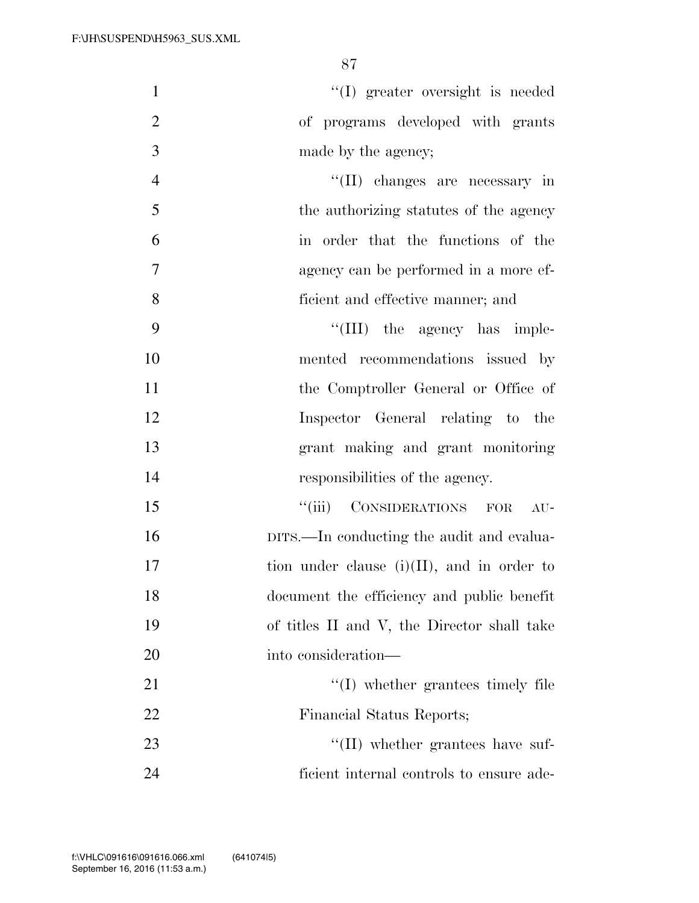"(I) greater oversight is needed of programs developed with grants made by the agency;

"(II) changes are necessary in the authorizing statutes of the agency in order that the functions of the agency can be performed in a more efficient and effective manner; and

"(III) the agency has implemented recommendations issued by the Comptroller General or Office of Inspector General relating to the grant making and grant monitoring responsibilities of the agency.

"(iii) CONSIDERATIONS FOR AUDITS.—In conducting the audit and evaluation under clause (i)(II), and in order to document the efficiency and public benefit of titles II and V, the Director shall take into consideration—

"(I) whether grantees timely file Financial Status Reports;

"(II) whether grantees have sufficient internal controls to ensure ade-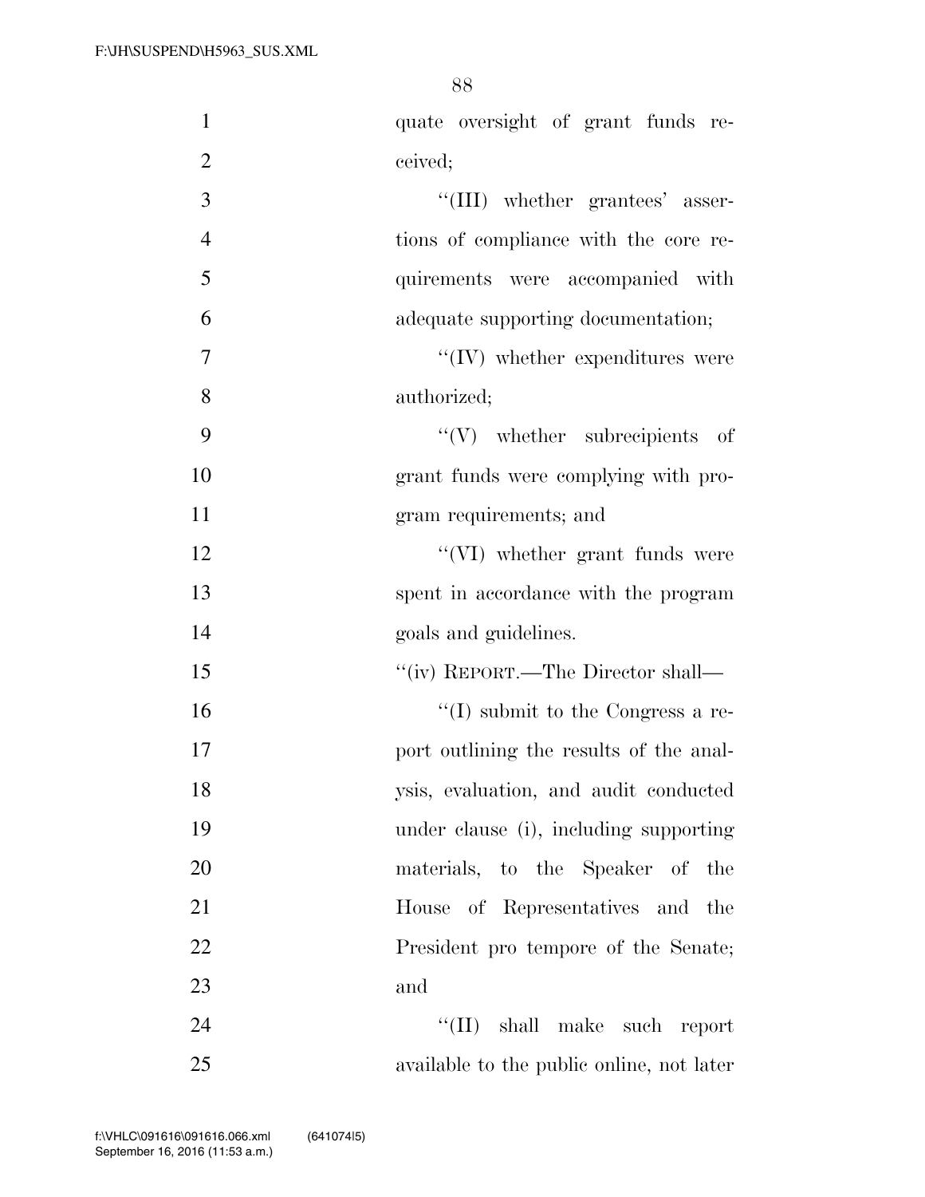quate oversight of grant funds received;

''(III) whether grantees' assertions of compliance with the core requirements were accompanied with adequate supporting documentation;

''(IV) whether expenditures were authorized;

''(V) whether subrecipients of grant funds were complying with program requirements; and

''(VI) whether grant funds were spent in accordance with the program goals and guidelines.

''(iv) REPORT.—The Director shall—

''(I) submit to the Congress a report outlining the results of the analysis, evaluation, and audit conducted under clause (i), including supporting materials, to the Speaker of the House of Representatives and the President pro tempore of the Senate; and

''(II) shall make such report available to the public online, not later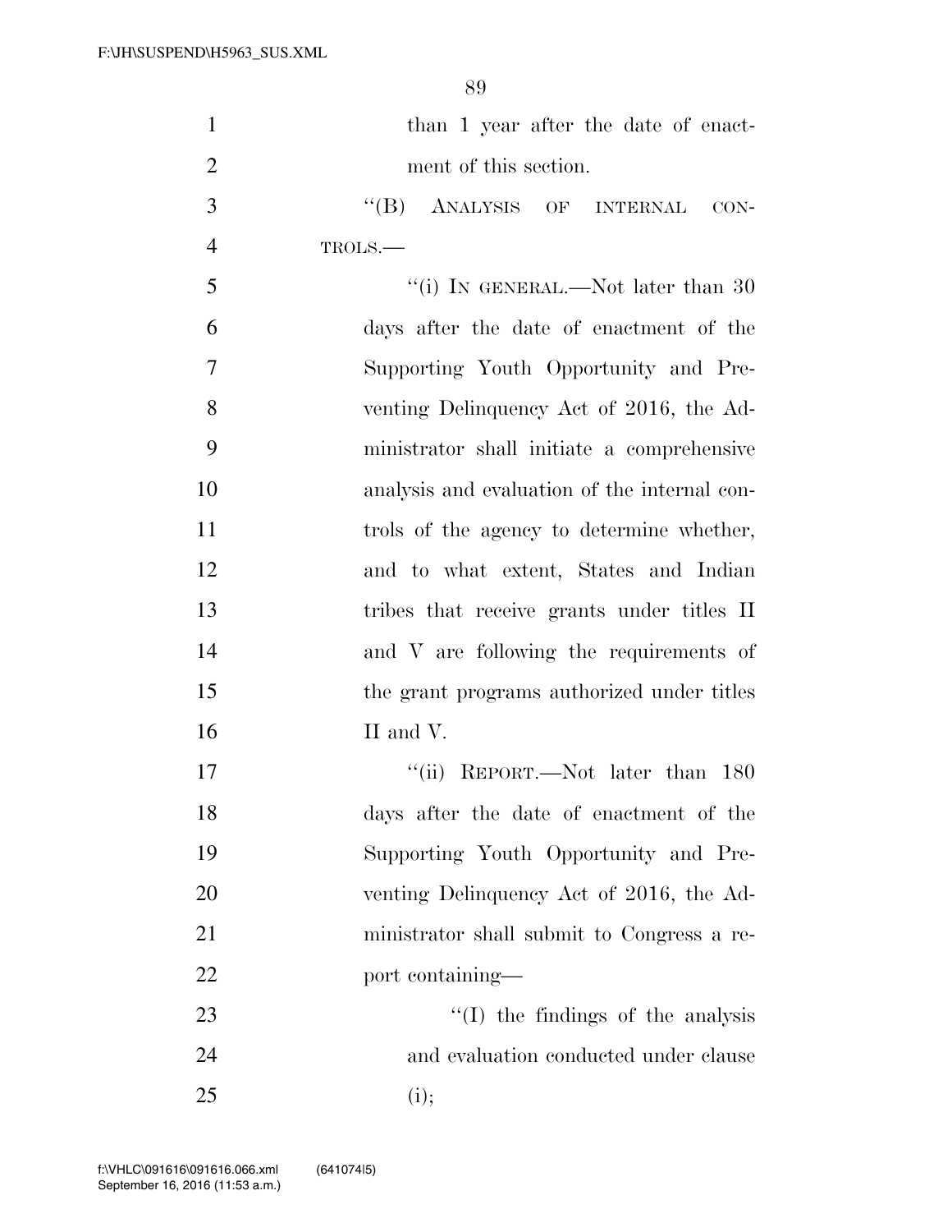than 1 year after the date of enactment of this section.

"(B) ANALYSIS OF INTERNAL CONTROLS.—

"(i) IN GENERAL.—Not later than 30 days after the date of enactment of the Supporting Youth Opportunity and Preventing Delinquency Act of 2016, the Administrator shall initiate a comprehensive analysis and evaluation of the internal controls of the agency to determine whether, and to what extent, States and Indian tribes that receive grants under titles II and V are following the requirements of the grant programs authorized under titles II and V.

"(ii) REPORT.—Not later than 180 days after the date of enactment of the Supporting Youth Opportunity and Preventing Delinquency Act of 2016, the Administrator shall submit to Congress a report containing—

"(I) the findings of the analysis and evaluation conducted under clause (i);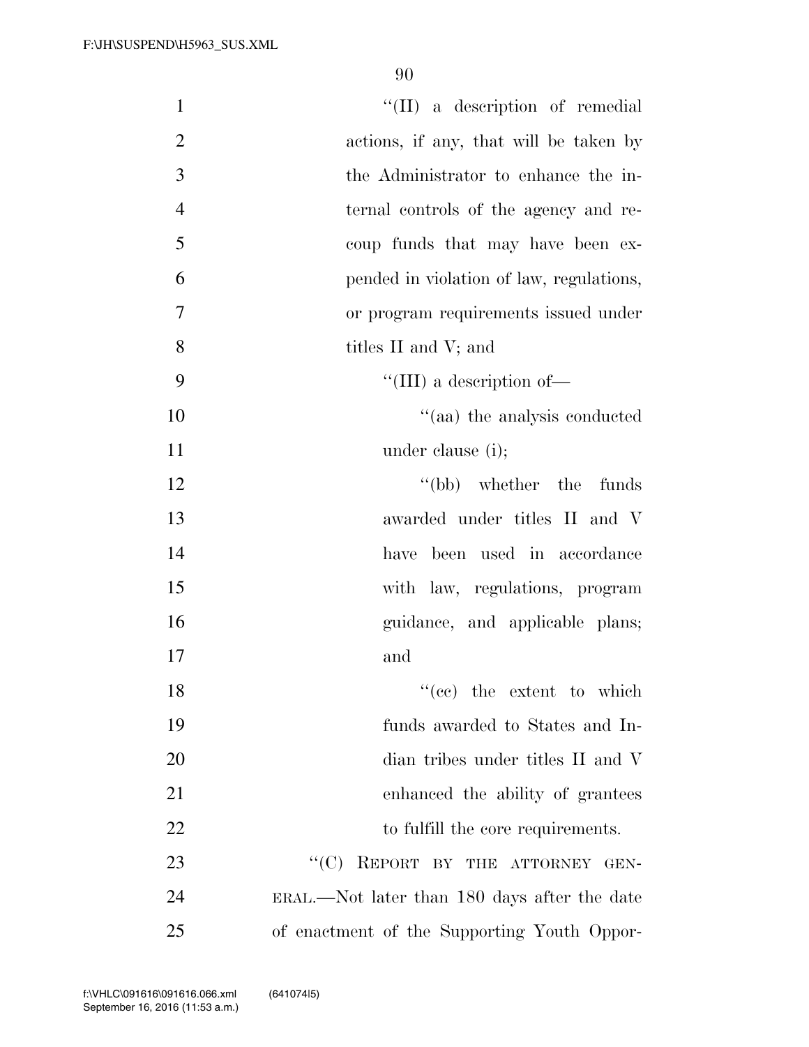"(II) a description of remedial actions, if any, that will be taken by the Administrator to enhance the internal controls of the agency and recoup funds that may have been expended in violation of law, regulations, or program requirements issued under titles II and V; and

"(III) a description of—

"(aa) the analysis conducted under clause (i);

"(bb) whether the funds awarded under titles II and V have been used in accordance with law, regulations, program guidance, and applicable plans; and

"(cc) the extent to which funds awarded to States and Indian tribes under titles II and V enhanced the ability of grantees to fulfill the core requirements.

"(C) REPORT BY THE ATTORNEY GENERAL.—Not later than 180 days after the date of enactment of the Supporting Youth Oppor-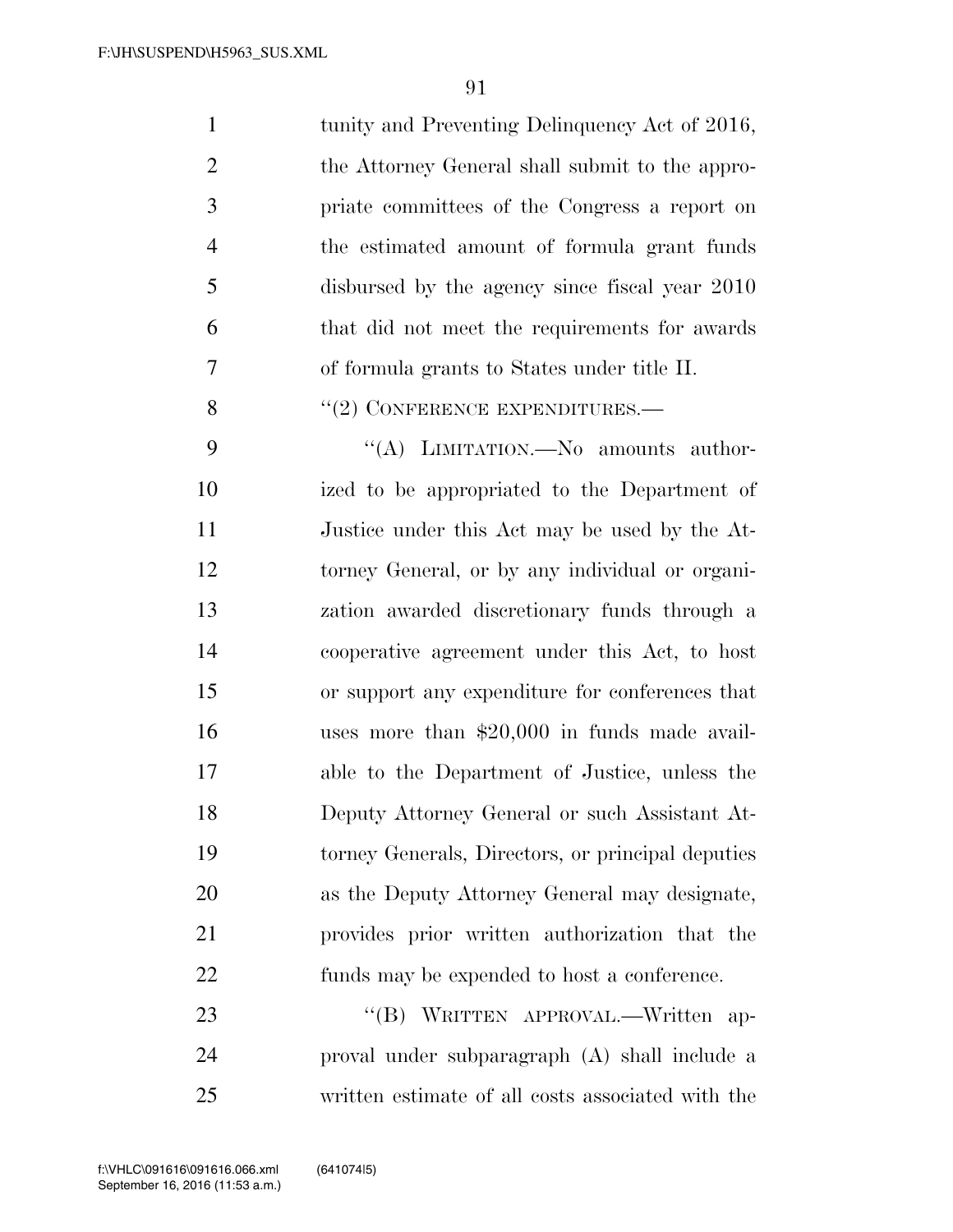tunity and Preventing Delinquency Act of 2016, the Attorney General shall submit to the appropriate committees of the Congress a report on the estimated amount of formula grant funds disbursed by the agency since fiscal year 2010 that did not meet the requirements for awards of formula grants to States under title II.

''(2) CONFERENCE EXPENDITURES.—

''(A) LIMITATION.—No amounts authorized to be appropriated to the Department of Justice under this Act may be used by the Attorney General, or by any individual or organization awarded discretionary funds through a cooperative agreement under this Act, to host or support any expenditure for conferences that uses more than $20,000 in funds made available to the Department of Justice, unless the Deputy Attorney General or such Assistant Attorney Generals, Directors, or principal deputies as the Deputy Attorney General may designate, provides prior written authorization that the funds may be expended to host a conference.

''(B) WRITTEN APPROVAL.—Written approval under subparagraph (A) shall include a written estimate of all costs associated with the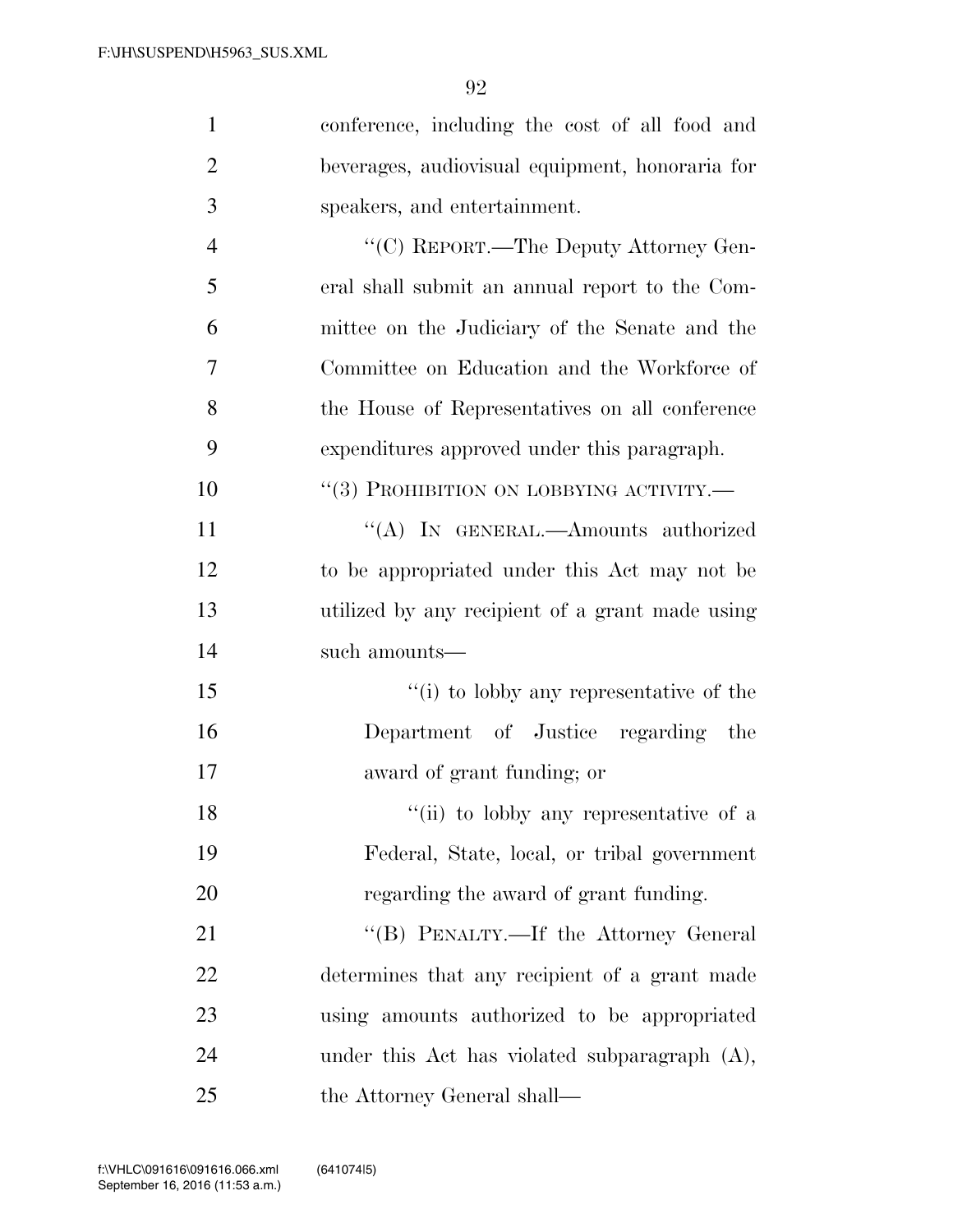conference, including the cost of all food and beverages, audiovisual equipment, honoraria for speakers, and entertainment.

"(C) REPORT.—The Deputy Attorney General shall submit an annual report to the Committee on the Judiciary of the Senate and the Committee on Education and the Workforce of the House of Representatives on all conference expenditures approved under this paragraph.

"(3) PROHIBITION ON LOBBYING ACTIVITY.—

"(A) IN GENERAL.—Amounts authorized to be appropriated under this Act may not be utilized by any recipient of a grant made using such amounts—

"(i) to lobby any representative of the Department of Justice regarding the award of grant funding; or

"(ii) to lobby any representative of a Federal, State, local, or tribal government regarding the award of grant funding.

"(B) PENALTY.—If the Attorney General determines that any recipient of a grant made using amounts authorized to be appropriated under this Act has violated subparagraph (A), the Attorney General shall—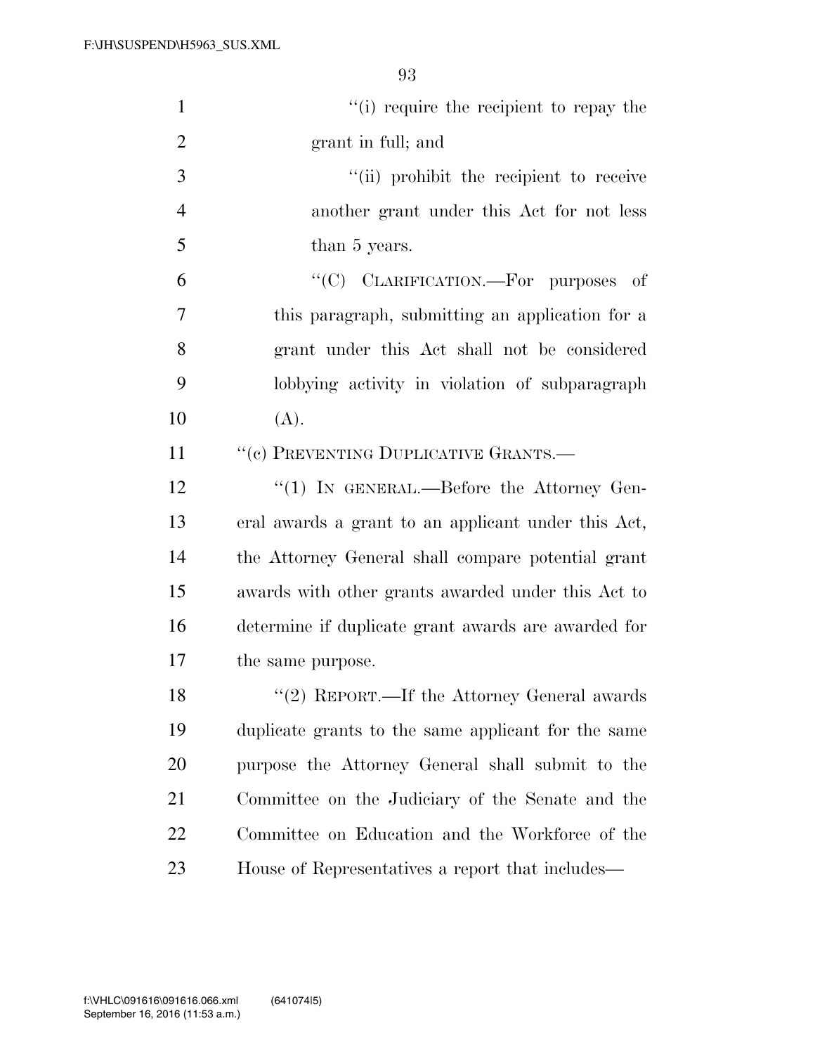''(i) require the recipient to repay the grant in full; and

''(ii) prohibit the recipient to receive another grant under this Act for not less than 5 years.

''(C) CLARIFICATION.—For purposes of this paragraph, submitting an application for a grant under this Act shall not be considered lobbying activity in violation of subparagraph (A).

''(c) PREVENTING DUPLICATIVE GRANTS.—

''(1) IN GENERAL.—Before the Attorney General awards a grant to an applicant under this Act, the Attorney General shall compare potential grant awards with other grants awarded under this Act to determine if duplicate grant awards are awarded for the same purpose.

''(2) REPORT.—If the Attorney General awards duplicate grants to the same applicant for the same purpose the Attorney General shall submit to the Committee on the Judiciary of the Senate and the Committee on Education and the Workforce of the House of Representatives a report that includes—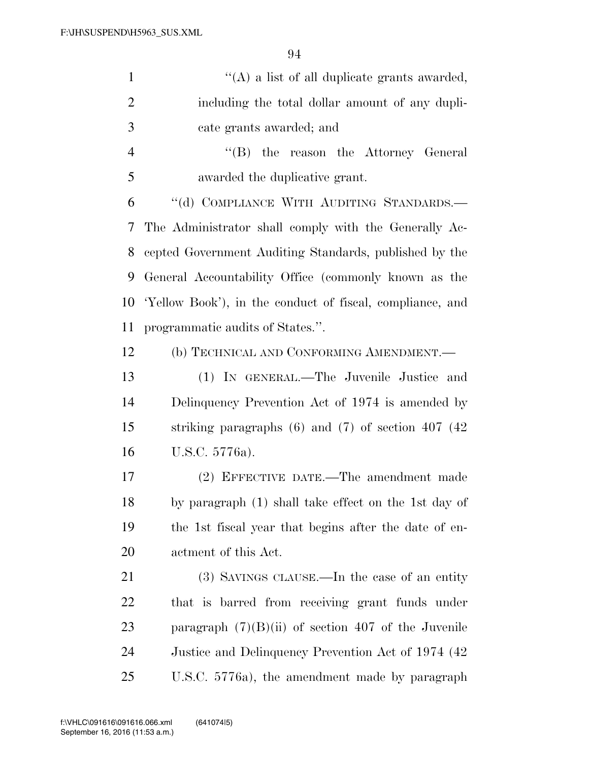"(A) a list of all duplicate grants awarded, including the total dollar amount of any duplicate grants awarded; and

"(B) the reason the Attorney General awarded the duplicative grant.

"(d) COMPLIANCE WITH AUDITING STANDARDS.—The Administrator shall comply with the Generally Accepted Government Auditing Standards, published by the General Accountability Office (commonly known as the 'Yellow Book'), in the conduct of fiscal, compliance, and programmatic audits of States.".

(b) TECHNICAL AND CONFORMING AMENDMENT.—

(1) IN GENERAL.—The Juvenile Justice and Delinquency Prevention Act of 1974 is amended by striking paragraphs (6) and (7) of section 407 (42 U.S.C. 5776a).

(2) EFFECTIVE DATE.—The amendment made by paragraph (1) shall take effect on the 1st day of the 1st fiscal year that begins after the date of enactment of this Act.

(3) SAVINGS CLAUSE.—In the case of an entity that is barred from receiving grant funds under paragraph (7)(B)(ii) of section 407 of the Juvenile Justice and Delinquency Prevention Act of 1974 (42 U.S.C. 5776a), the amendment made by paragraph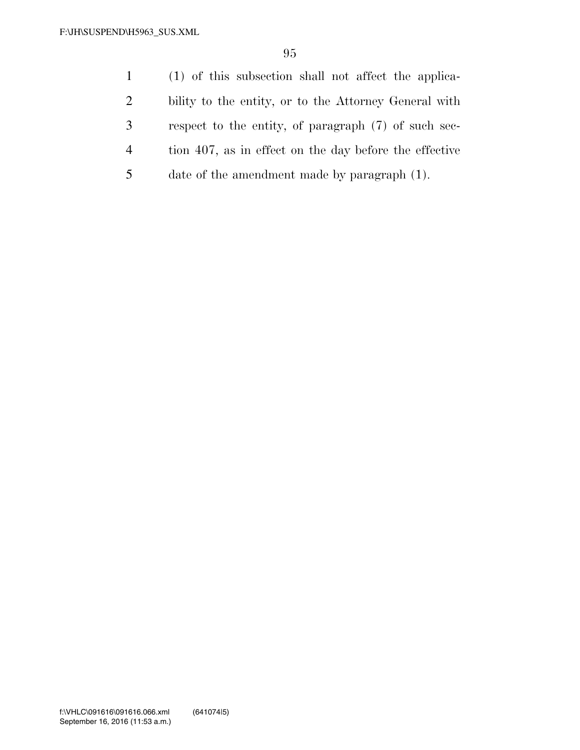(1) of this subsection shall not affect the applicability to the entity, or to the Attorney General with respect to the entity, of paragraph (7) of such section 407, as in effect on the day before the effective date of the amendment made by paragraph (1).